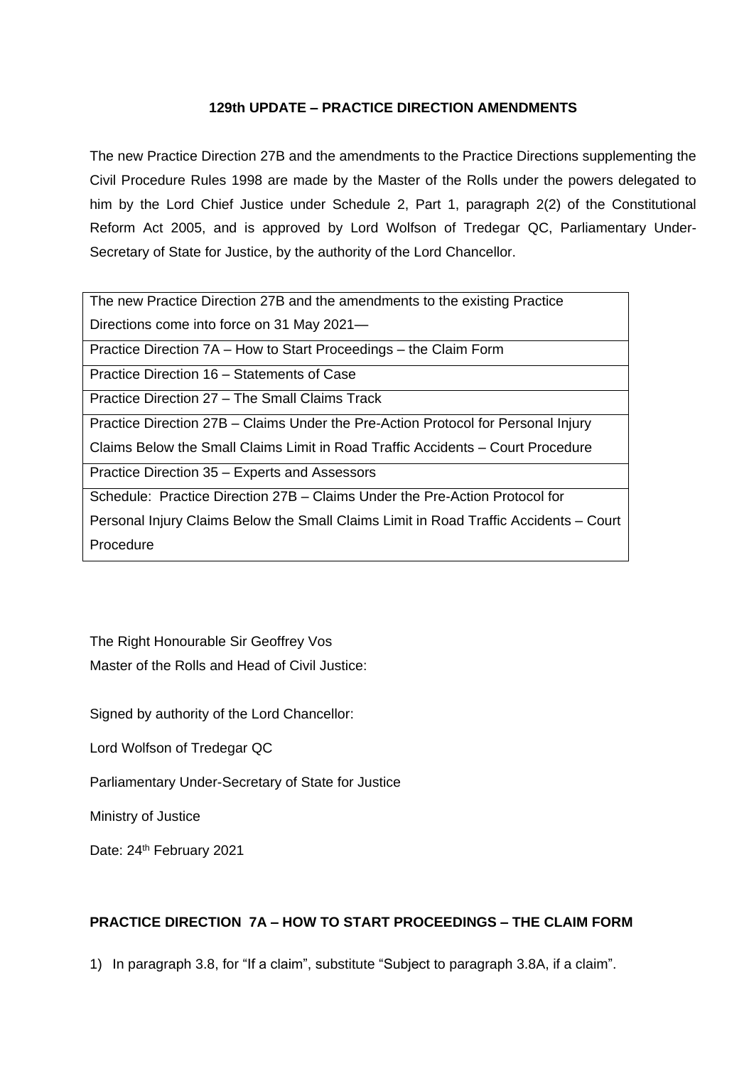**129th UPDATE – PRACTICE DIRECTION AMENDMENTS**

The new Practice Direction 27B and the amendments to the Practice Directions supplementing the Civil Procedure Rules 1998 are made by the Master of the Rolls under the powers delegated to him by the Lord Chief Justice under Schedule 2, Part 1, paragraph 2(2) of the Constitutional Reform Act 2005, and is approved by Lord Wolfson of Tredegar QC, Parliamentary Under-Secretary of State for Justice, by the authority of the Lord Chancellor.

| The new Practice Direction 27B and the amendments to the existing Practice Directions come into force on 31 May 2021— |
|---|
| Practice Direction 7A – How to Start Proceedings – the Claim Form |
| Practice Direction 16 – Statements of Case |
| Practice Direction 27 – The Small Claims Track |
| Practice Direction 27B – Claims Under the Pre-Action Protocol for Personal Injury Claims Below the Small Claims Limit in Road Traffic Accidents – Court Procedure |
| Practice Direction 35 – Experts and Assessors |
| Schedule: Practice Direction 27B – Claims Under the Pre-Action Protocol for Personal Injury Claims Below the Small Claims Limit in Road Traffic Accidents – Court Procedure |

The Right Honourable Sir Geoffrey Vos
Master of the Rolls and Head of Civil Justice:

Signed by authority of the Lord Chancellor:

Lord Wolfson of Tredegar QC

Parliamentary Under-Secretary of State for Justice

Ministry of Justice

Date: 24th February 2021

## PRACTICE DIRECTION 7A – HOW TO START PROCEEDINGS – THE CLAIM FORM

1) In paragraph 3.8, for "If a claim", substitute "Subject to paragraph 3.8A, if a claim".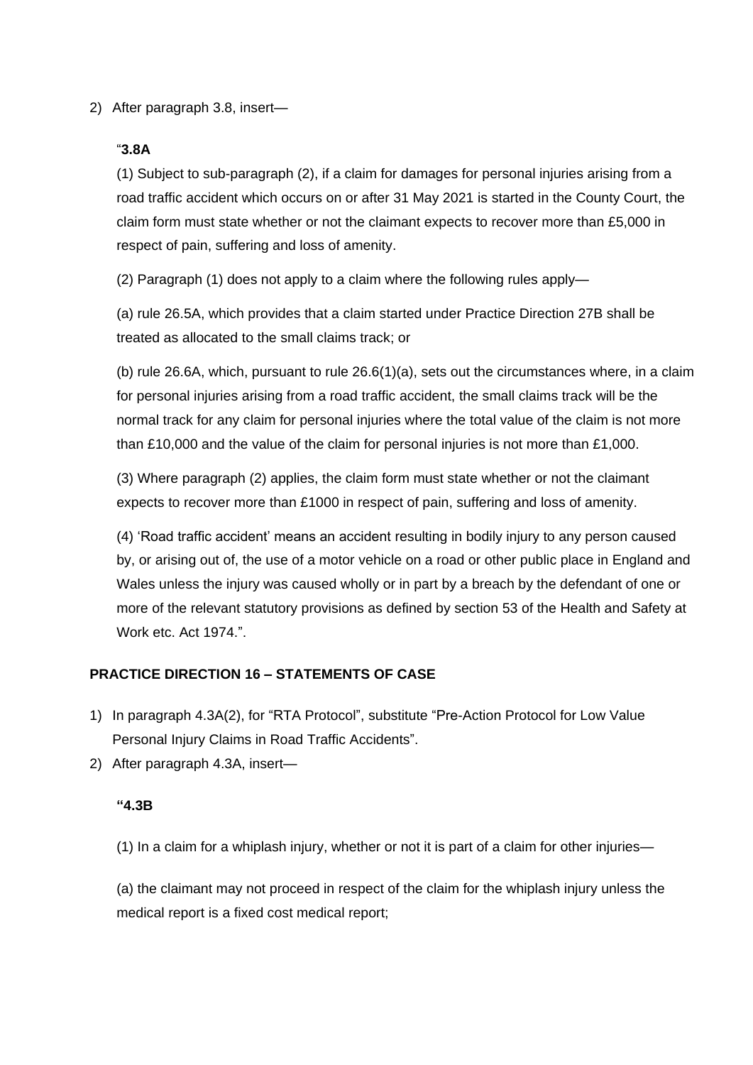2) After paragraph 3.8, insert—

"**3.8A**

(1) Subject to sub-paragraph (2), if a claim for damages for personal injuries arising from a road traffic accident which occurs on or after 31 May 2021 is started in the County Court, the claim form must state whether or not the claimant expects to recover more than £5,000 in respect of pain, suffering and loss of amenity.

(2) Paragraph (1) does not apply to a claim where the following rules apply—

(a) rule 26.5A, which provides that a claim started under Practice Direction 27B shall be treated as allocated to the small claims track; or

(b) rule 26.6A, which, pursuant to rule 26.6(1)(a), sets out the circumstances where, in a claim for personal injuries arising from a road traffic accident, the small claims track will be the normal track for any claim for personal injuries where the total value of the claim is not more than £10,000 and the value of the claim for personal injuries is not more than £1,000.

(3) Where paragraph (2) applies, the claim form must state whether or not the claimant expects to recover more than £1000 in respect of pain, suffering and loss of amenity.

(4) 'Road traffic accident' means an accident resulting in bodily injury to any person caused by, or arising out of, the use of a motor vehicle on a road or other public place in England and Wales unless the injury was caused wholly or in part by a breach by the defendant of one or more of the relevant statutory provisions as defined by section 53 of the Health and Safety at Work etc. Act 1974.".

**PRACTICE DIRECTION 16 – STATEMENTS OF CASE**

1) In paragraph 4.3A(2), for "RTA Protocol", substitute "Pre-Action Protocol for Low Value Personal Injury Claims in Road Traffic Accidents".
2) After paragraph 4.3A, insert—

**"4.3B**

(1) In a claim for a whiplash injury, whether or not it is part of a claim for other injuries—

(a) the claimant may not proceed in respect of the claim for the whiplash injury unless the medical report is a fixed cost medical report;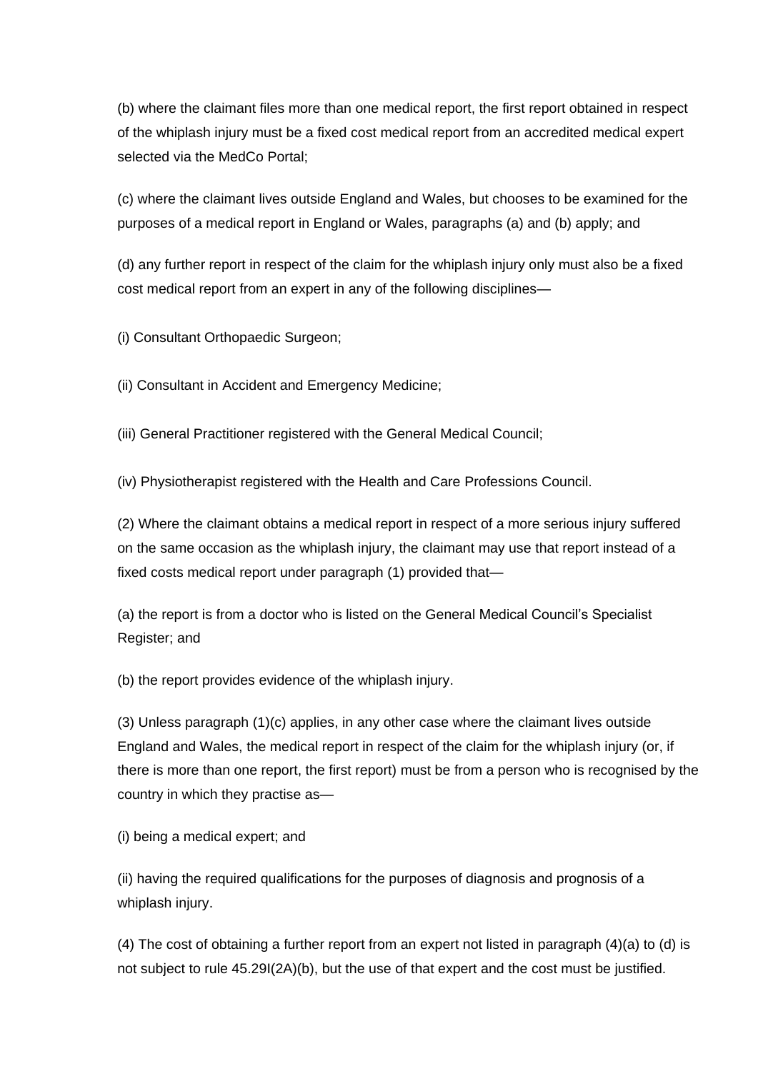(b) where the claimant files more than one medical report, the first report obtained in respect of the whiplash injury must be a fixed cost medical report from an accredited medical expert selected via the MedCo Portal;

(c) where the claimant lives outside England and Wales, but chooses to be examined for the purposes of a medical report in England or Wales, paragraphs (a) and (b) apply; and

(d) any further report in respect of the claim for the whiplash injury only must also be a fixed cost medical report from an expert in any of the following disciplines—

(i) Consultant Orthopaedic Surgeon;

(ii) Consultant in Accident and Emergency Medicine;

(iii) General Practitioner registered with the General Medical Council;

(iv) Physiotherapist registered with the Health and Care Professions Council.

(2) Where the claimant obtains a medical report in respect of a more serious injury suffered on the same occasion as the whiplash injury, the claimant may use that report instead of a fixed costs medical report under paragraph (1) provided that—

(a) the report is from a doctor who is listed on the General Medical Council's Specialist Register; and

(b) the report provides evidence of the whiplash injury.

(3) Unless paragraph (1)(c) applies, in any other case where the claimant lives outside England and Wales, the medical report in respect of the claim for the whiplash injury (or, if there is more than one report, the first report) must be from a person who is recognised by the country in which they practise as—

(i) being a medical expert; and

(ii) having the required qualifications for the purposes of diagnosis and prognosis of a whiplash injury.

(4) The cost of obtaining a further report from an expert not listed in paragraph (4)(a) to (d) is not subject to rule 45.29I(2A)(b), but the use of that expert and the cost must be justified.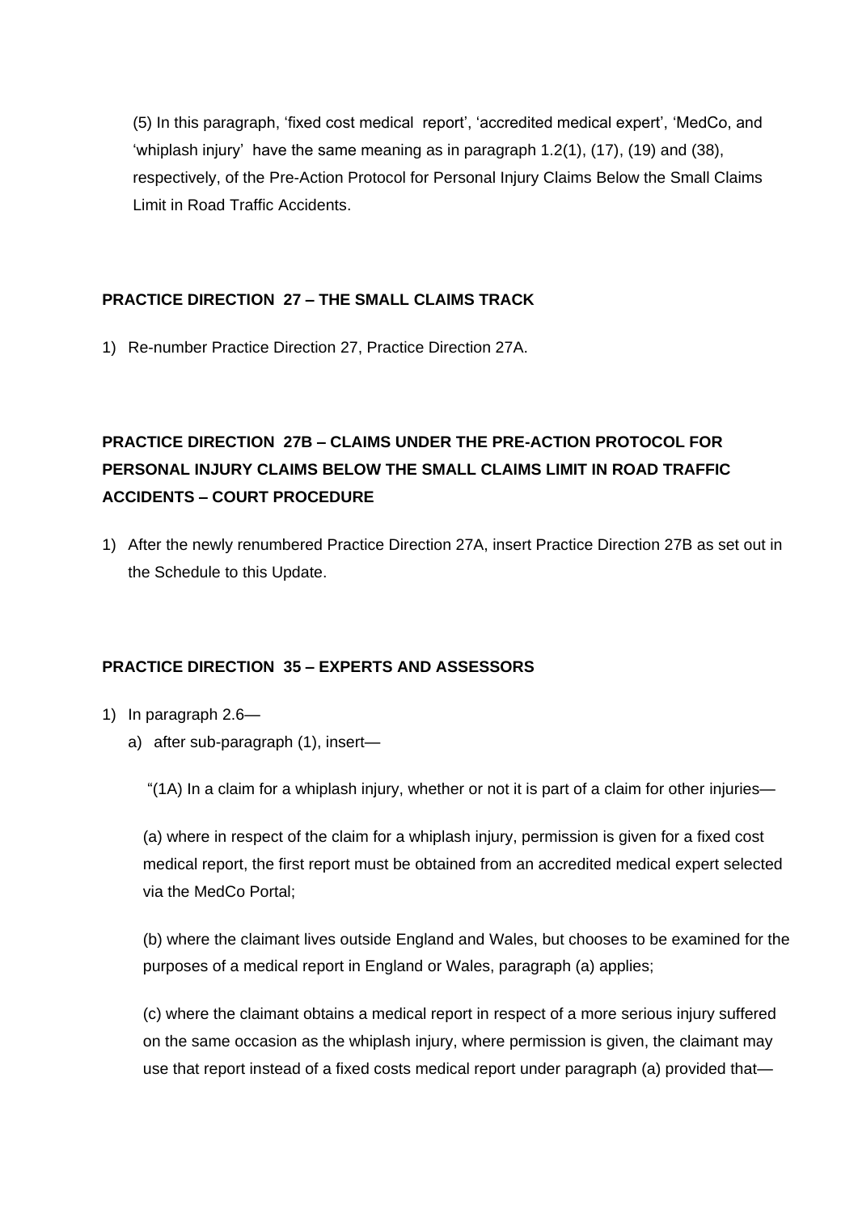(5) In this paragraph, 'fixed cost medical report', 'accredited medical expert', 'MedCo, and 'whiplash injury' have the same meaning as in paragraph 1.2(1), (17), (19) and (38), respectively, of the Pre-Action Protocol for Personal Injury Claims Below the Small Claims Limit in Road Traffic Accidents.

**PRACTICE DIRECTION 27 – THE SMALL CLAIMS TRACK**

1) Re-number Practice Direction 27, Practice Direction 27A.

**PRACTICE DIRECTION 27B – CLAIMS UNDER THE PRE-ACTION PROTOCOL FOR PERSONAL INJURY CLAIMS BELOW THE SMALL CLAIMS LIMIT IN ROAD TRAFFIC ACCIDENTS – COURT PROCEDURE**

1) After the newly renumbered Practice Direction 27A, insert Practice Direction 27B as set out in the Schedule to this Update.

**PRACTICE DIRECTION 35 – EXPERTS AND ASSESSORS**

1) In paragraph 2.6—
   a) after sub-paragraph (1), insert—

   "(1A) In a claim for a whiplash injury, whether or not it is part of a claim for other injuries—

   (a) where in respect of the claim for a whiplash injury, permission is given for a fixed cost medical report, the first report must be obtained from an accredited medical expert selected via the MedCo Portal;

   (b) where the claimant lives outside England and Wales, but chooses to be examined for the purposes of a medical report in England or Wales, paragraph (a) applies;

   (c) where the claimant obtains a medical report in respect of a more serious injury suffered on the same occasion as the whiplash injury, where permission is given, the claimant may use that report instead of a fixed costs medical report under paragraph (a) provided that—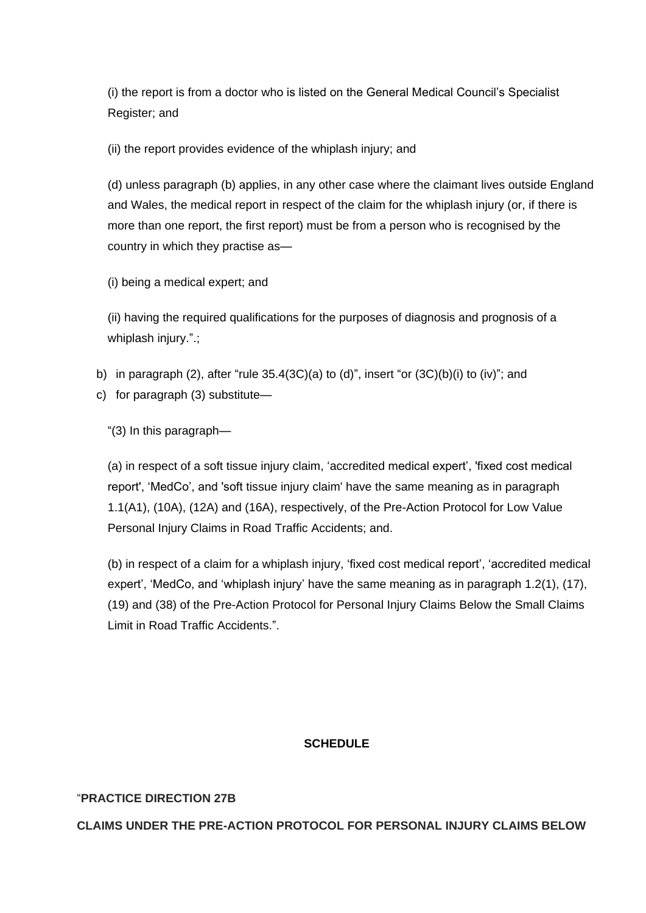(i) the report is from a doctor who is listed on the General Medical Council's Specialist Register; and

(ii) the report provides evidence of the whiplash injury; and

(d) unless paragraph (b) applies, in any other case where the claimant lives outside England and Wales, the medical report in respect of the claim for the whiplash injury (or, if there is more than one report, the first report) must be from a person who is recognised by the country in which they practise as—

(i) being a medical expert; and

(ii) having the required qualifications for the purposes of diagnosis and prognosis of a whiplash injury.".;

b) in paragraph (2), after "rule 35.4(3C)(a) to (d)", insert "or (3C)(b)(i) to (iv)"; and

c) for paragraph (3) substitute—

"(3) In this paragraph—

(a) in respect of a soft tissue injury claim, 'accredited medical expert', 'fixed cost medical report', 'MedCo', and 'soft tissue injury claim' have the same meaning as in paragraph 1.1(A1), (10A), (12A) and (16A), respectively, of the Pre-Action Protocol for Low Value Personal Injury Claims in Road Traffic Accidents; and.

(b) in respect of a claim for a whiplash injury, 'fixed cost medical report', 'accredited medical expert', 'MedCo, and 'whiplash injury' have the same meaning as in paragraph 1.2(1), (17), (19) and (38) of the Pre-Action Protocol for Personal Injury Claims Below the Small Claims Limit in Road Traffic Accidents.".

**SCHEDULE**

"**PRACTICE DIRECTION 27B**

**CLAIMS UNDER THE PRE-ACTION PROTOCOL FOR PERSONAL INJURY CLAIMS BELOW**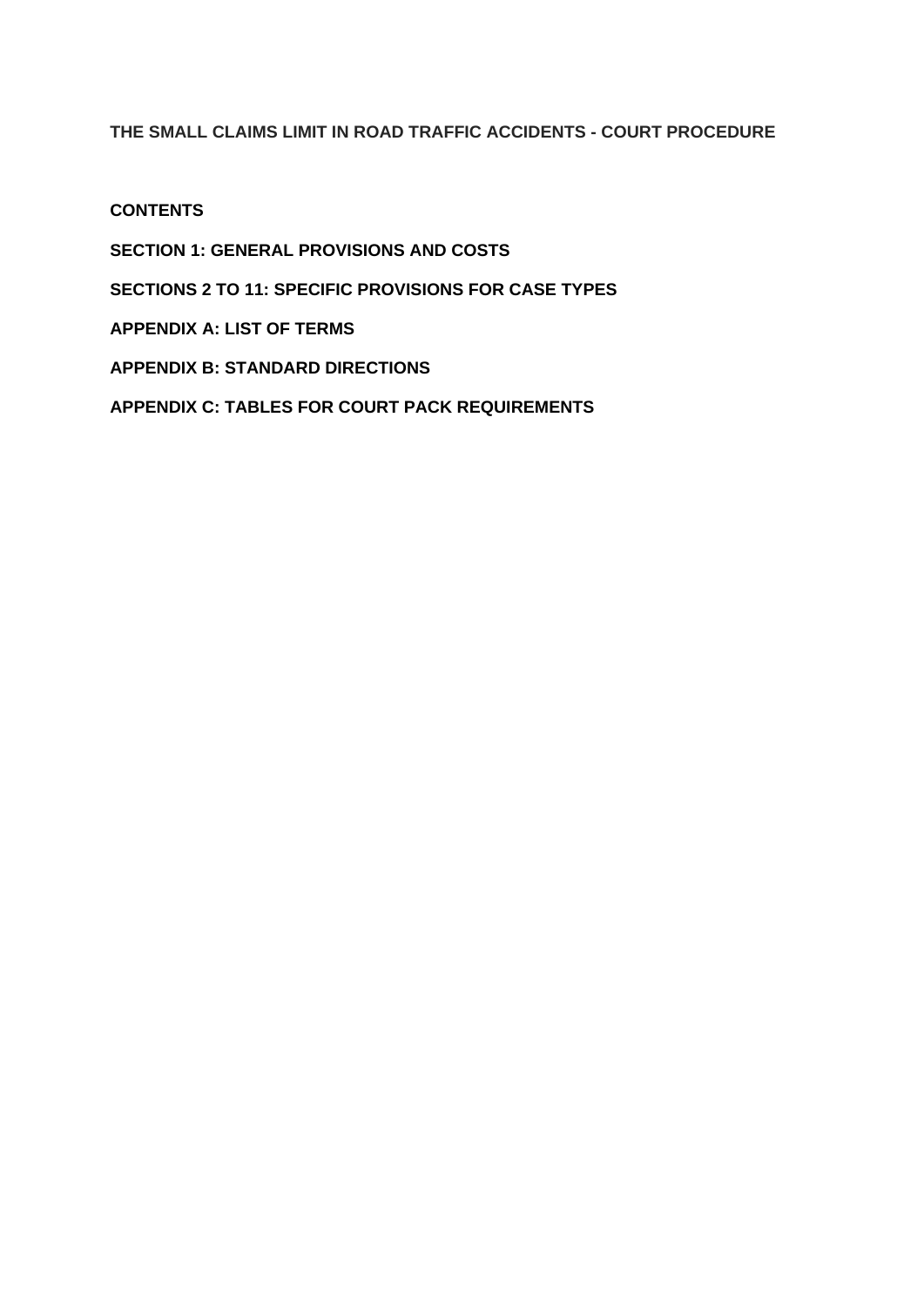**THE SMALL CLAIMS LIMIT IN ROAD TRAFFIC ACCIDENTS - COURT PROCEDURE**

**CONTENTS**

**SECTION 1: GENERAL PROVISIONS AND COSTS**

**SECTIONS 2 TO 11: SPECIFIC PROVISIONS FOR CASE TYPES**

**APPENDIX A: LIST OF TERMS**

**APPENDIX B: STANDARD DIRECTIONS**

**APPENDIX C: TABLES FOR COURT PACK REQUIREMENTS**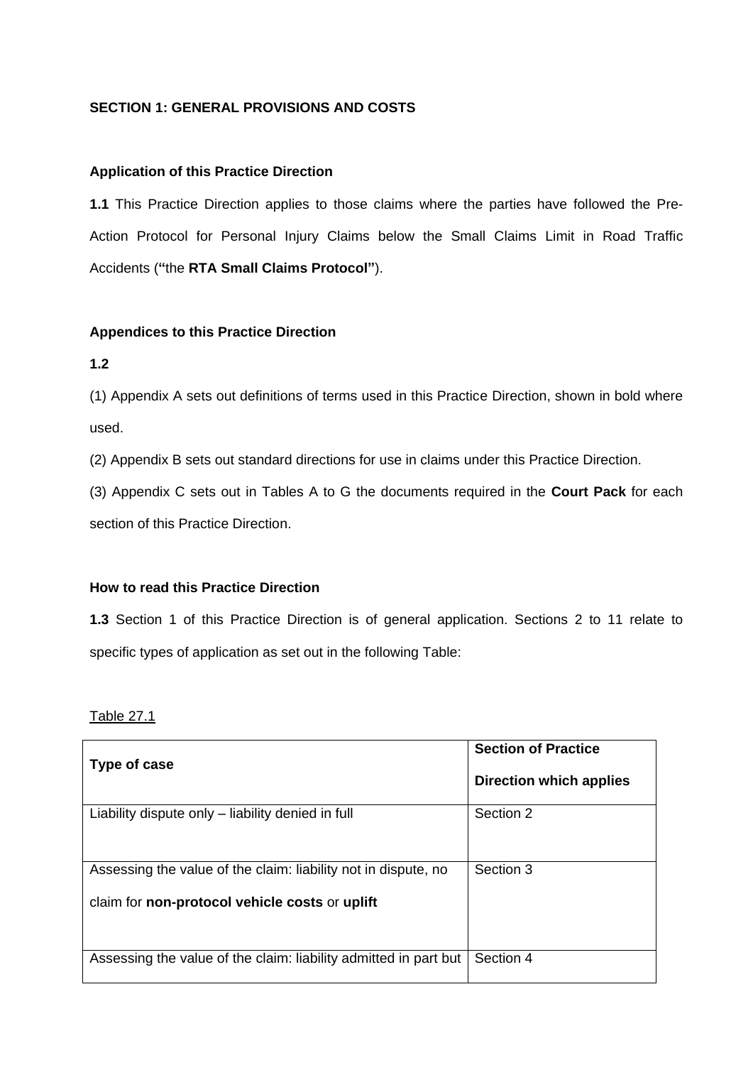## SECTION 1: GENERAL PROVISIONS AND COSTS

### Application of this Practice Direction

**1.1** This Practice Direction applies to those claims where the parties have followed the Pre-Action Protocol for Personal Injury Claims below the Small Claims Limit in Road Traffic Accidents (**"**the **RTA Small Claims Protocol"**).

### Appendices to this Practice Direction

**1.2**

(1) Appendix A sets out definitions of terms used in this Practice Direction, shown in bold where used.

(2) Appendix B sets out standard directions for use in claims under this Practice Direction.

(3) Appendix C sets out in Tables A to G the documents required in the **Court Pack** for each section of this Practice Direction.

### How to read this Practice Direction

**1.3** Section 1 of this Practice Direction is of general application. Sections 2 to 11 relate to specific types of application as set out in the following Table:

Table 27.1

| **Type of case** | **Section of Practice Direction which applies** |
| --- | --- |
| Liability dispute only – liability denied in full | Section 2 |
| Assessing the value of the claim: liability not in dispute, no claim for **non-protocol vehicle costs** or **uplift** | Section 3 |
| Assessing the value of the claim: liability admitted in part but | Section 4 |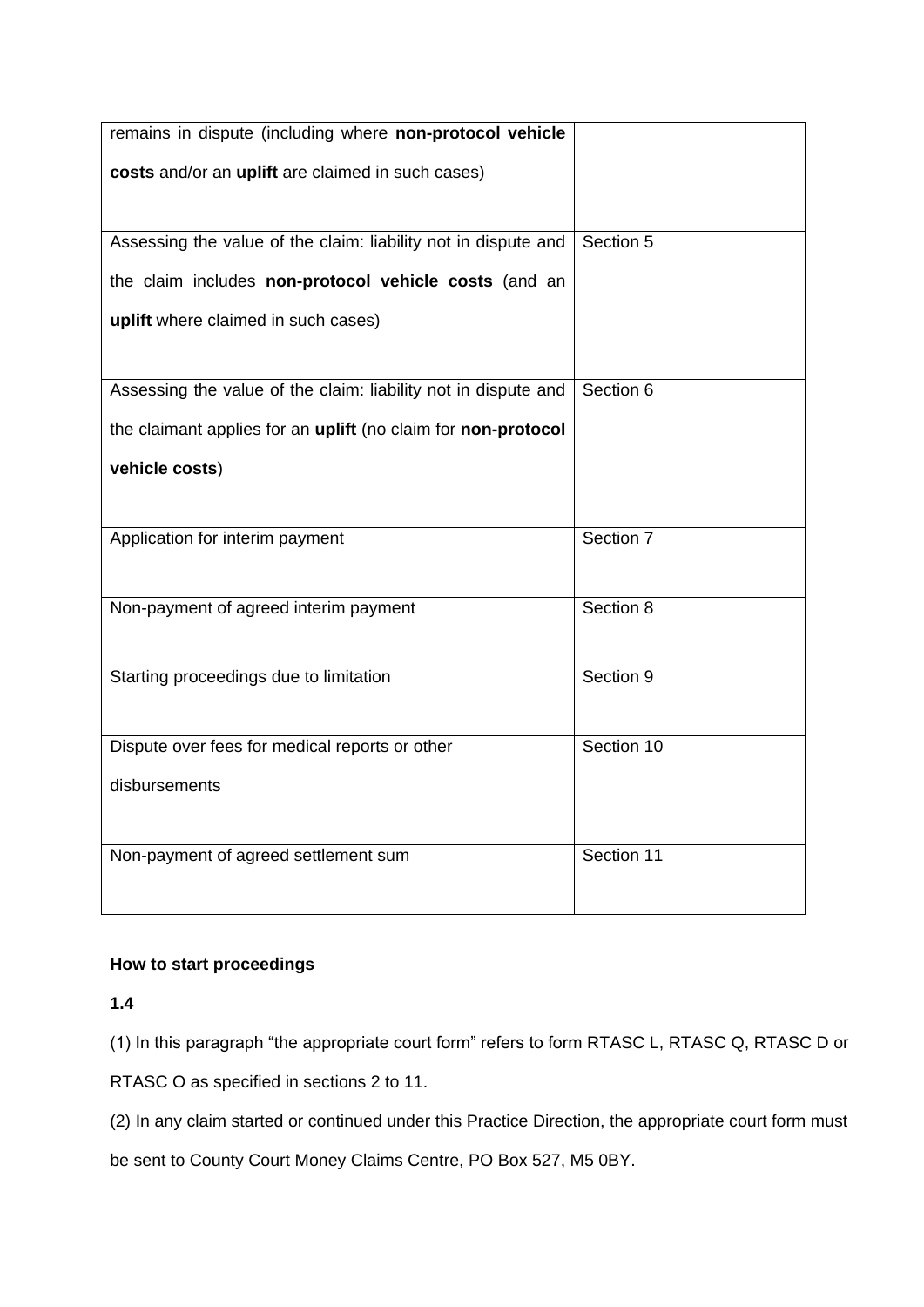| | |
|---|---|
| remains in dispute (including where **non-protocol vehicle costs** and/or an **uplift** are claimed in such cases) | |
| Assessing the value of the claim: liability not in dispute and the claim includes **non-protocol vehicle costs** (and an **uplift** where claimed in such cases) | Section 5 |
| Assessing the value of the claim: liability not in dispute and the claimant applies for an **uplift** (no claim for **non-protocol vehicle costs**) | Section 6 |
| Application for interim payment | Section 7 |
| Non-payment of agreed interim payment | Section 8 |
| Starting proceedings due to limitation | Section 9 |
| Dispute over fees for medical reports or other disbursements | Section 10 |
| Non-payment of agreed settlement sum | Section 11 |

**How to start proceedings**

**1.4**

(1) In this paragraph "the appropriate court form" refers to form RTASC L, RTASC Q, RTASC D or RTASC O as specified in sections 2 to 11.

(2) In any claim started or continued under this Practice Direction, the appropriate court form must be sent to County Court Money Claims Centre, PO Box 527, M5 0BY.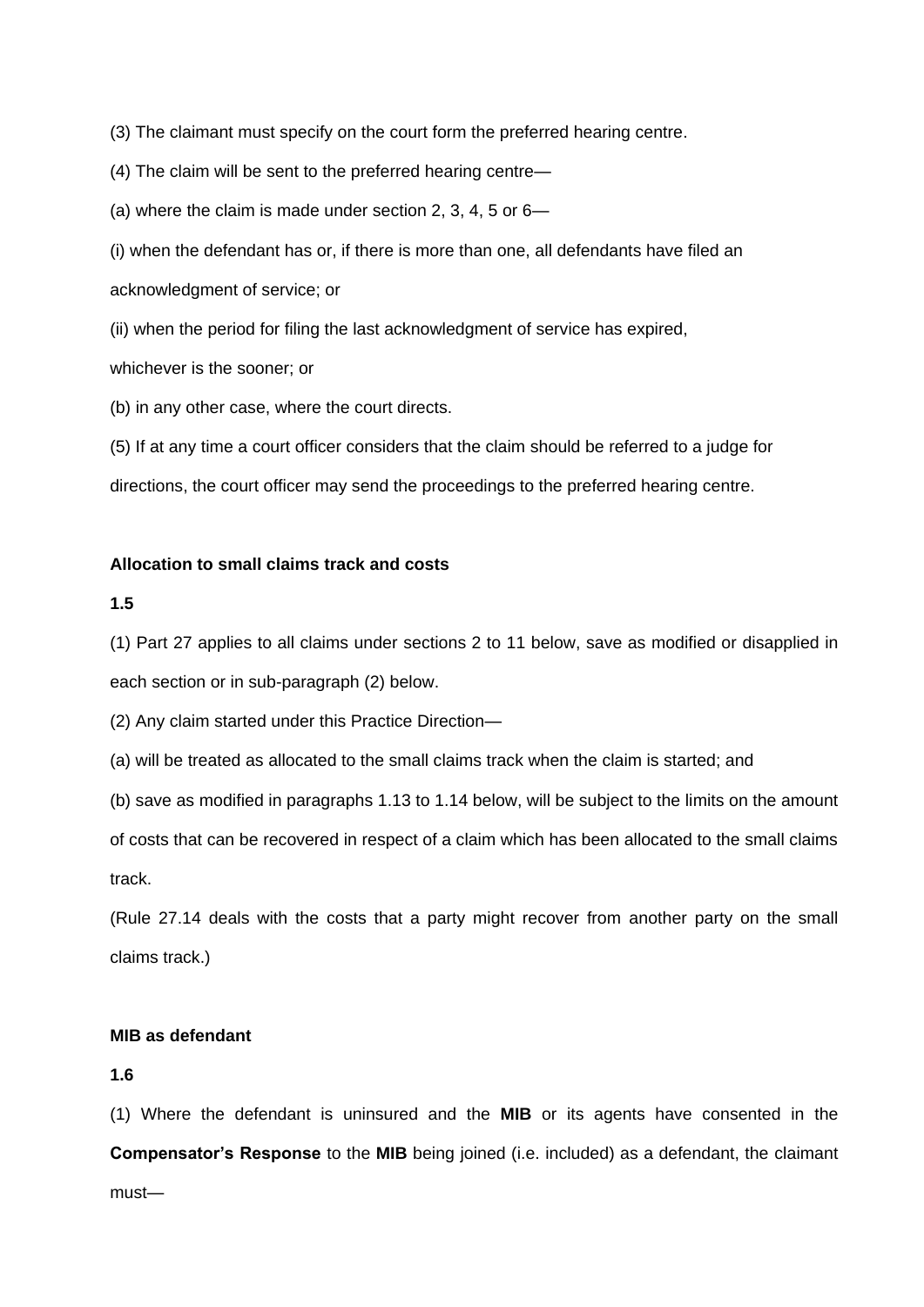(3) The claimant must specify on the court form the preferred hearing centre.

(4) The claim will be sent to the preferred hearing centre—

(a) where the claim is made under section 2, 3, 4, 5 or 6—

(i) when the defendant has or, if there is more than one, all defendants have filed an acknowledgment of service; or

(ii) when the period for filing the last acknowledgment of service has expired,

whichever is the sooner; or

(b) in any other case, where the court directs.

(5) If at any time a court officer considers that the claim should be referred to a judge for directions, the court officer may send the proceedings to the preferred hearing centre.

**Allocation to small claims track and costs**

**1.5**

(1) Part 27 applies to all claims under sections 2 to 11 below, save as modified or disapplied in each section or in sub-paragraph (2) below.

(2) Any claim started under this Practice Direction—

(a) will be treated as allocated to the small claims track when the claim is started; and

(b) save as modified in paragraphs 1.13 to 1.14 below, will be subject to the limits on the amount of costs that can be recovered in respect of a claim which has been allocated to the small claims track.

(Rule 27.14 deals with the costs that a party might recover from another party on the small claims track.)

**MIB as defendant**

**1.6**

(1) Where the defendant is uninsured and the **MIB** or its agents have consented in the **Compensator's Response** to the **MIB** being joined (i.e. included) as a defendant, the claimant must—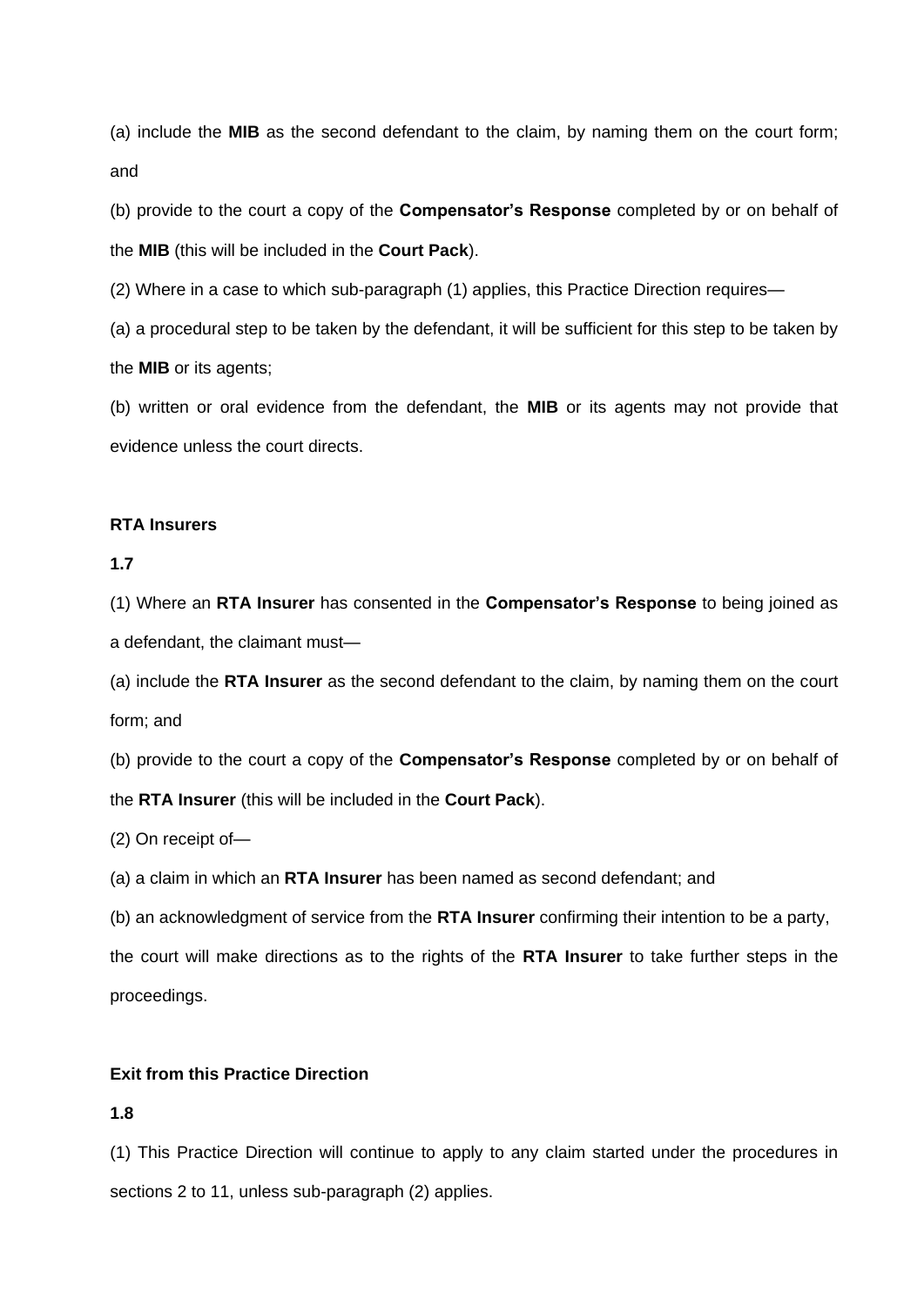(a) include the **MIB** as the second defendant to the claim, by naming them on the court form; and

(b) provide to the court a copy of the **Compensator's Response** completed by or on behalf of the **MIB** (this will be included in the **Court Pack**).

(2) Where in a case to which sub-paragraph (1) applies, this Practice Direction requires—

(a) a procedural step to be taken by the defendant, it will be sufficient for this step to be taken by the **MIB** or its agents;

(b) written or oral evidence from the defendant, the **MIB** or its agents may not provide that evidence unless the court directs.

**RTA Insurers**

**1.7**

(1) Where an **RTA Insurer** has consented in the **Compensator's Response** to being joined as a defendant, the claimant must—

(a) include the **RTA Insurer** as the second defendant to the claim, by naming them on the court form; and

(b) provide to the court a copy of the **Compensator's Response** completed by or on behalf of the **RTA Insurer** (this will be included in the **Court Pack**).

(2) On receipt of—

(a) a claim in which an **RTA Insurer** has been named as second defendant; and

(b) an acknowledgment of service from the **RTA Insurer** confirming their intention to be a party,

the court will make directions as to the rights of the **RTA Insurer** to take further steps in the proceedings.

**Exit from this Practice Direction**

**1.8**

(1) This Practice Direction will continue to apply to any claim started under the procedures in sections 2 to 11, unless sub-paragraph (2) applies.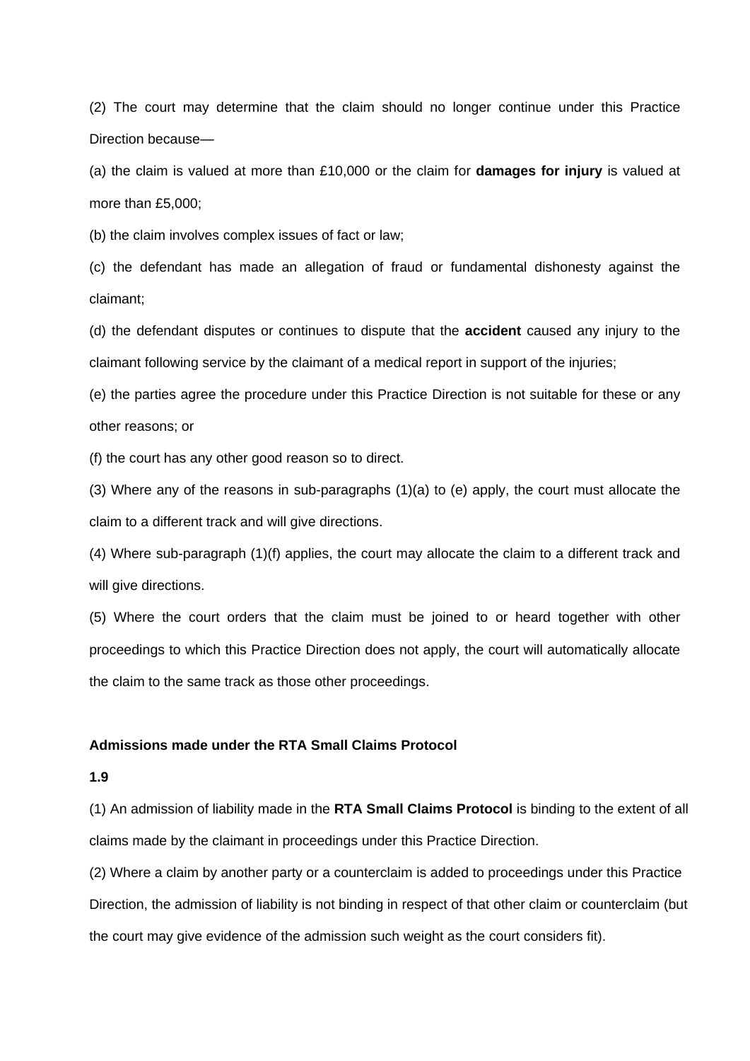(2) The court may determine that the claim should no longer continue under this Practice Direction because—

(a) the claim is valued at more than £10,000 or the claim for **damages for injury** is valued at more than £5,000;

(b) the claim involves complex issues of fact or law;

(c) the defendant has made an allegation of fraud or fundamental dishonesty against the claimant;

(d) the defendant disputes or continues to dispute that the **accident** caused any injury to the claimant following service by the claimant of a medical report in support of the injuries;

(e) the parties agree the procedure under this Practice Direction is not suitable for these or any other reasons; or

(f) the court has any other good reason so to direct.

(3) Where any of the reasons in sub-paragraphs (1)(a) to (e) apply, the court must allocate the claim to a different track and will give directions.

(4) Where sub-paragraph (1)(f) applies, the court may allocate the claim to a different track and will give directions.

(5) Where the court orders that the claim must be joined to or heard together with other proceedings to which this Practice Direction does not apply, the court will automatically allocate the claim to the same track as those other proceedings.

**Admissions made under the RTA Small Claims Protocol**

**1.9**

(1) An admission of liability made in the **RTA Small Claims Protocol** is binding to the extent of all claims made by the claimant in proceedings under this Practice Direction.

(2) Where a claim by another party or a counterclaim is added to proceedings under this Practice Direction, the admission of liability is not binding in respect of that other claim or counterclaim (but the court may give evidence of the admission such weight as the court considers fit).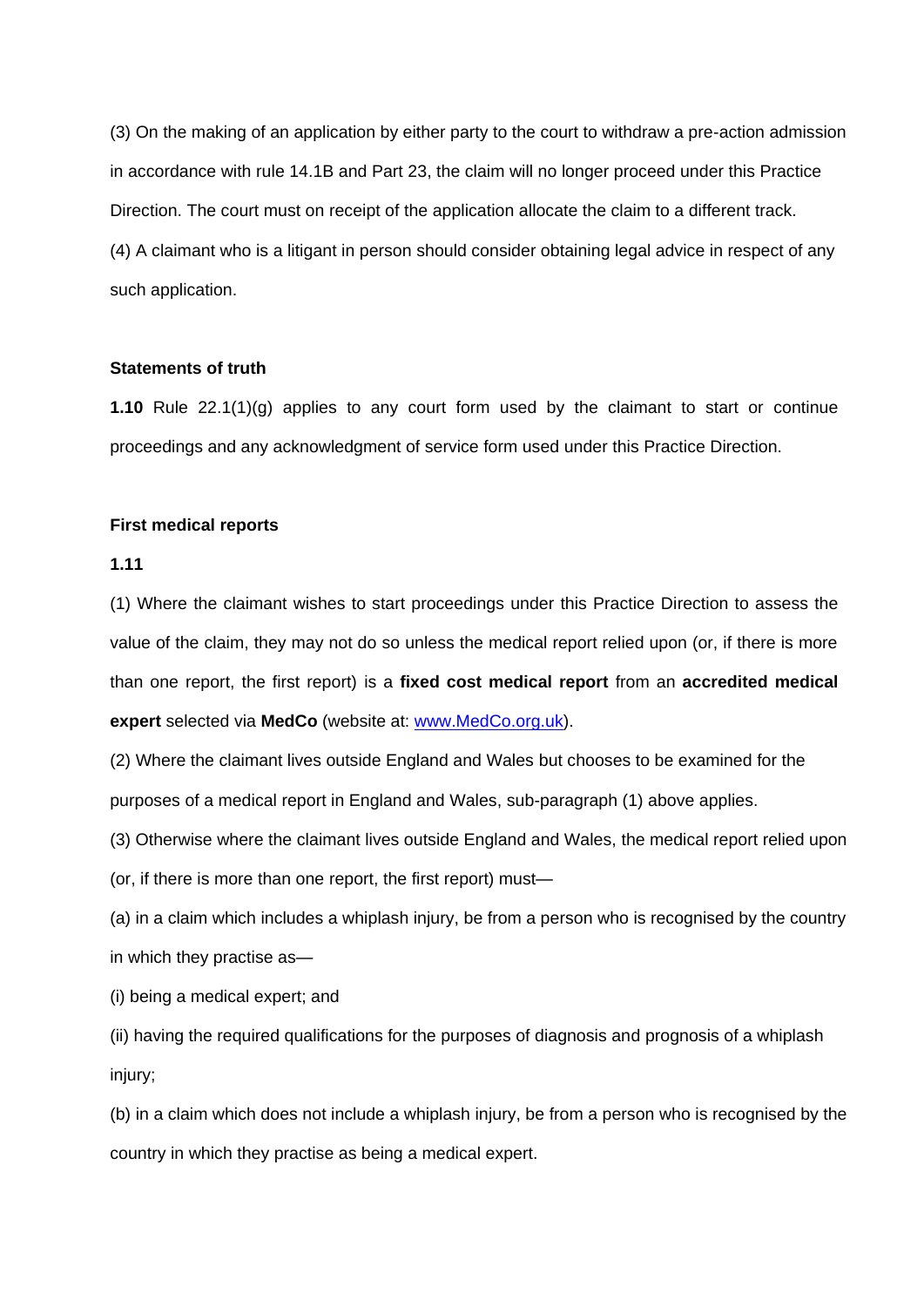(3) On the making of an application by either party to the court to withdraw a pre-action admission in accordance with rule 14.1B and Part 23, the claim will no longer proceed under this Practice Direction. The court must on receipt of the application allocate the claim to a different track.

(4) A claimant who is a litigant in person should consider obtaining legal advice in respect of any such application.

**Statements of truth**

**1.10** Rule 22.1(1)(g) applies to any court form used by the claimant to start or continue proceedings and any acknowledgment of service form used under this Practice Direction.

**First medical reports**

**1.11**

(1) Where the claimant wishes to start proceedings under this Practice Direction to assess the value of the claim, they may not do so unless the medical report relied upon (or, if there is more than one report, the first report) is a **fixed cost medical report** from an **accredited medical expert** selected via **MedCo** (website at: [www.MedCo.org.uk](http://www.MedCo.org.uk)).

(2) Where the claimant lives outside England and Wales but chooses to be examined for the purposes of a medical report in England and Wales, sub-paragraph (1) above applies.

(3) Otherwise where the claimant lives outside England and Wales, the medical report relied upon (or, if there is more than one report, the first report) must—

(a) in a claim which includes a whiplash injury, be from a person who is recognised by the country in which they practise as—

(i) being a medical expert; and

(ii) having the required qualifications for the purposes of diagnosis and prognosis of a whiplash injury;

(b) in a claim which does not include a whiplash injury, be from a person who is recognised by the country in which they practise as being a medical expert.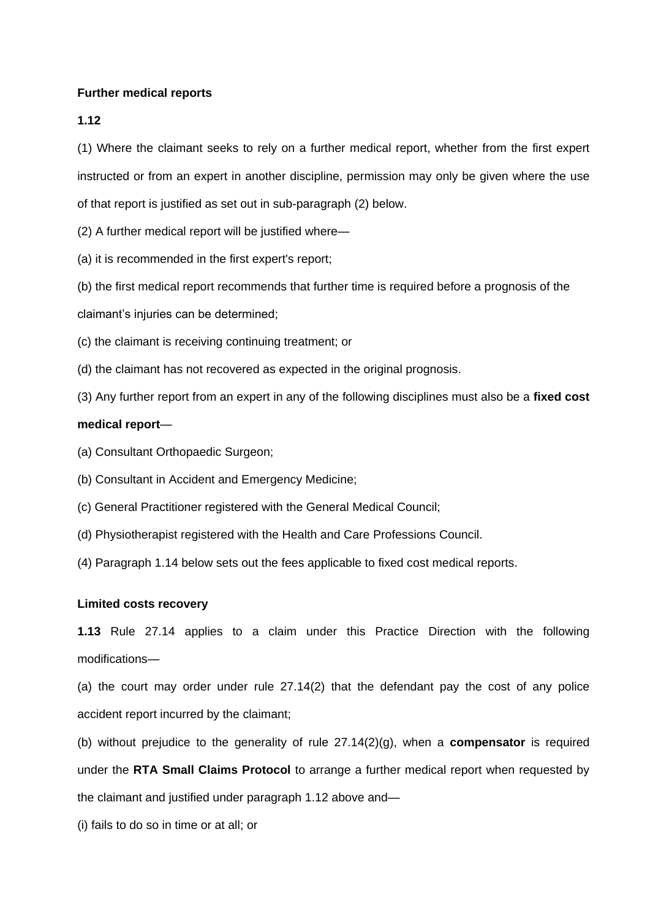**Further medical reports**

**1.12**

(1) Where the claimant seeks to rely on a further medical report, whether from the first expert instructed or from an expert in another discipline, permission may only be given where the use of that report is justified as set out in sub-paragraph (2) below.

(2) A further medical report will be justified where—

(a) it is recommended in the first expert's report;

(b) the first medical report recommends that further time is required before a prognosis of the claimant's injuries can be determined;

(c) the claimant is receiving continuing treatment; or

(d) the claimant has not recovered as expected in the original prognosis.

(3) Any further report from an expert in any of the following disciplines must also be a **fixed cost medical report**—

(a) Consultant Orthopaedic Surgeon;

(b) Consultant in Accident and Emergency Medicine;

(c) General Practitioner registered with the General Medical Council;

(d) Physiotherapist registered with the Health and Care Professions Council.

(4) Paragraph 1.14 below sets out the fees applicable to fixed cost medical reports.

**Limited costs recovery**

**1.13** Rule 27.14 applies to a claim under this Practice Direction with the following modifications—

(a) the court may order under rule 27.14(2) that the defendant pay the cost of any police accident report incurred by the claimant;

(b) without prejudice to the generality of rule 27.14(2)(g), when a **compensator** is required under the **RTA Small Claims Protocol** to arrange a further medical report when requested by the claimant and justified under paragraph 1.12 above and—

(i) fails to do so in time or at all; or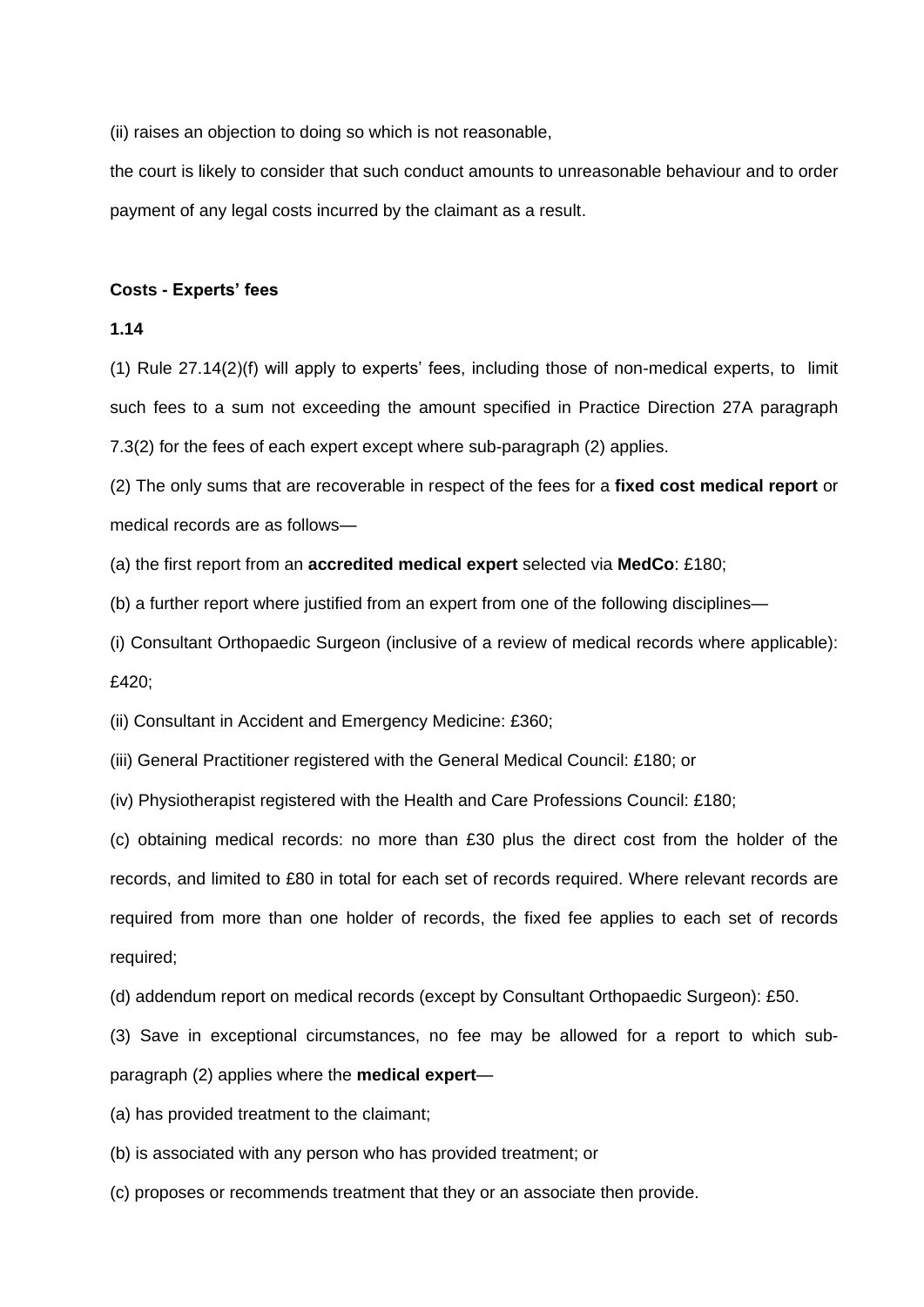(ii) raises an objection to doing so which is not reasonable,

the court is likely to consider that such conduct amounts to unreasonable behaviour and to order payment of any legal costs incurred by the claimant as a result.

**Costs - Experts' fees**

**1.14**

(1) Rule 27.14(2)(f) will apply to experts' fees, including those of non-medical experts, to limit such fees to a sum not exceeding the amount specified in Practice Direction 27A paragraph 7.3(2) for the fees of each expert except where sub-paragraph (2) applies.

(2) The only sums that are recoverable in respect of the fees for a **fixed cost medical report** or medical records are as follows—

(a) the first report from an **accredited medical expert** selected via **MedCo**: £180;

(b) a further report where justified from an expert from one of the following disciplines—

(i) Consultant Orthopaedic Surgeon (inclusive of a review of medical records where applicable): £420;

(ii) Consultant in Accident and Emergency Medicine: £360;

(iii) General Practitioner registered with the General Medical Council: £180; or

(iv) Physiotherapist registered with the Health and Care Professions Council: £180;

(c) obtaining medical records: no more than £30 plus the direct cost from the holder of the records, and limited to £80 in total for each set of records required. Where relevant records are required from more than one holder of records, the fixed fee applies to each set of records required;

(d) addendum report on medical records (except by Consultant Orthopaedic Surgeon): £50.

(3) Save in exceptional circumstances, no fee may be allowed for a report to which sub-paragraph (2) applies where the **medical expert**—

(a) has provided treatment to the claimant;

(b) is associated with any person who has provided treatment; or

(c) proposes or recommends treatment that they or an associate then provide.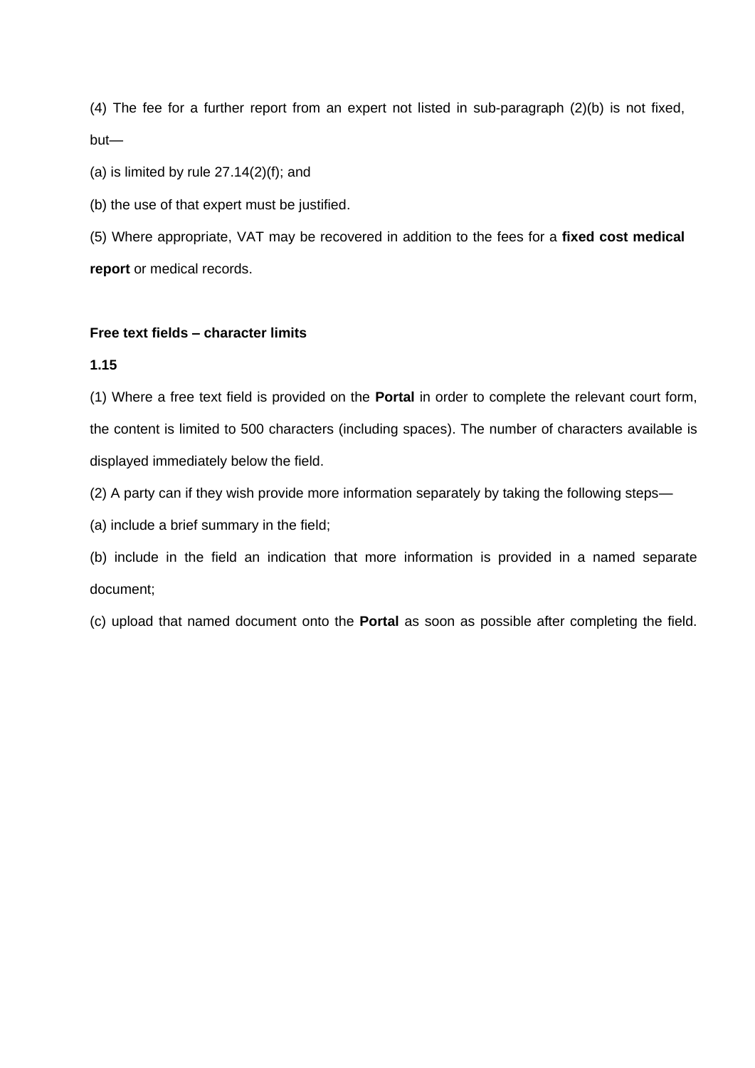(4) The fee for a further report from an expert not listed in sub-paragraph (2)(b) is not fixed, but—

(a) is limited by rule 27.14(2)(f); and

(b) the use of that expert must be justified.

(5) Where appropriate, VAT may be recovered in addition to the fees for a **fixed cost medical report** or medical records.

**Free text fields – character limits**

**1.15**

(1) Where a free text field is provided on the **Portal** in order to complete the relevant court form, the content is limited to 500 characters (including spaces). The number of characters available is displayed immediately below the field.

(2) A party can if they wish provide more information separately by taking the following steps—

(a) include a brief summary in the field;

(b) include in the field an indication that more information is provided in a named separate document;

(c) upload that named document onto the **Portal** as soon as possible after completing the field.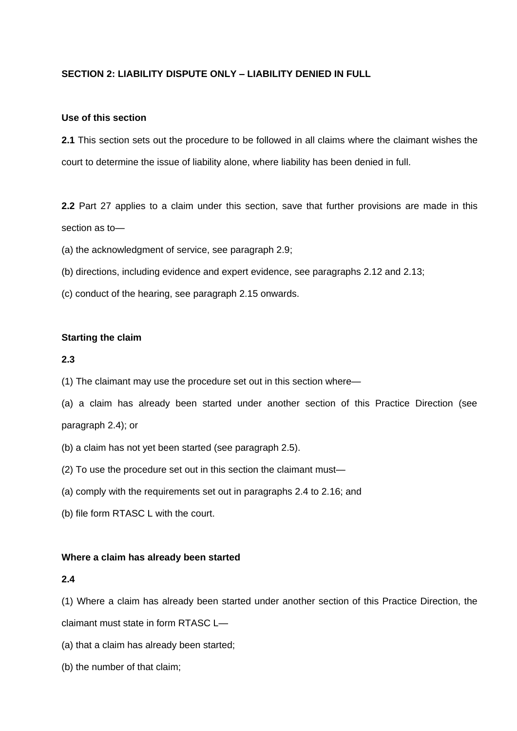## SECTION 2: LIABILITY DISPUTE ONLY – LIABILITY DENIED IN FULL

### Use of this section

**2.1** This section sets out the procedure to be followed in all claims where the claimant wishes the court to determine the issue of liability alone, where liability has been denied in full.

**2.2** Part 27 applies to a claim under this section, save that further provisions are made in this section as to—

(a) the acknowledgment of service, see paragraph 2.9;

(b) directions, including evidence and expert evidence, see paragraphs 2.12 and 2.13;

(c) conduct of the hearing, see paragraph 2.15 onwards.

### Starting the claim

**2.3**

(1) The claimant may use the procedure set out in this section where—

(a) a claim has already been started under another section of this Practice Direction (see paragraph 2.4); or

(b) a claim has not yet been started (see paragraph 2.5).

(2) To use the procedure set out in this section the claimant must—

(a) comply with the requirements set out in paragraphs 2.4 to 2.16; and

(b) file form RTASC L with the court.

### Where a claim has already been started

**2.4**

(1) Where a claim has already been started under another section of this Practice Direction, the claimant must state in form RTASC L—

(a) that a claim has already been started;

(b) the number of that claim;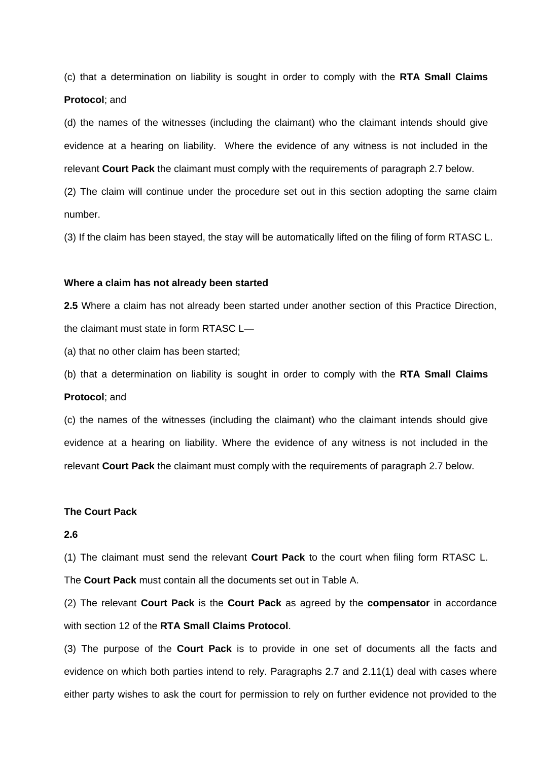(c) that a determination on liability is sought in order to comply with the **RTA Small Claims Protocol**; and

(d) the names of the witnesses (including the claimant) who the claimant intends should give evidence at a hearing on liability. Where the evidence of any witness is not included in the relevant **Court Pack** the claimant must comply with the requirements of paragraph 2.7 below.

(2) The claim will continue under the procedure set out in this section adopting the same claim number.

(3) If the claim has been stayed, the stay will be automatically lifted on the filing of form RTASC L.

**Where a claim has not already been started**

**2.5** Where a claim has not already been started under another section of this Practice Direction, the claimant must state in form RTASC L—

(a) that no other claim has been started;

(b) that a determination on liability is sought in order to comply with the **RTA Small Claims Protocol**; and

(c) the names of the witnesses (including the claimant) who the claimant intends should give evidence at a hearing on liability. Where the evidence of any witness is not included in the relevant **Court Pack** the claimant must comply with the requirements of paragraph 2.7 below.

**The Court Pack**

**2.6**

(1) The claimant must send the relevant **Court Pack** to the court when filing form RTASC L. The **Court Pack** must contain all the documents set out in Table A.

(2) The relevant **Court Pack** is the **Court Pack** as agreed by the **compensator** in accordance with section 12 of the **RTA Small Claims Protocol**.

(3) The purpose of the **Court Pack** is to provide in one set of documents all the facts and evidence on which both parties intend to rely. Paragraphs 2.7 and 2.11(1) deal with cases where either party wishes to ask the court for permission to rely on further evidence not provided to the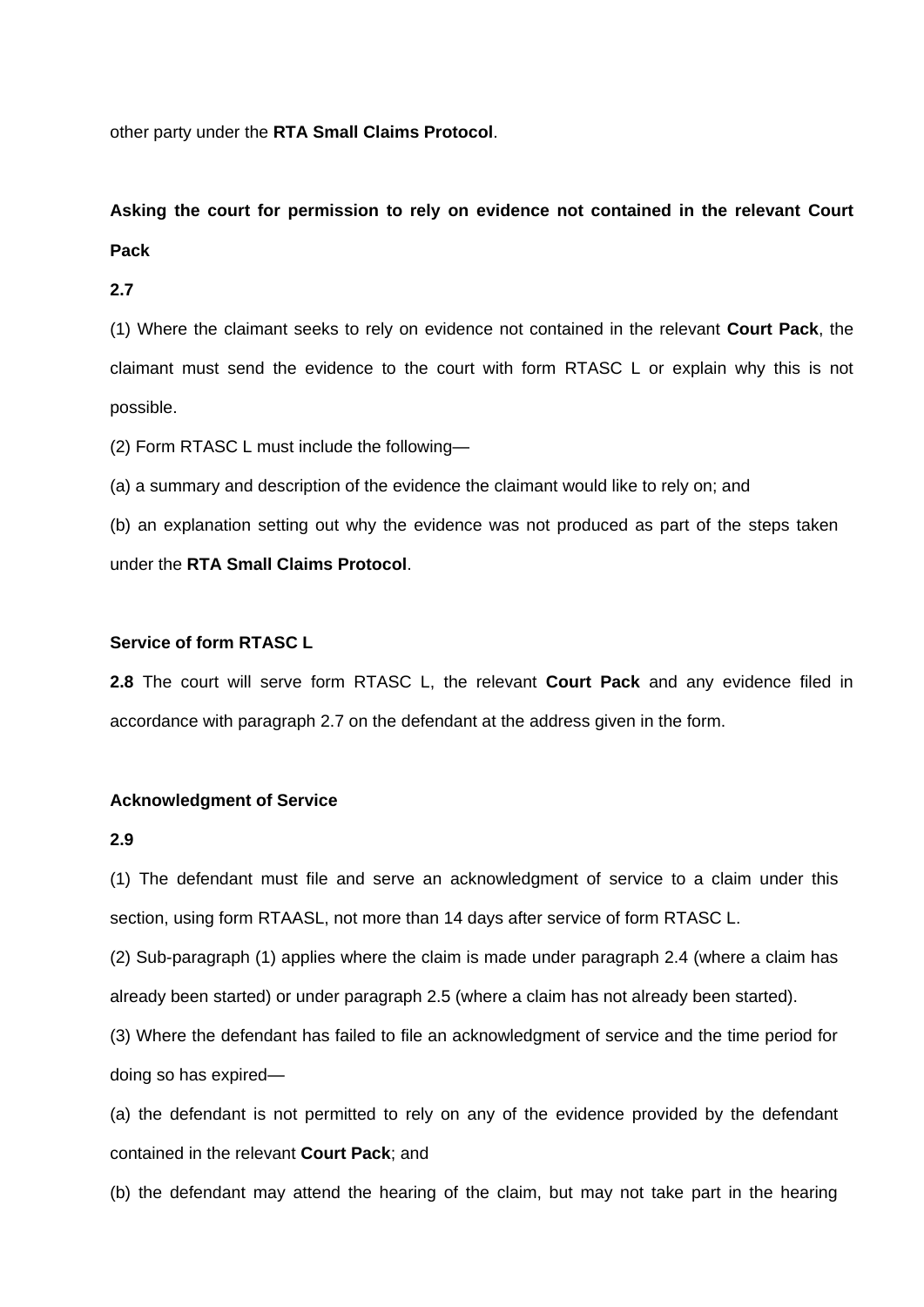other party under the **RTA Small Claims Protocol**.

**Asking the court for permission to rely on evidence not contained in the relevant Court Pack**

**2.7**

(1) Where the claimant seeks to rely on evidence not contained in the relevant **Court Pack**, the claimant must send the evidence to the court with form RTASC L or explain why this is not possible.

(2) Form RTASC L must include the following—

(a) a summary and description of the evidence the claimant would like to rely on; and

(b) an explanation setting out why the evidence was not produced as part of the steps taken under the **RTA Small Claims Protocol**.

**Service of form RTASC L**

**2.8** The court will serve form RTASC L, the relevant **Court Pack** and any evidence filed in accordance with paragraph 2.7 on the defendant at the address given in the form.

**Acknowledgment of Service**

**2.9**

(1) The defendant must file and serve an acknowledgment of service to a claim under this section, using form RTAASL, not more than 14 days after service of form RTASC L.

(2) Sub-paragraph (1) applies where the claim is made under paragraph 2.4 (where a claim has already been started) or under paragraph 2.5 (where a claim has not already been started).

(3) Where the defendant has failed to file an acknowledgment of service and the time period for doing so has expired—

(a) the defendant is not permitted to rely on any of the evidence provided by the defendant contained in the relevant **Court Pack**; and

(b) the defendant may attend the hearing of the claim, but may not take part in the hearing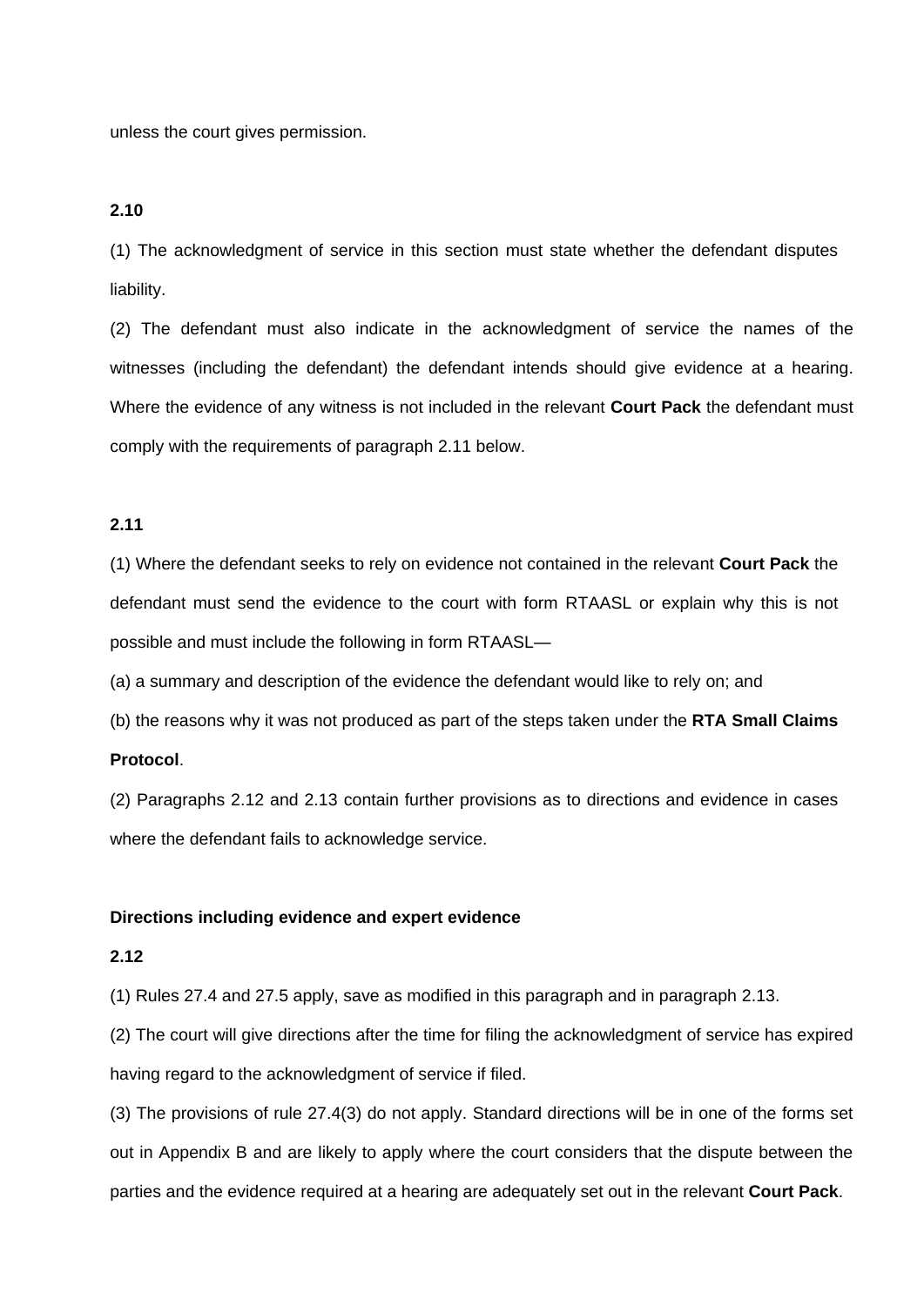unless the court gives permission.

**2.10**

(1) The acknowledgment of service in this section must state whether the defendant disputes liability.

(2) The defendant must also indicate in the acknowledgment of service the names of the witnesses (including the defendant) the defendant intends should give evidence at a hearing. Where the evidence of any witness is not included in the relevant **Court Pack** the defendant must comply with the requirements of paragraph 2.11 below.

**2.11**

(1) Where the defendant seeks to rely on evidence not contained in the relevant **Court Pack** the defendant must send the evidence to the court with form RTAASL or explain why this is not possible and must include the following in form RTAASL—

(a) a summary and description of the evidence the defendant would like to rely on; and

(b) the reasons why it was not produced as part of the steps taken under the **RTA Small Claims Protocol**.

(2) Paragraphs 2.12 and 2.13 contain further provisions as to directions and evidence in cases where the defendant fails to acknowledge service.

**Directions including evidence and expert evidence**

**2.12**

(1) Rules 27.4 and 27.5 apply, save as modified in this paragraph and in paragraph 2.13.

(2) The court will give directions after the time for filing the acknowledgment of service has expired having regard to the acknowledgment of service if filed.

(3) The provisions of rule 27.4(3) do not apply. Standard directions will be in one of the forms set out in Appendix B and are likely to apply where the court considers that the dispute between the parties and the evidence required at a hearing are adequately set out in the relevant **Court Pack**.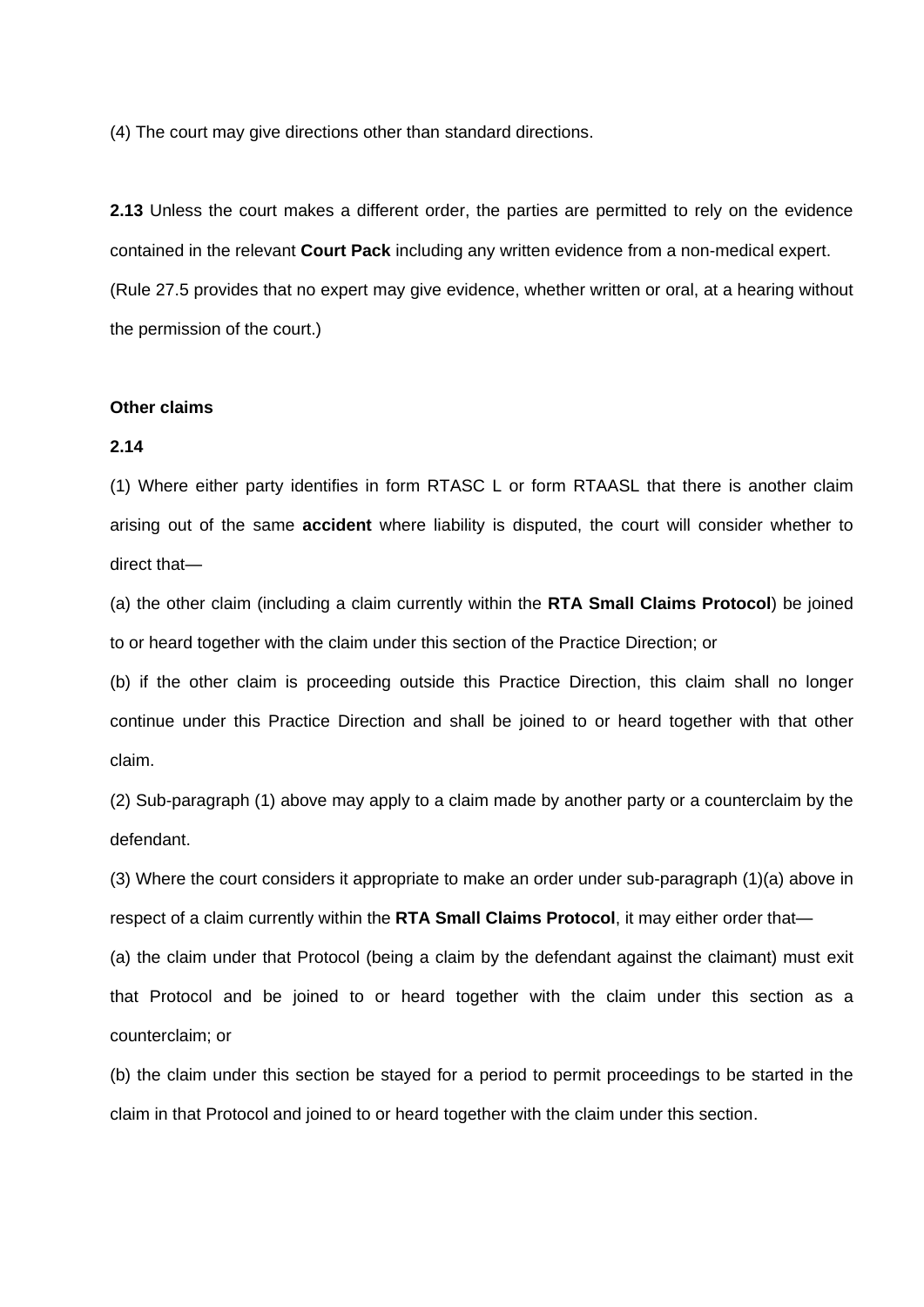(4) The court may give directions other than standard directions.

**2.13** Unless the court makes a different order, the parties are permitted to rely on the evidence contained in the relevant **Court Pack** including any written evidence from a non-medical expert.

(Rule 27.5 provides that no expert may give evidence, whether written or oral, at a hearing without the permission of the court.)

**Other claims**

**2.14**

(1) Where either party identifies in form RTASC L or form RTAASL that there is another claim arising out of the same **accident** where liability is disputed, the court will consider whether to direct that—

(a) the other claim (including a claim currently within the **RTA Small Claims Protocol**) be joined to or heard together with the claim under this section of the Practice Direction; or

(b) if the other claim is proceeding outside this Practice Direction, this claim shall no longer continue under this Practice Direction and shall be joined to or heard together with that other claim.

(2) Sub-paragraph (1) above may apply to a claim made by another party or a counterclaim by the defendant.

(3) Where the court considers it appropriate to make an order under sub-paragraph (1)(a) above in respect of a claim currently within the **RTA Small Claims Protocol**, it may either order that—

(a) the claim under that Protocol (being a claim by the defendant against the claimant) must exit that Protocol and be joined to or heard together with the claim under this section as a counterclaim; or

(b) the claim under this section be stayed for a period to permit proceedings to be started in the claim in that Protocol and joined to or heard together with the claim under this section.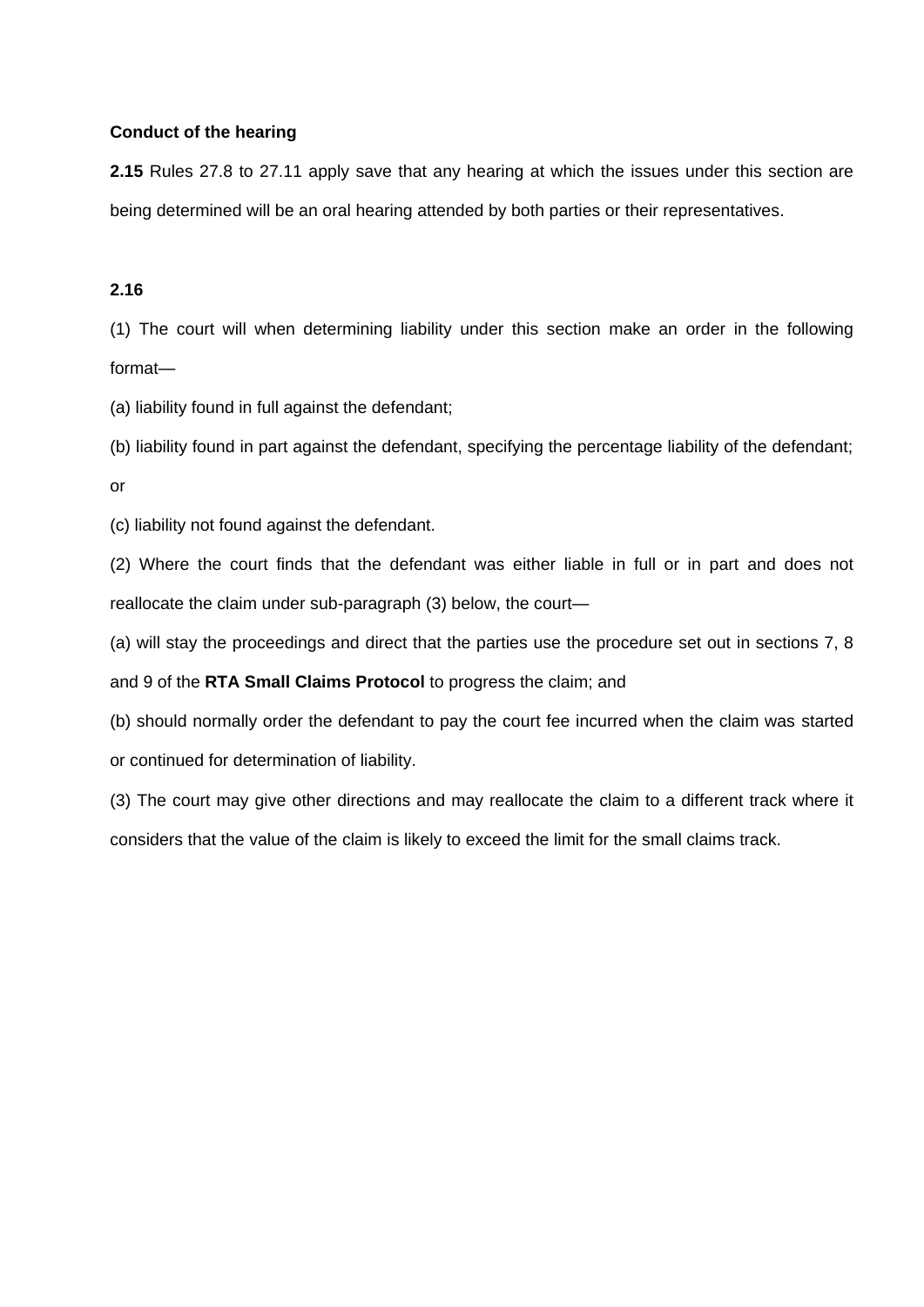**Conduct of the hearing**

**2.15** Rules 27.8 to 27.11 apply save that any hearing at which the issues under this section are being determined will be an oral hearing attended by both parties or their representatives.

**2.16**

(1) The court will when determining liability under this section make an order in the following format—

(a) liability found in full against the defendant;

(b) liability found in part against the defendant, specifying the percentage liability of the defendant; or

(c) liability not found against the defendant.

(2) Where the court finds that the defendant was either liable in full or in part and does not reallocate the claim under sub-paragraph (3) below, the court—

(a) will stay the proceedings and direct that the parties use the procedure set out in sections 7, 8 and 9 of the **RTA Small Claims Protocol** to progress the claim; and

(b) should normally order the defendant to pay the court fee incurred when the claim was started or continued for determination of liability.

(3) The court may give other directions and may reallocate the claim to a different track where it considers that the value of the claim is likely to exceed the limit for the small claims track.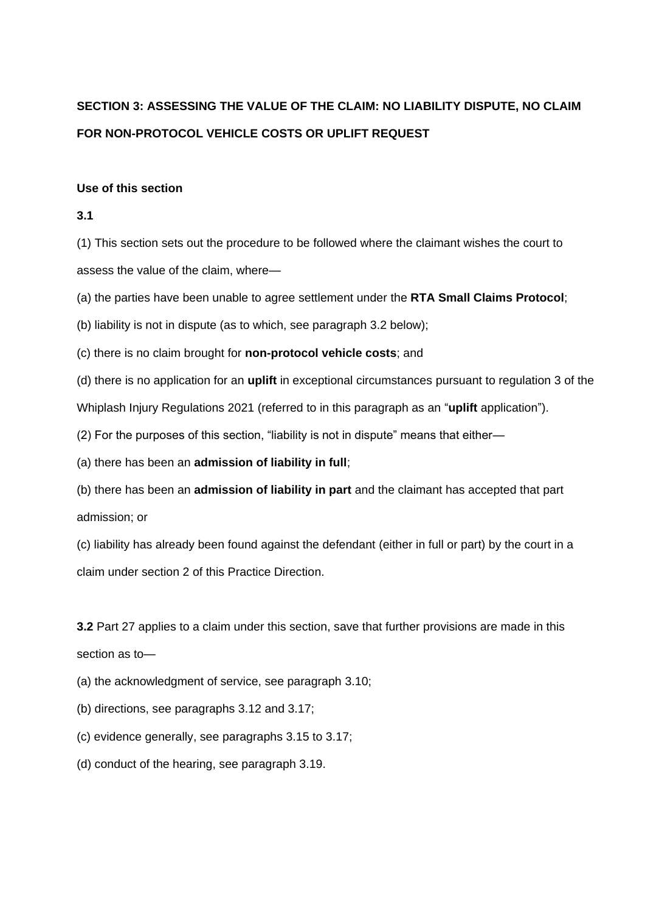## SECTION 3: ASSESSING THE VALUE OF THE CLAIM: NO LIABILITY DISPUTE, NO CLAIM FOR NON-PROTOCOL VEHICLE COSTS OR UPLIFT REQUEST

**Use of this section**

**3.1**

(1) This section sets out the procedure to be followed where the claimant wishes the court to assess the value of the claim, where—

(a) the parties have been unable to agree settlement under the **RTA Small Claims Protocol**;

(b) liability is not in dispute (as to which, see paragraph 3.2 below);

(c) there is no claim brought for **non-protocol vehicle costs**; and

(d) there is no application for an **uplift** in exceptional circumstances pursuant to regulation 3 of the Whiplash Injury Regulations 2021 (referred to in this paragraph as an "**uplift** application").

(2) For the purposes of this section, "liability is not in dispute" means that either—

(a) there has been an **admission of liability in full**;

(b) there has been an **admission of liability in part** and the claimant has accepted that part admission; or

(c) liability has already been found against the defendant (either in full or part) by the court in a claim under section 2 of this Practice Direction.

**3.2** Part 27 applies to a claim under this section, save that further provisions are made in this section as to—

(a) the acknowledgment of service, see paragraph 3.10;

(b) directions, see paragraphs 3.12 and 3.17;

(c) evidence generally, see paragraphs 3.15 to 3.17;

(d) conduct of the hearing, see paragraph 3.19.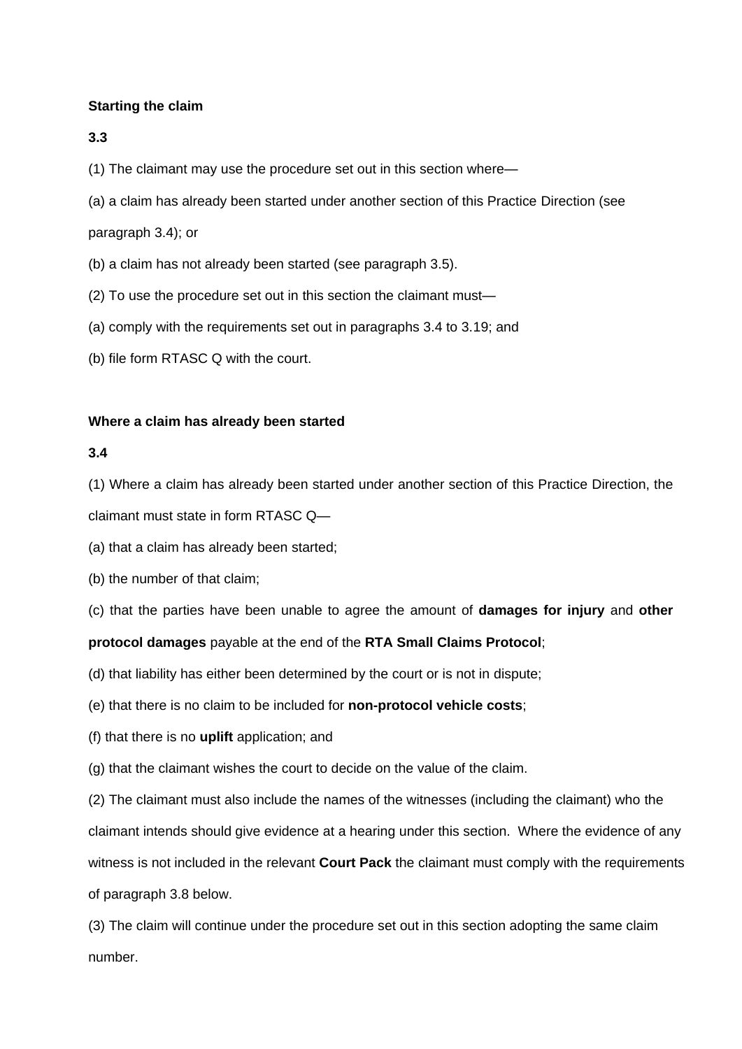**Starting the claim**

**3.3**

(1) The claimant may use the procedure set out in this section where—

(a) a claim has already been started under another section of this Practice Direction (see paragraph 3.4); or

(b) a claim has not already been started (see paragraph 3.5).

(2) To use the procedure set out in this section the claimant must—

(a) comply with the requirements set out in paragraphs 3.4 to 3.19; and

(b) file form RTASC Q with the court.

**Where a claim has already been started**

**3.4**

(1) Where a claim has already been started under another section of this Practice Direction, the claimant must state in form RTASC Q—

(a) that a claim has already been started;

(b) the number of that claim;

(c) that the parties have been unable to agree the amount of **damages for injury** and **other protocol damages** payable at the end of the **RTA Small Claims Protocol**;

(d) that liability has either been determined by the court or is not in dispute;

(e) that there is no claim to be included for **non-protocol vehicle costs**;

(f) that there is no **uplift** application; and

(g) that the claimant wishes the court to decide on the value of the claim.

(2) The claimant must also include the names of the witnesses (including the claimant) who the claimant intends should give evidence at a hearing under this section. Where the evidence of any witness is not included in the relevant **Court Pack** the claimant must comply with the requirements of paragraph 3.8 below.

(3) The claim will continue under the procedure set out in this section adopting the same claim number.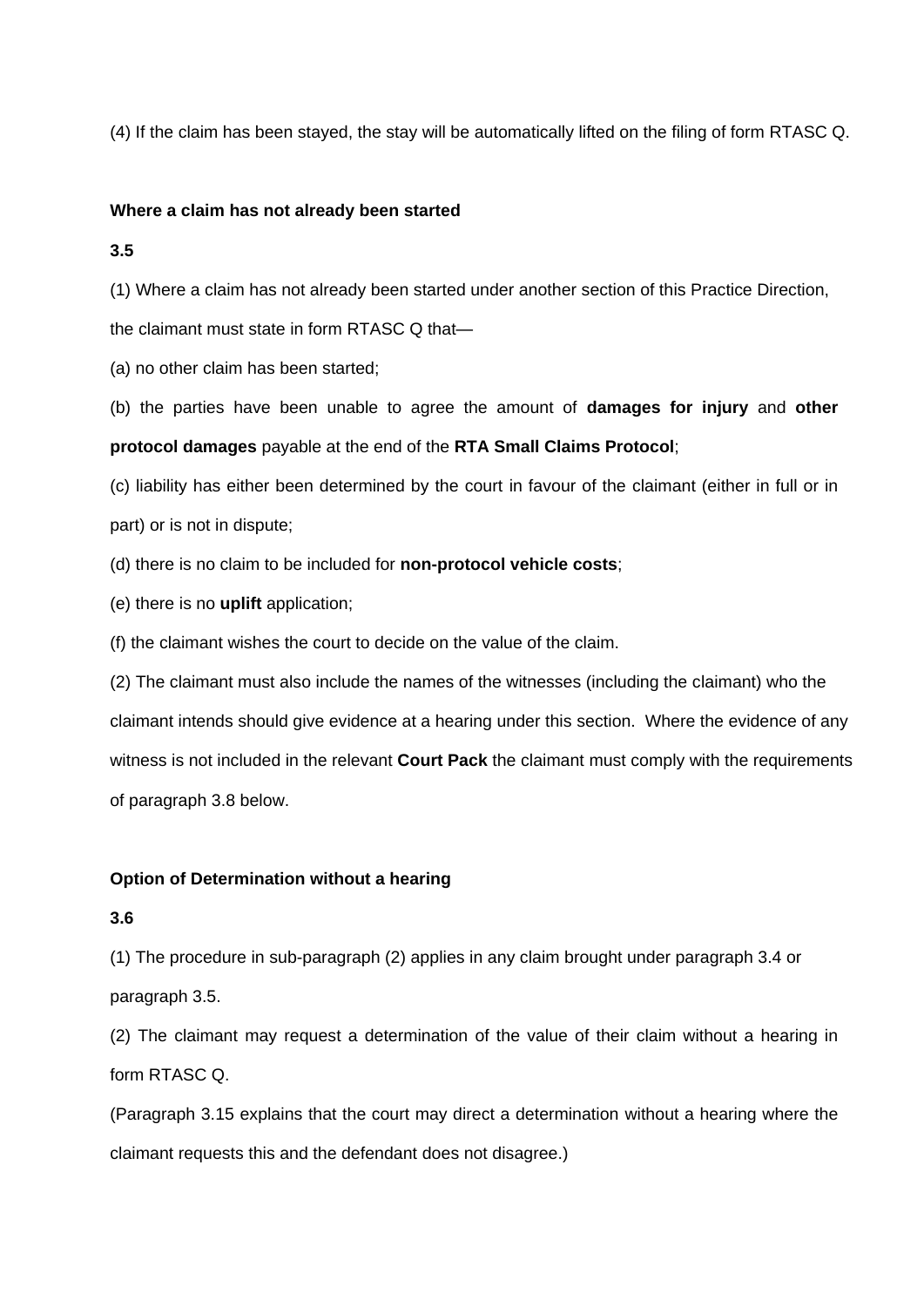(4) If the claim has been stayed, the stay will be automatically lifted on the filing of form RTASC Q.

**Where a claim has not already been started**

**3.5**

(1) Where a claim has not already been started under another section of this Practice Direction, the claimant must state in form RTASC Q that—

(a) no other claim has been started;

(b) the parties have been unable to agree the amount of **damages for injury** and **other protocol damages** payable at the end of the **RTA Small Claims Protocol**;

(c) liability has either been determined by the court in favour of the claimant (either in full or in part) or is not in dispute;

(d) there is no claim to be included for **non-protocol vehicle costs**;

(e) there is no **uplift** application;

(f) the claimant wishes the court to decide on the value of the claim.

(2) The claimant must also include the names of the witnesses (including the claimant) who the claimant intends should give evidence at a hearing under this section. Where the evidence of any witness is not included in the relevant **Court Pack** the claimant must comply with the requirements of paragraph 3.8 below.

**Option of Determination without a hearing**

**3.6**

(1) The procedure in sub-paragraph (2) applies in any claim brought under paragraph 3.4 or paragraph 3.5.

(2) The claimant may request a determination of the value of their claim without a hearing in form RTASC Q.

(Paragraph 3.15 explains that the court may direct a determination without a hearing where the claimant requests this and the defendant does not disagree.)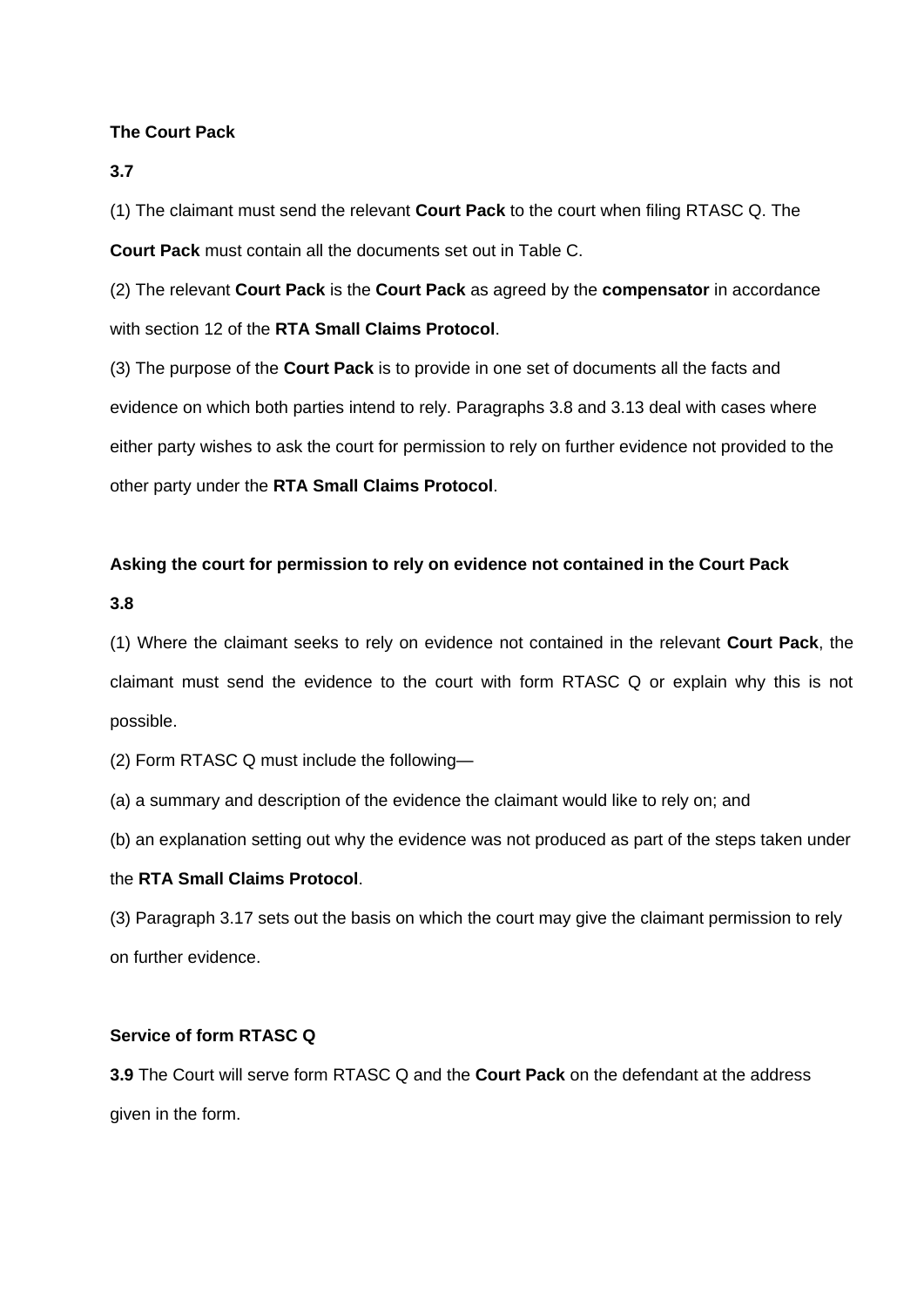**The Court Pack**

**3.7**

(1) The claimant must send the relevant **Court Pack** to the court when filing RTASC Q. The **Court Pack** must contain all the documents set out in Table C.

(2) The relevant **Court Pack** is the **Court Pack** as agreed by the **compensator** in accordance with section 12 of the **RTA Small Claims Protocol**.

(3) The purpose of the **Court Pack** is to provide in one set of documents all the facts and evidence on which both parties intend to rely. Paragraphs 3.8 and 3.13 deal with cases where either party wishes to ask the court for permission to rely on further evidence not provided to the other party under the **RTA Small Claims Protocol**.

**Asking the court for permission to rely on evidence not contained in the Court Pack**

**3.8**

(1) Where the claimant seeks to rely on evidence not contained in the relevant **Court Pack**, the claimant must send the evidence to the court with form RTASC Q or explain why this is not possible.

(2) Form RTASC Q must include the following—

(a) a summary and description of the evidence the claimant would like to rely on; and

(b) an explanation setting out why the evidence was not produced as part of the steps taken under the **RTA Small Claims Protocol**.

(3) Paragraph 3.17 sets out the basis on which the court may give the claimant permission to rely on further evidence.

**Service of form RTASC Q**

**3.9** The Court will serve form RTASC Q and the **Court Pack** on the defendant at the address given in the form.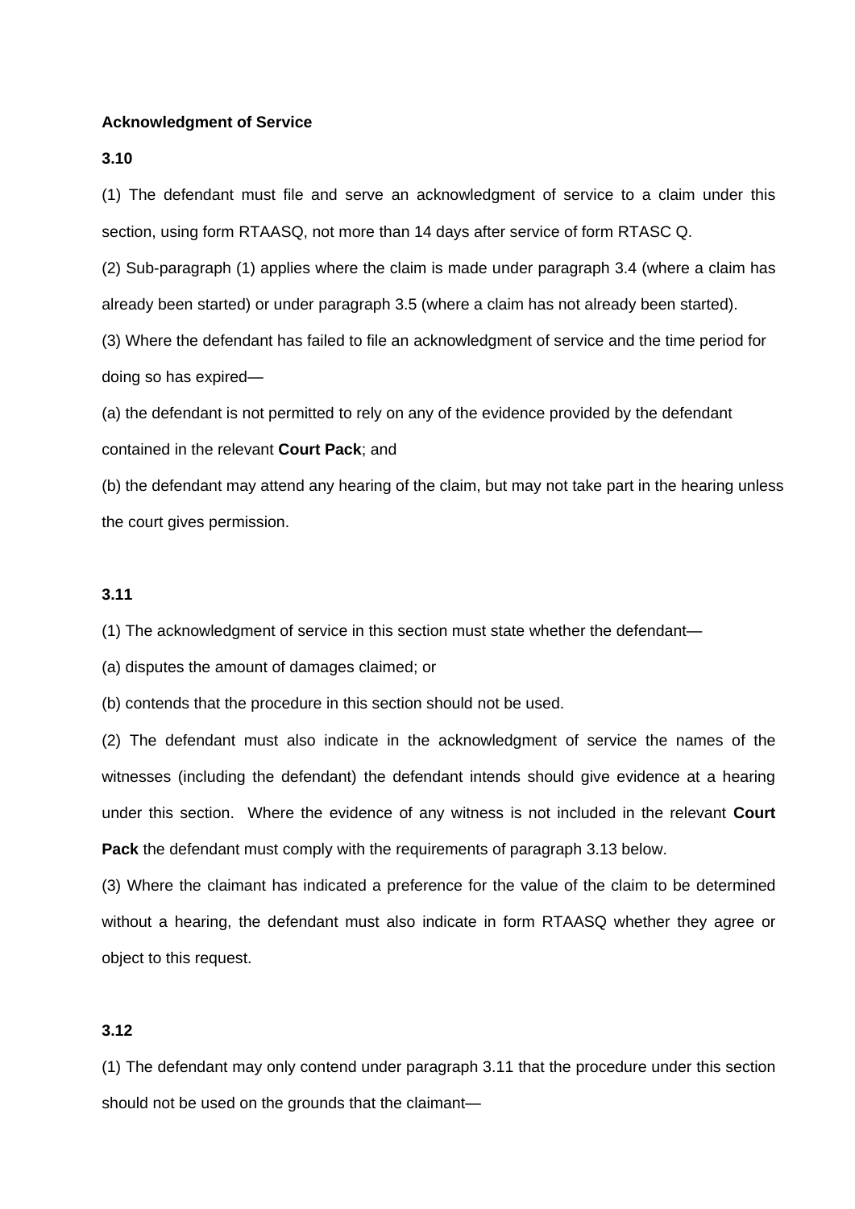**Acknowledgment of Service**

**3.10**

(1) The defendant must file and serve an acknowledgment of service to a claim under this section, using form RTAASQ, not more than 14 days after service of form RTASC Q.

(2) Sub-paragraph (1) applies where the claim is made under paragraph 3.4 (where a claim has already been started) or under paragraph 3.5 (where a claim has not already been started).

(3) Where the defendant has failed to file an acknowledgment of service and the time period for doing so has expired—

(a) the defendant is not permitted to rely on any of the evidence provided by the defendant contained in the relevant **Court Pack**; and

(b) the defendant may attend any hearing of the claim, but may not take part in the hearing unless the court gives permission.

**3.11**

(1) The acknowledgment of service in this section must state whether the defendant—

(a) disputes the amount of damages claimed; or

(b) contends that the procedure in this section should not be used.

(2) The defendant must also indicate in the acknowledgment of service the names of the witnesses (including the defendant) the defendant intends should give evidence at a hearing under this section. Where the evidence of any witness is not included in the relevant **Court Pack** the defendant must comply with the requirements of paragraph 3.13 below.

(3) Where the claimant has indicated a preference for the value of the claim to be determined without a hearing, the defendant must also indicate in form RTAASQ whether they agree or object to this request.

**3.12**

(1) The defendant may only contend under paragraph 3.11 that the procedure under this section should not be used on the grounds that the claimant—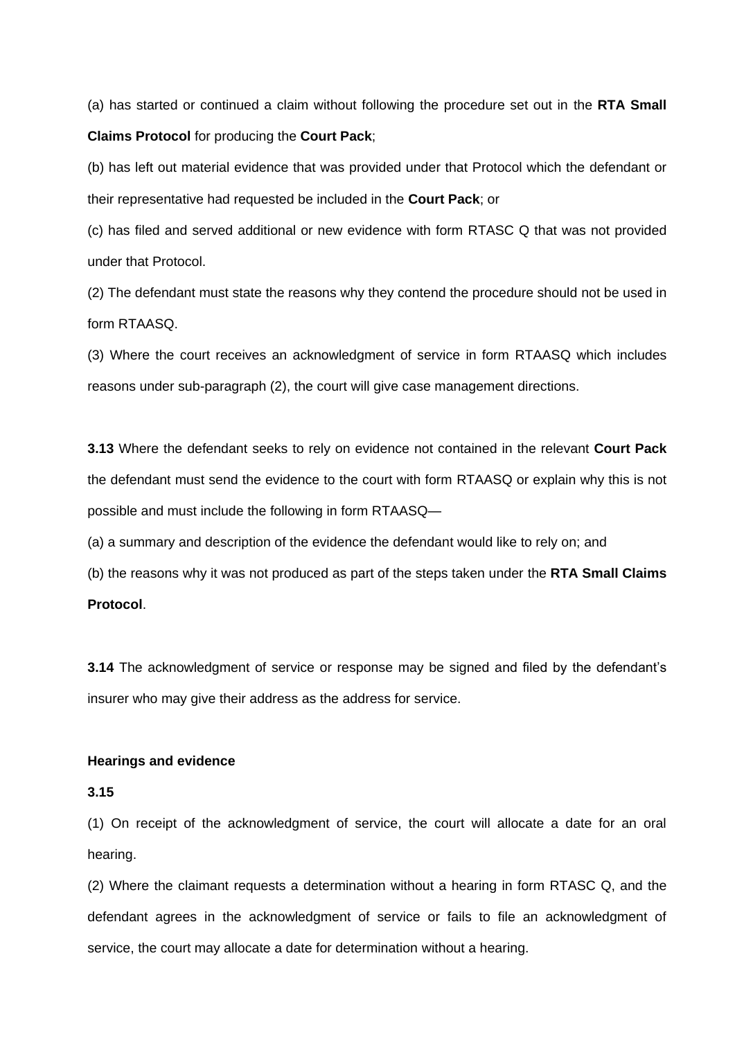(a) has started or continued a claim without following the procedure set out in the **RTA Small Claims Protocol** for producing the **Court Pack**;

(b) has left out material evidence that was provided under that Protocol which the defendant or their representative had requested be included in the **Court Pack**; or

(c) has filed and served additional or new evidence with form RTASC Q that was not provided under that Protocol.

(2) The defendant must state the reasons why they contend the procedure should not be used in form RTAASQ.

(3) Where the court receives an acknowledgment of service in form RTAASQ which includes reasons under sub-paragraph (2), the court will give case management directions.

**3.13** Where the defendant seeks to rely on evidence not contained in the relevant **Court Pack** the defendant must send the evidence to the court with form RTAASQ or explain why this is not possible and must include the following in form RTAASQ—

(a) a summary and description of the evidence the defendant would like to rely on; and

(b) the reasons why it was not produced as part of the steps taken under the **RTA Small Claims Protocol**.

**3.14** The acknowledgment of service or response may be signed and filed by the defendant's insurer who may give their address as the address for service.

**Hearings and evidence**

**3.15**

(1) On receipt of the acknowledgment of service, the court will allocate a date for an oral hearing.

(2) Where the claimant requests a determination without a hearing in form RTASC Q, and the defendant agrees in the acknowledgment of service or fails to file an acknowledgment of service, the court may allocate a date for determination without a hearing.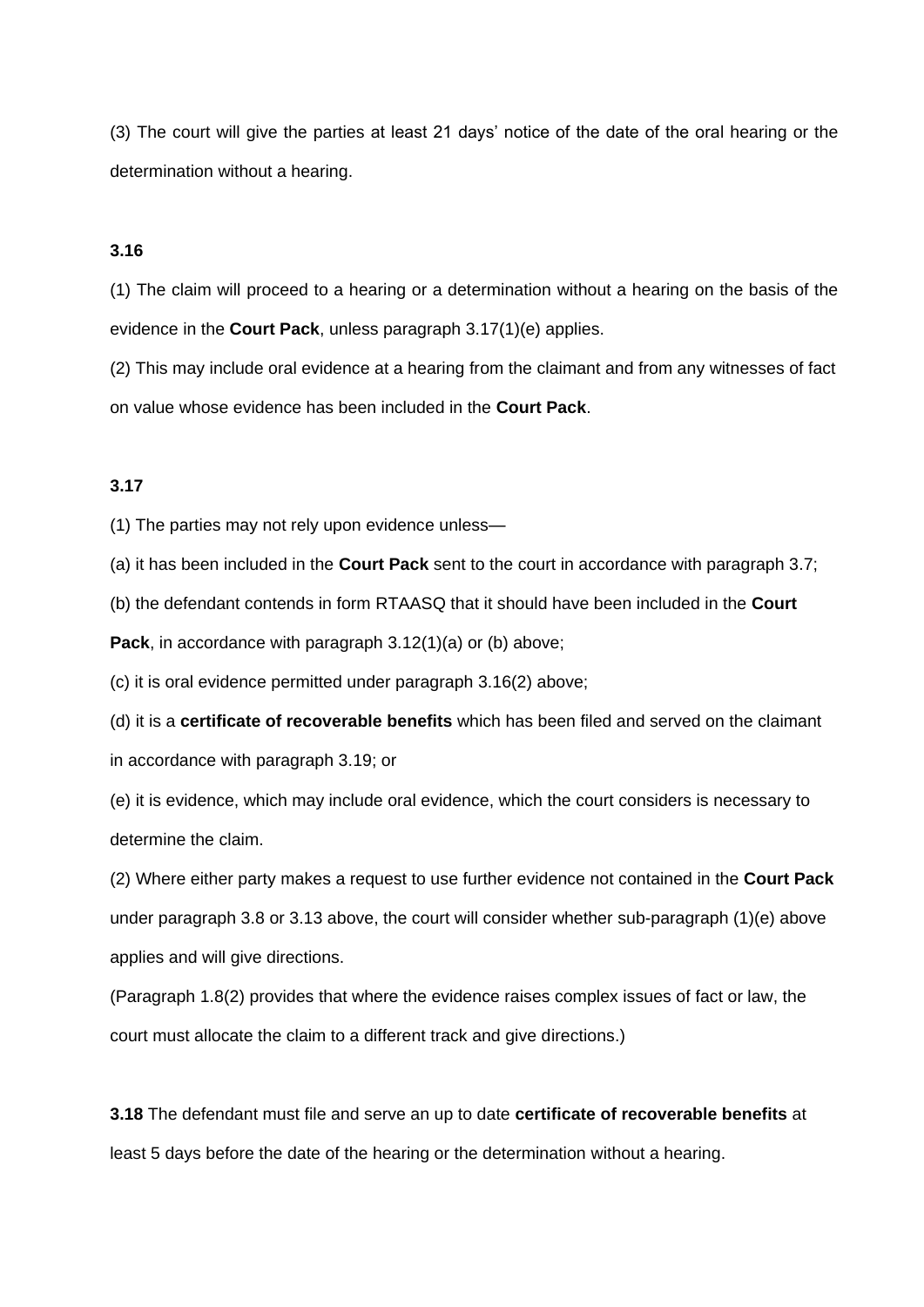(3) The court will give the parties at least 21 days' notice of the date of the oral hearing or the determination without a hearing.

**3.16**

(1) The claim will proceed to a hearing or a determination without a hearing on the basis of the evidence in the **Court Pack**, unless paragraph 3.17(1)(e) applies.

(2) This may include oral evidence at a hearing from the claimant and from any witnesses of fact on value whose evidence has been included in the **Court Pack**.

**3.17**

(1) The parties may not rely upon evidence unless—

(a) it has been included in the **Court Pack** sent to the court in accordance with paragraph 3.7;

(b) the defendant contends in form RTAASQ that it should have been included in the **Court Pack**, in accordance with paragraph 3.12(1)(a) or (b) above;

(c) it is oral evidence permitted under paragraph 3.16(2) above;

(d) it is a **certificate of recoverable benefits** which has been filed and served on the claimant in accordance with paragraph 3.19; or

(e) it is evidence, which may include oral evidence, which the court considers is necessary to determine the claim.

(2) Where either party makes a request to use further evidence not contained in the **Court Pack** under paragraph 3.8 or 3.13 above, the court will consider whether sub-paragraph (1)(e) above applies and will give directions.

(Paragraph 1.8(2) provides that where the evidence raises complex issues of fact or law, the court must allocate the claim to a different track and give directions.)

**3.18** The defendant must file and serve an up to date **certificate of recoverable benefits** at least 5 days before the date of the hearing or the determination without a hearing.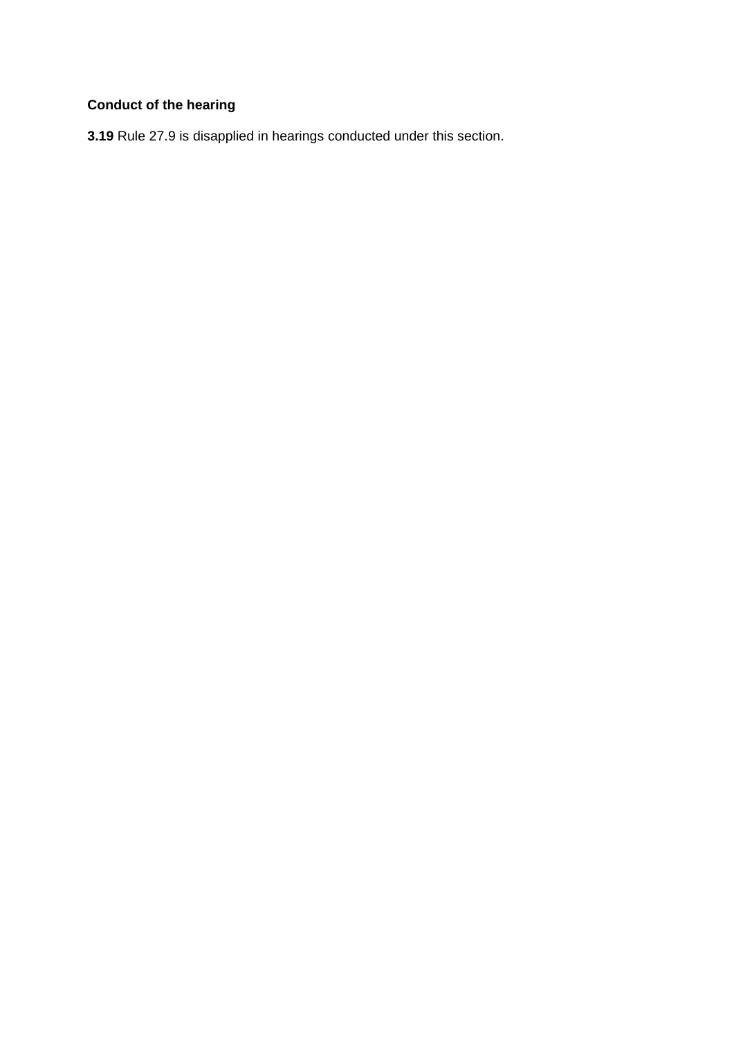**Conduct of the hearing**

**3.19** Rule 27.9 is disapplied in hearings conducted under this section.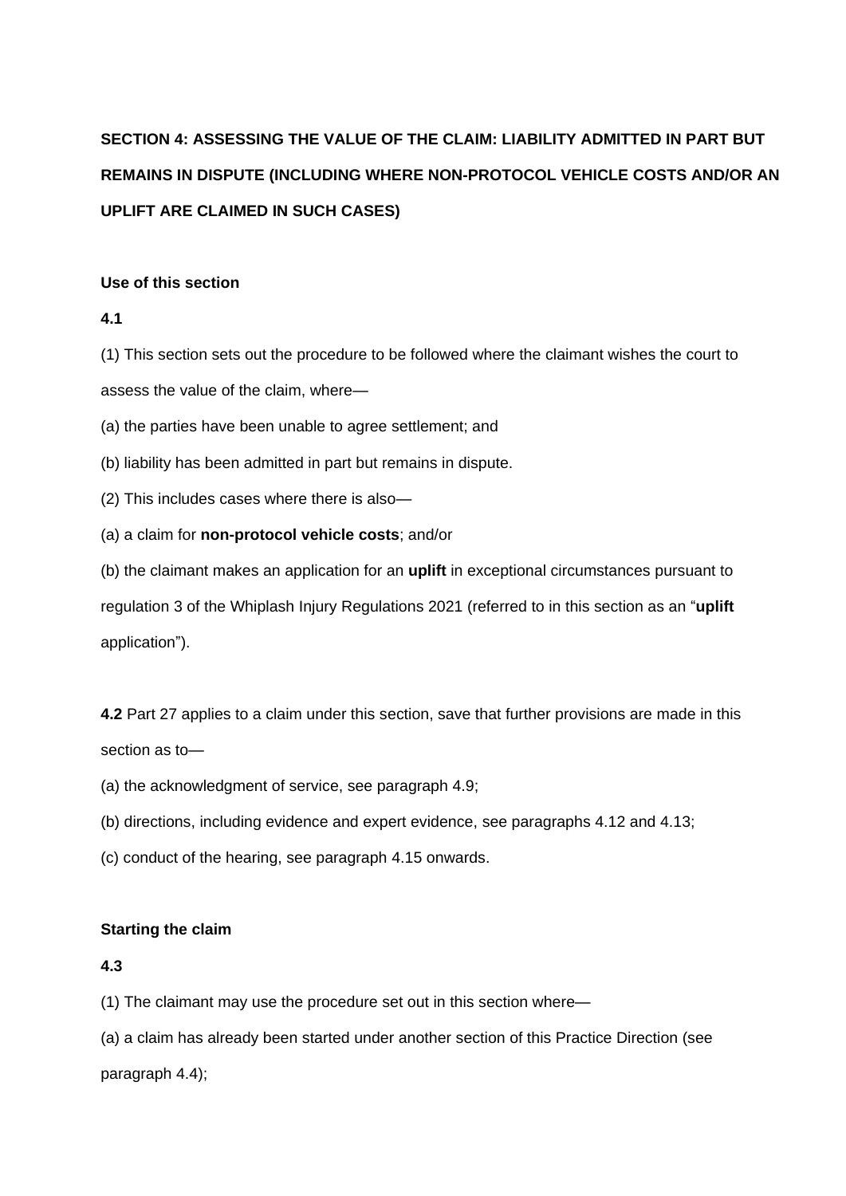## SECTION 4: ASSESSING THE VALUE OF THE CLAIM: LIABILITY ADMITTED IN PART BUT REMAINS IN DISPUTE (INCLUDING WHERE NON-PROTOCOL VEHICLE COSTS AND/OR AN UPLIFT ARE CLAIMED IN SUCH CASES)

### Use of this section

**4.1**

(1) This section sets out the procedure to be followed where the claimant wishes the court to assess the value of the claim, where—

(a) the parties have been unable to agree settlement; and

(b) liability has been admitted in part but remains in dispute.

(2) This includes cases where there is also—

(a) a claim for **non-protocol vehicle costs**; and/or

(b) the claimant makes an application for an **uplift** in exceptional circumstances pursuant to regulation 3 of the Whiplash Injury Regulations 2021 (referred to in this section as an "**uplift** application").

**4.2** Part 27 applies to a claim under this section, save that further provisions are made in this section as to—

(a) the acknowledgment of service, see paragraph 4.9;

(b) directions, including evidence and expert evidence, see paragraphs 4.12 and 4.13;

(c) conduct of the hearing, see paragraph 4.15 onwards.

### Starting the claim

**4.3**

(1) The claimant may use the procedure set out in this section where—

(a) a claim has already been started under another section of this Practice Direction (see paragraph 4.4);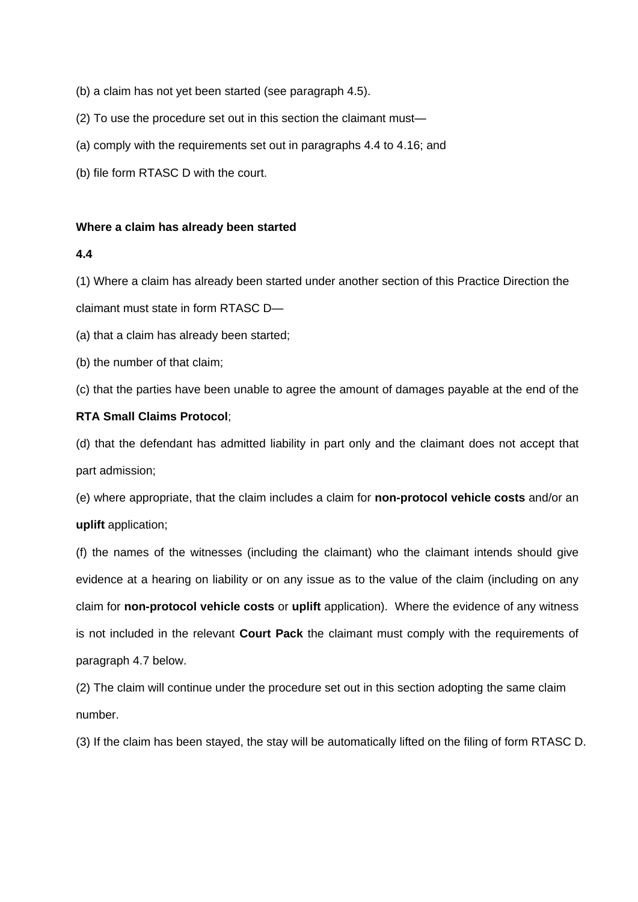(b) a claim has not yet been started (see paragraph 4.5).

(2) To use the procedure set out in this section the claimant must—

(a) comply with the requirements set out in paragraphs 4.4 to 4.16; and

(b) file form RTASC D with the court.

**Where a claim has already been started**

**4.4**

(1) Where a claim has already been started under another section of this Practice Direction the claimant must state in form RTASC D—

(a) that a claim has already been started;

(b) the number of that claim;

(c) that the parties have been unable to agree the amount of damages payable at the end of the **RTA Small Claims Protocol**;

(d) that the defendant has admitted liability in part only and the claimant does not accept that part admission;

(e) where appropriate, that the claim includes a claim for **non-protocol vehicle costs** and/or an **uplift** application;

(f) the names of the witnesses (including the claimant) who the claimant intends should give evidence at a hearing on liability or on any issue as to the value of the claim (including on any claim for **non-protocol vehicle costs** or **uplift** application). Where the evidence of any witness is not included in the relevant **Court Pack** the claimant must comply with the requirements of paragraph 4.7 below.

(2) The claim will continue under the procedure set out in this section adopting the same claim number.

(3) If the claim has been stayed, the stay will be automatically lifted on the filing of form RTASC D.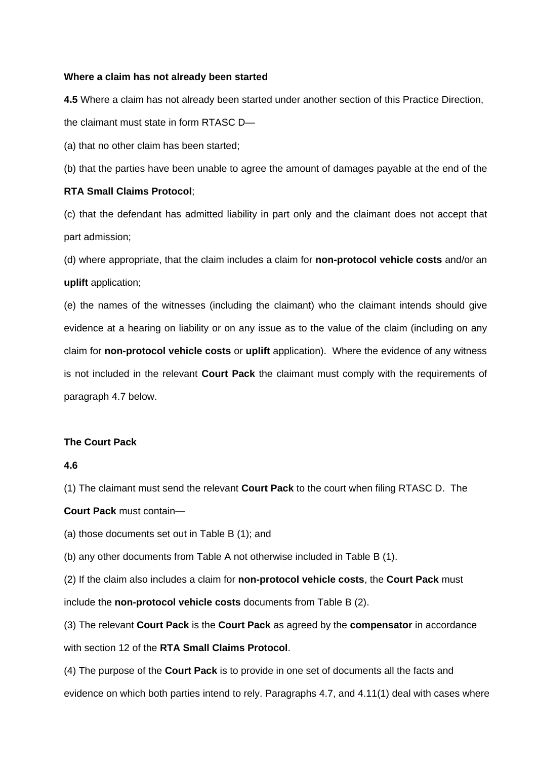**Where a claim has not already been started**

**4.5** Where a claim has not already been started under another section of this Practice Direction, the claimant must state in form RTASC D—

(a) that no other claim has been started;

(b) that the parties have been unable to agree the amount of damages payable at the end of the **RTA Small Claims Protocol**;

(c) that the defendant has admitted liability in part only and the claimant does not accept that part admission;

(d) where appropriate, that the claim includes a claim for **non-protocol vehicle costs** and/or an **uplift** application;

(e) the names of the witnesses (including the claimant) who the claimant intends should give evidence at a hearing on liability or on any issue as to the value of the claim (including on any claim for **non-protocol vehicle costs** or **uplift** application). Where the evidence of any witness is not included in the relevant **Court Pack** the claimant must comply with the requirements of paragraph 4.7 below.

**The Court Pack**

**4.6**

(1) The claimant must send the relevant **Court Pack** to the court when filing RTASC D. The **Court Pack** must contain—

(a) those documents set out in Table B (1); and

(b) any other documents from Table A not otherwise included in Table B (1).

(2) If the claim also includes a claim for **non-protocol vehicle costs**, the **Court Pack** must include the **non-protocol vehicle costs** documents from Table B (2).

(3) The relevant **Court Pack** is the **Court Pack** as agreed by the **compensator** in accordance with section 12 of the **RTA Small Claims Protocol**.

(4) The purpose of the **Court Pack** is to provide in one set of documents all the facts and evidence on which both parties intend to rely. Paragraphs 4.7, and 4.11(1) deal with cases where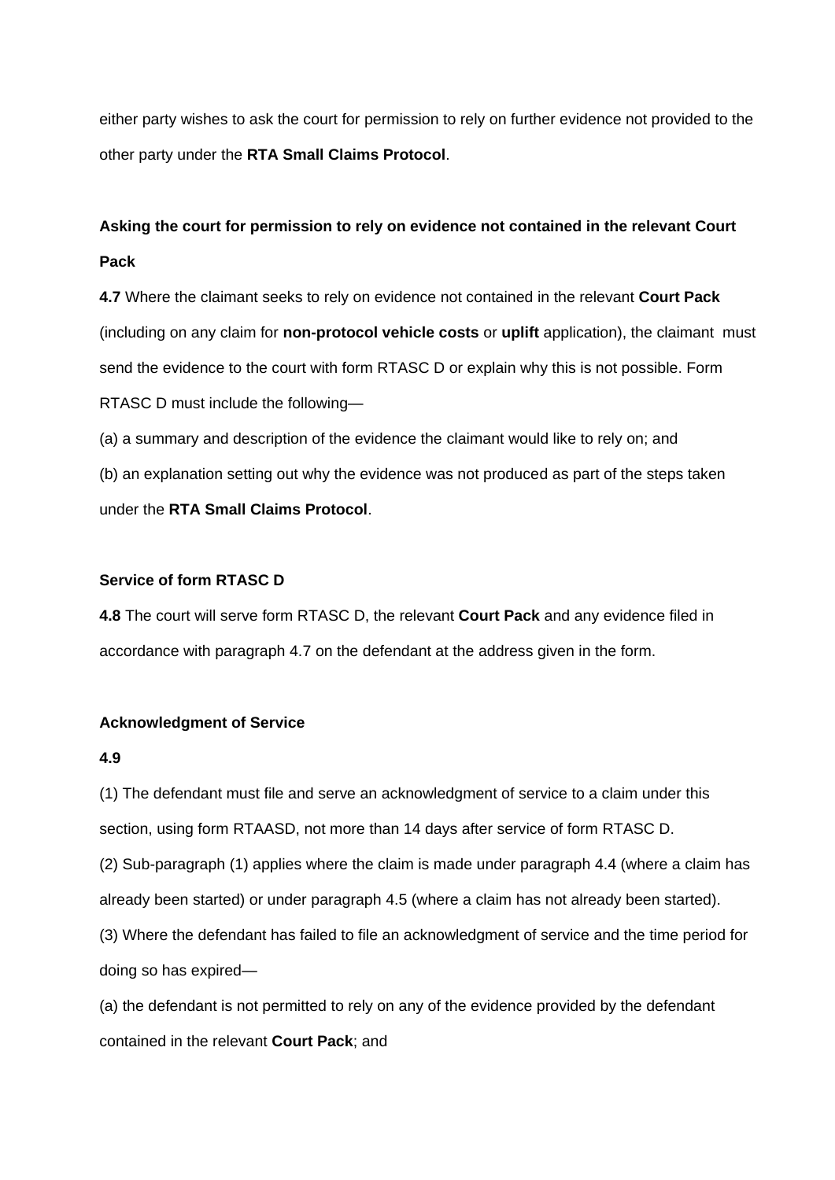either party wishes to ask the court for permission to rely on further evidence not provided to the other party under the **RTA Small Claims Protocol**.

**Asking the court for permission to rely on evidence not contained in the relevant Court Pack**

**4.7** Where the claimant seeks to rely on evidence not contained in the relevant **Court Pack** (including on any claim for **non-protocol vehicle costs** or **uplift** application), the claimant must send the evidence to the court with form RTASC D or explain why this is not possible. Form RTASC D must include the following—

(a) a summary and description of the evidence the claimant would like to rely on; and

(b) an explanation setting out why the evidence was not produced as part of the steps taken under the **RTA Small Claims Protocol**.

**Service of form RTASC D**

**4.8** The court will serve form RTASC D, the relevant **Court Pack** and any evidence filed in accordance with paragraph 4.7 on the defendant at the address given in the form.

**Acknowledgment of Service**

**4.9**

(1) The defendant must file and serve an acknowledgment of service to a claim under this section, using form RTAASD, not more than 14 days after service of form RTASC D.

(2) Sub-paragraph (1) applies where the claim is made under paragraph 4.4 (where a claim has already been started) or under paragraph 4.5 (where a claim has not already been started).

(3) Where the defendant has failed to file an acknowledgment of service and the time period for doing so has expired—

(a) the defendant is not permitted to rely on any of the evidence provided by the defendant contained in the relevant **Court Pack**; and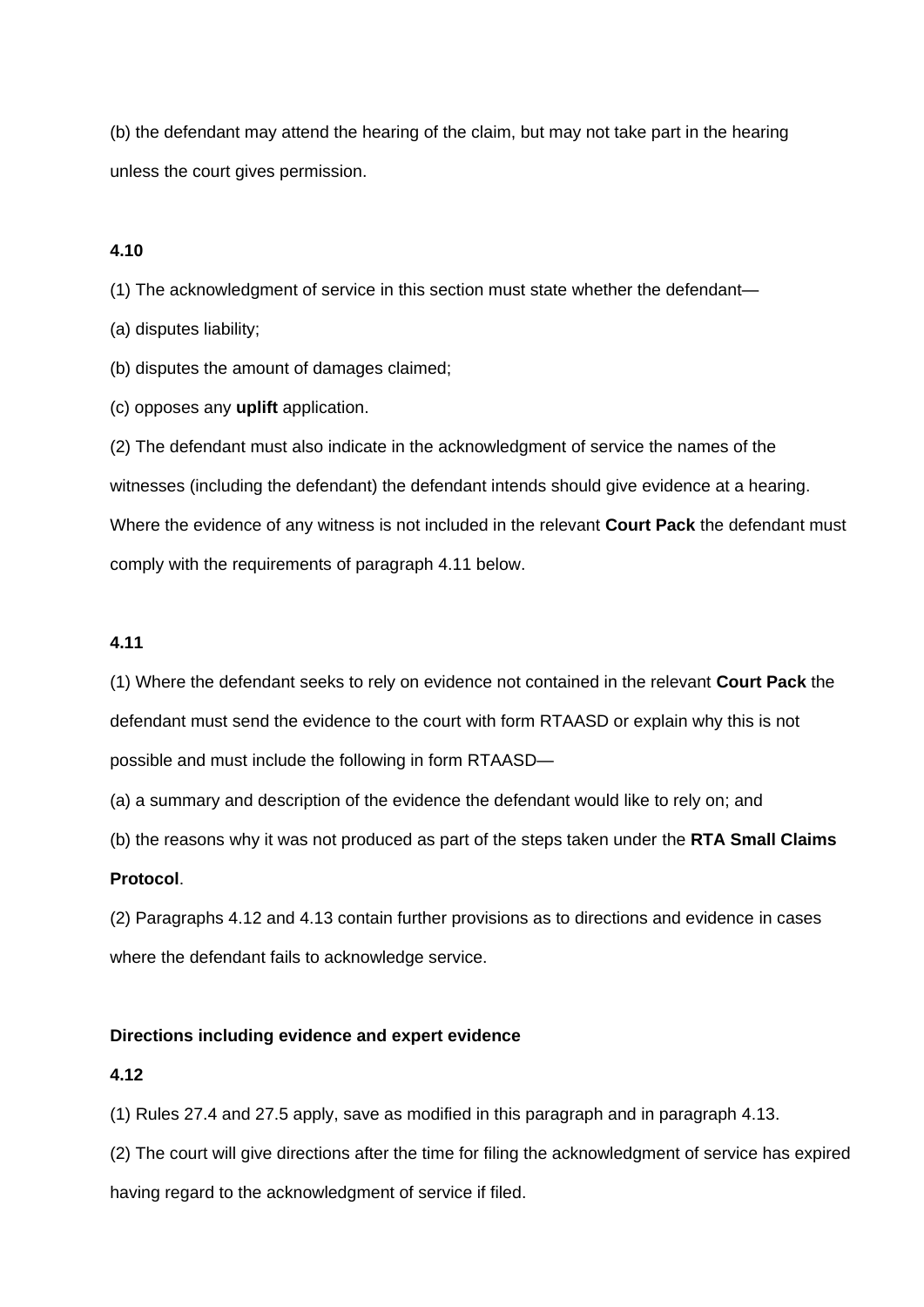(b) the defendant may attend the hearing of the claim, but may not take part in the hearing unless the court gives permission.

**4.10**

(1) The acknowledgment of service in this section must state whether the defendant—

(a) disputes liability;

(b) disputes the amount of damages claimed;

(c) opposes any **uplift** application.

(2) The defendant must also indicate in the acknowledgment of service the names of the witnesses (including the defendant) the defendant intends should give evidence at a hearing. Where the evidence of any witness is not included in the relevant **Court Pack** the defendant must comply with the requirements of paragraph 4.11 below.

**4.11**

(1) Where the defendant seeks to rely on evidence not contained in the relevant **Court Pack** the defendant must send the evidence to the court with form RTAASD or explain why this is not possible and must include the following in form RTAASD—

(a) a summary and description of the evidence the defendant would like to rely on; and

(b) the reasons why it was not produced as part of the steps taken under the **RTA Small Claims Protocol**.

(2) Paragraphs 4.12 and 4.13 contain further provisions as to directions and evidence in cases where the defendant fails to acknowledge service.

**Directions including evidence and expert evidence**

**4.12**

(1) Rules 27.4 and 27.5 apply, save as modified in this paragraph and in paragraph 4.13.

(2) The court will give directions after the time for filing the acknowledgment of service has expired having regard to the acknowledgment of service if filed.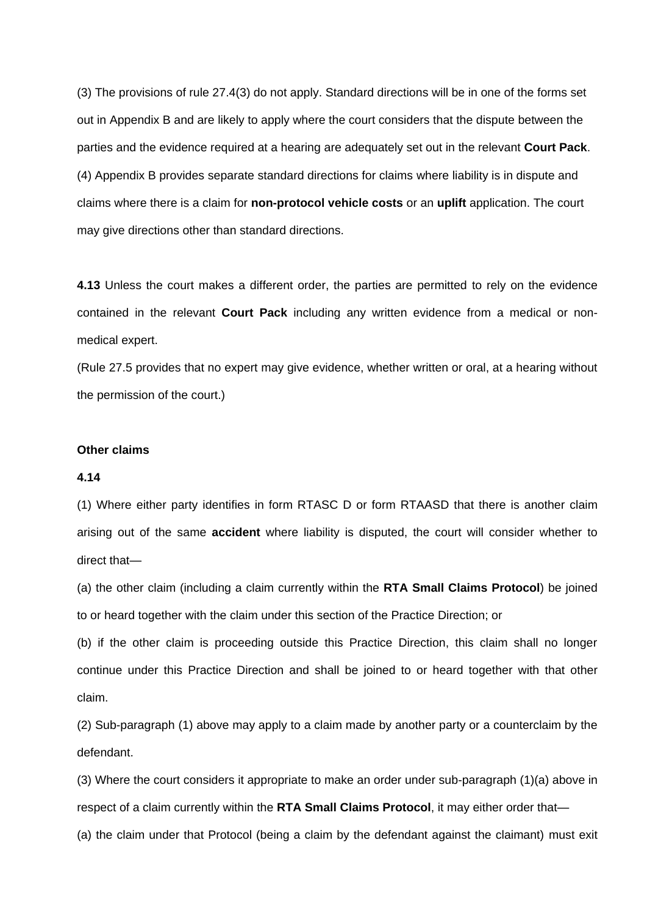(3) The provisions of rule 27.4(3) do not apply. Standard directions will be in one of the forms set out in Appendix B and are likely to apply where the court considers that the dispute between the parties and the evidence required at a hearing are adequately set out in the relevant **Court Pack**.

(4) Appendix B provides separate standard directions for claims where liability is in dispute and claims where there is a claim for **non-protocol vehicle costs** or an **uplift** application. The court may give directions other than standard directions.

**4.13** Unless the court makes a different order, the parties are permitted to rely on the evidence contained in the relevant **Court Pack** including any written evidence from a medical or non-medical expert.

(Rule 27.5 provides that no expert may give evidence, whether written or oral, at a hearing without the permission of the court.)

**Other claims**

**4.14**

(1) Where either party identifies in form RTASC D or form RTAASD that there is another claim arising out of the same **accident** where liability is disputed, the court will consider whether to direct that—

(a) the other claim (including a claim currently within the **RTA Small Claims Protocol**) be joined to or heard together with the claim under this section of the Practice Direction; or

(b) if the other claim is proceeding outside this Practice Direction, this claim shall no longer continue under this Practice Direction and shall be joined to or heard together with that other claim.

(2) Sub-paragraph (1) above may apply to a claim made by another party or a counterclaim by the defendant.

(3) Where the court considers it appropriate to make an order under sub-paragraph (1)(a) above in respect of a claim currently within the **RTA Small Claims Protocol**, it may either order that—

(a) the claim under that Protocol (being a claim by the defendant against the claimant) must exit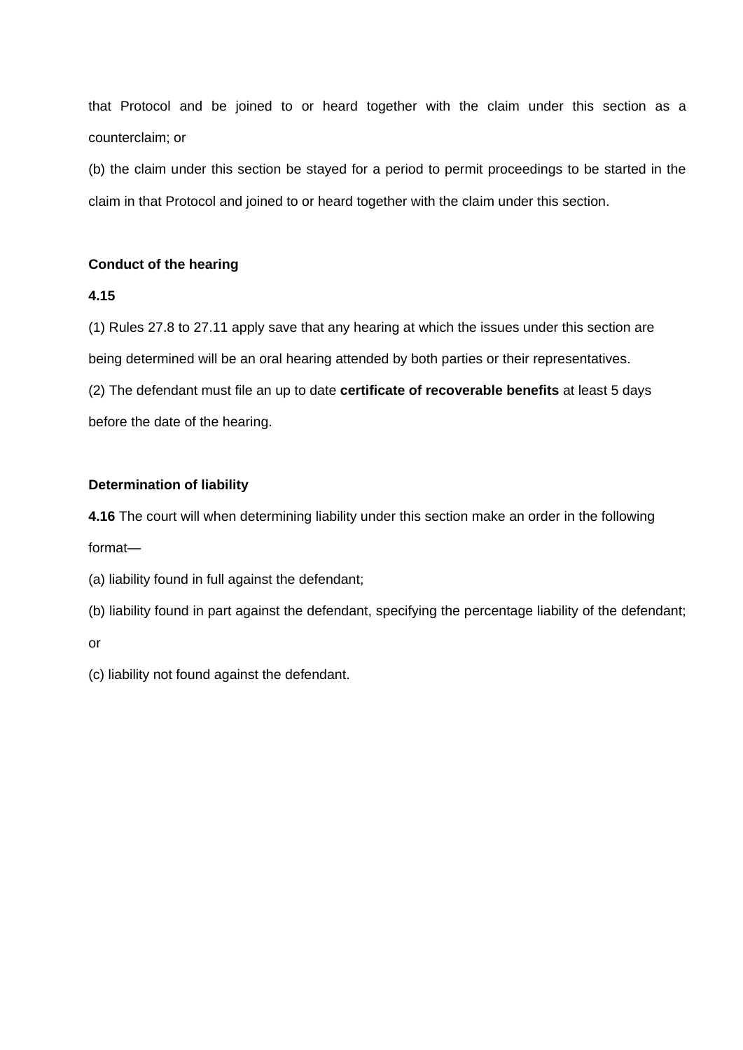that Protocol and be joined to or heard together with the claim under this section as a counterclaim; or

(b) the claim under this section be stayed for a period to permit proceedings to be started in the claim in that Protocol and joined to or heard together with the claim under this section.

**Conduct of the hearing**

**4.15**

(1) Rules 27.8 to 27.11 apply save that any hearing at which the issues under this section are being determined will be an oral hearing attended by both parties or their representatives.

(2) The defendant must file an up to date **certificate of recoverable benefits** at least 5 days before the date of the hearing.

**Determination of liability**

**4.16** The court will when determining liability under this section make an order in the following format—

(a) liability found in full against the defendant;

(b) liability found in part against the defendant, specifying the percentage liability of the defendant; or

(c) liability not found against the defendant.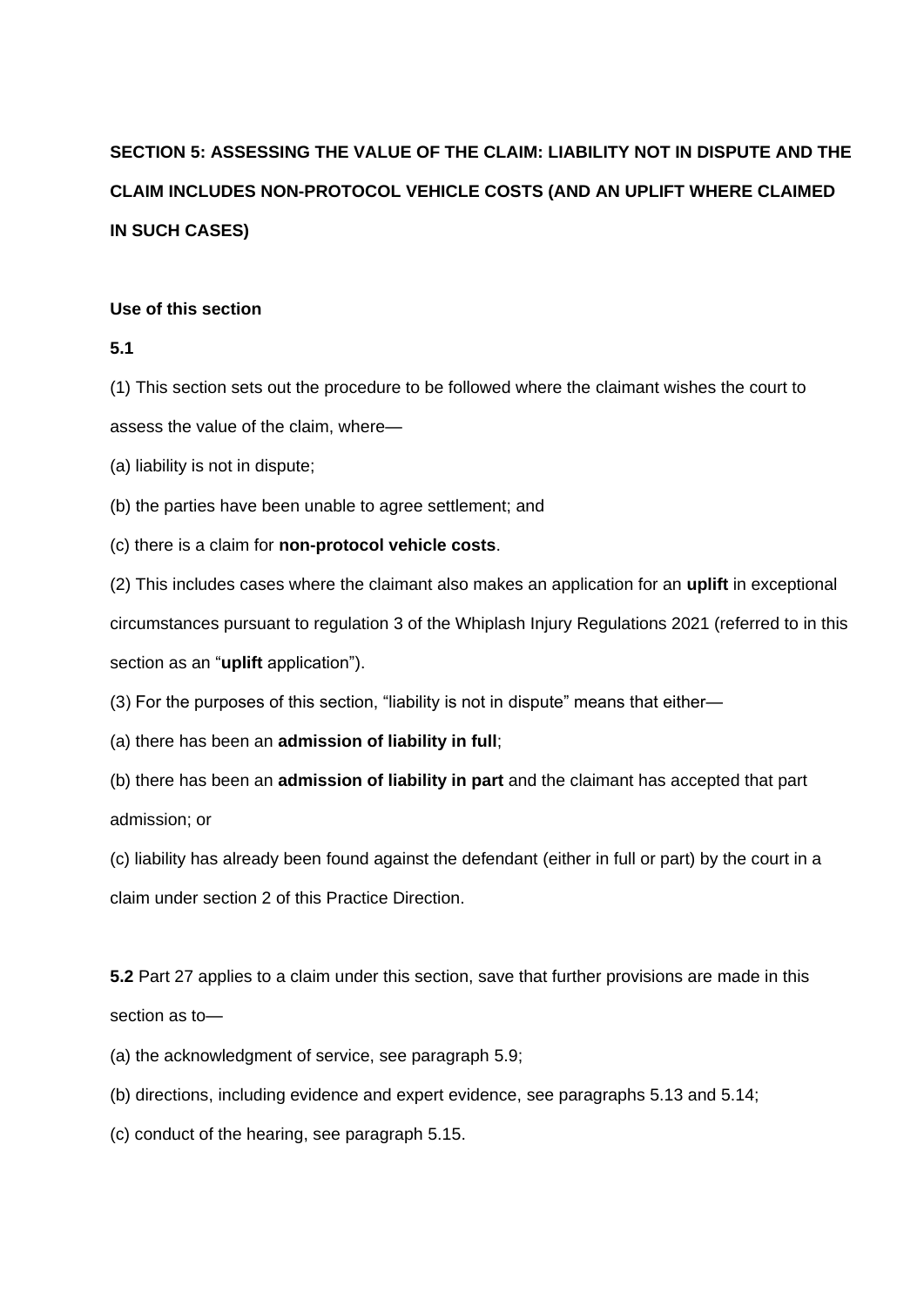## SECTION 5: ASSESSING THE VALUE OF THE CLAIM: LIABILITY NOT IN DISPUTE AND THE CLAIM INCLUDES NON-PROTOCOL VEHICLE COSTS (AND AN UPLIFT WHERE CLAIMED IN SUCH CASES)

**Use of this section**

**5.1**

(1) This section sets out the procedure to be followed where the claimant wishes the court to assess the value of the claim, where—

(a) liability is not in dispute;

(b) the parties have been unable to agree settlement; and

(c) there is a claim for **non-protocol vehicle costs**.

(2) This includes cases where the claimant also makes an application for an **uplift** in exceptional circumstances pursuant to regulation 3 of the Whiplash Injury Regulations 2021 (referred to in this section as an "**uplift** application").

(3) For the purposes of this section, "liability is not in dispute" means that either—

(a) there has been an **admission of liability in full**;

(b) there has been an **admission of liability in part** and the claimant has accepted that part admission; or

(c) liability has already been found against the defendant (either in full or part) by the court in a claim under section 2 of this Practice Direction.

**5.2** Part 27 applies to a claim under this section, save that further provisions are made in this section as to—

(a) the acknowledgment of service, see paragraph 5.9;

(b) directions, including evidence and expert evidence, see paragraphs 5.13 and 5.14;

(c) conduct of the hearing, see paragraph 5.15.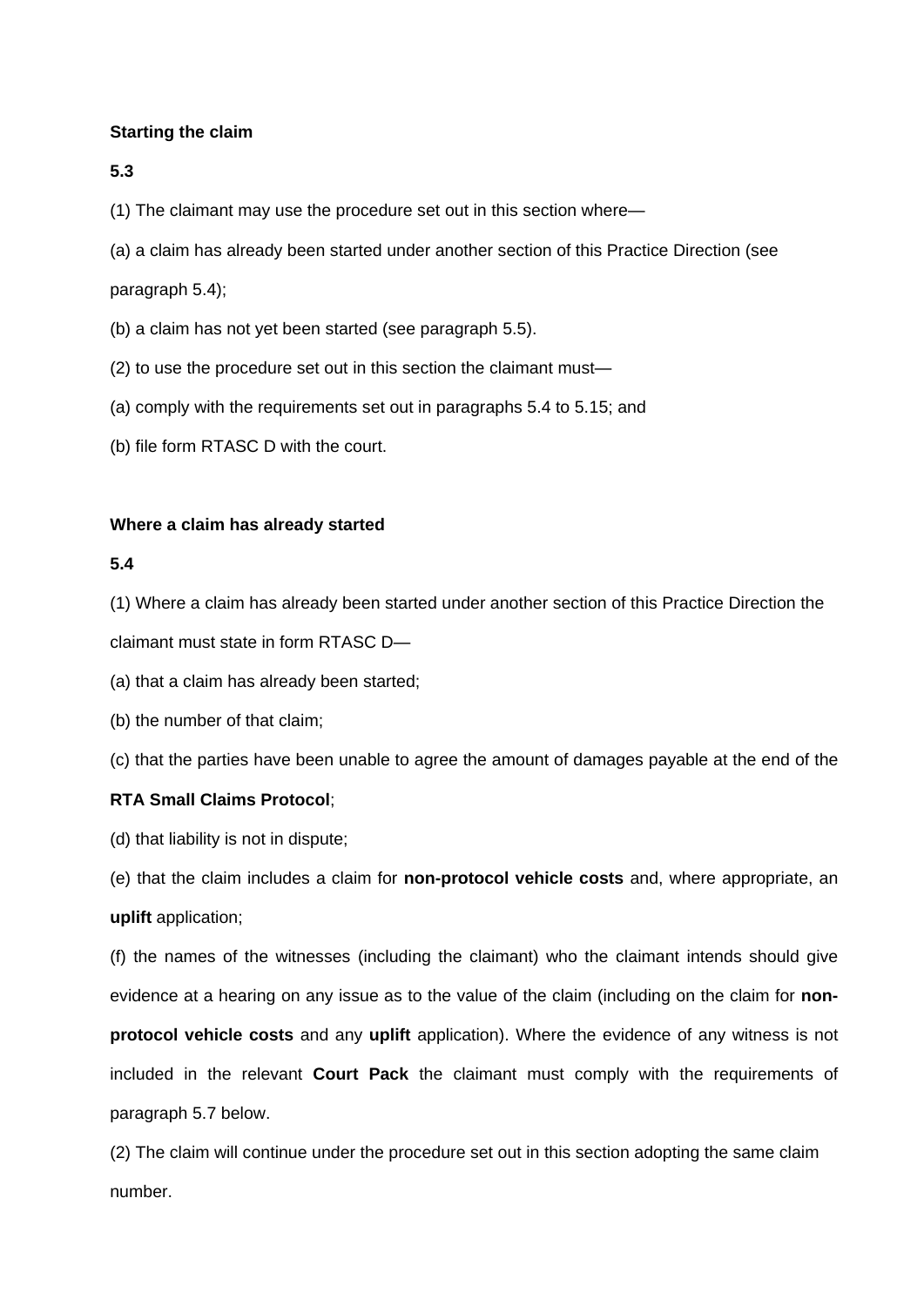**Starting the claim**

**5.3**

(1) The claimant may use the procedure set out in this section where—

(a) a claim has already been started under another section of this Practice Direction (see paragraph 5.4);

(b) a claim has not yet been started (see paragraph 5.5).

(2) to use the procedure set out in this section the claimant must—

(a) comply with the requirements set out in paragraphs 5.4 to 5.15; and

(b) file form RTASC D with the court.

**Where a claim has already started**

**5.4**

(1) Where a claim has already been started under another section of this Practice Direction the claimant must state in form RTASC D—

(a) that a claim has already been started;

(b) the number of that claim;

(c) that the parties have been unable to agree the amount of damages payable at the end of the **RTA Small Claims Protocol**;

(d) that liability is not in dispute;

(e) that the claim includes a claim for **non-protocol vehicle costs** and, where appropriate, an **uplift** application;

(f) the names of the witnesses (including the claimant) who the claimant intends should give evidence at a hearing on any issue as to the value of the claim (including on the claim for **non-protocol vehicle costs** and any **uplift** application). Where the evidence of any witness is not included in the relevant **Court Pack** the claimant must comply with the requirements of paragraph 5.7 below.

(2) The claim will continue under the procedure set out in this section adopting the same claim number.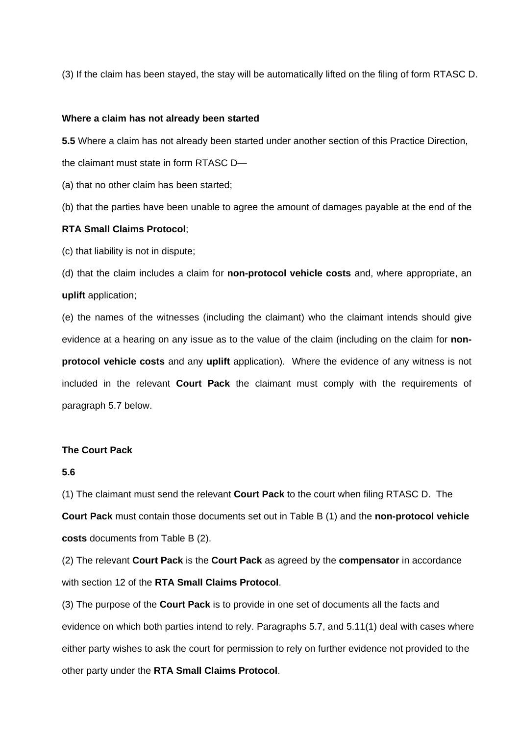(3) If the claim has been stayed, the stay will be automatically lifted on the filing of form RTASC D.

**Where a claim has not already been started**

**5.5** Where a claim has not already been started under another section of this Practice Direction, the claimant must state in form RTASC D—

(a) that no other claim has been started;

(b) that the parties have been unable to agree the amount of damages payable at the end of the **RTA Small Claims Protocol**;

(c) that liability is not in dispute;

(d) that the claim includes a claim for **non-protocol vehicle costs** and, where appropriate, an **uplift** application;

(e) the names of the witnesses (including the claimant) who the claimant intends should give evidence at a hearing on any issue as to the value of the claim (including on the claim for **non-protocol vehicle costs** and any **uplift** application). Where the evidence of any witness is not included in the relevant **Court Pack** the claimant must comply with the requirements of paragraph 5.7 below.

**The Court Pack**

**5.6**

(1) The claimant must send the relevant **Court Pack** to the court when filing RTASC D. The **Court Pack** must contain those documents set out in Table B (1) and the **non-protocol vehicle costs** documents from Table B (2).

(2) The relevant **Court Pack** is the **Court Pack** as agreed by the **compensator** in accordance with section 12 of the **RTA Small Claims Protocol**.

(3) The purpose of the **Court Pack** is to provide in one set of documents all the facts and evidence on which both parties intend to rely. Paragraphs 5.7, and 5.11(1) deal with cases where either party wishes to ask the court for permission to rely on further evidence not provided to the other party under the **RTA Small Claims Protocol**.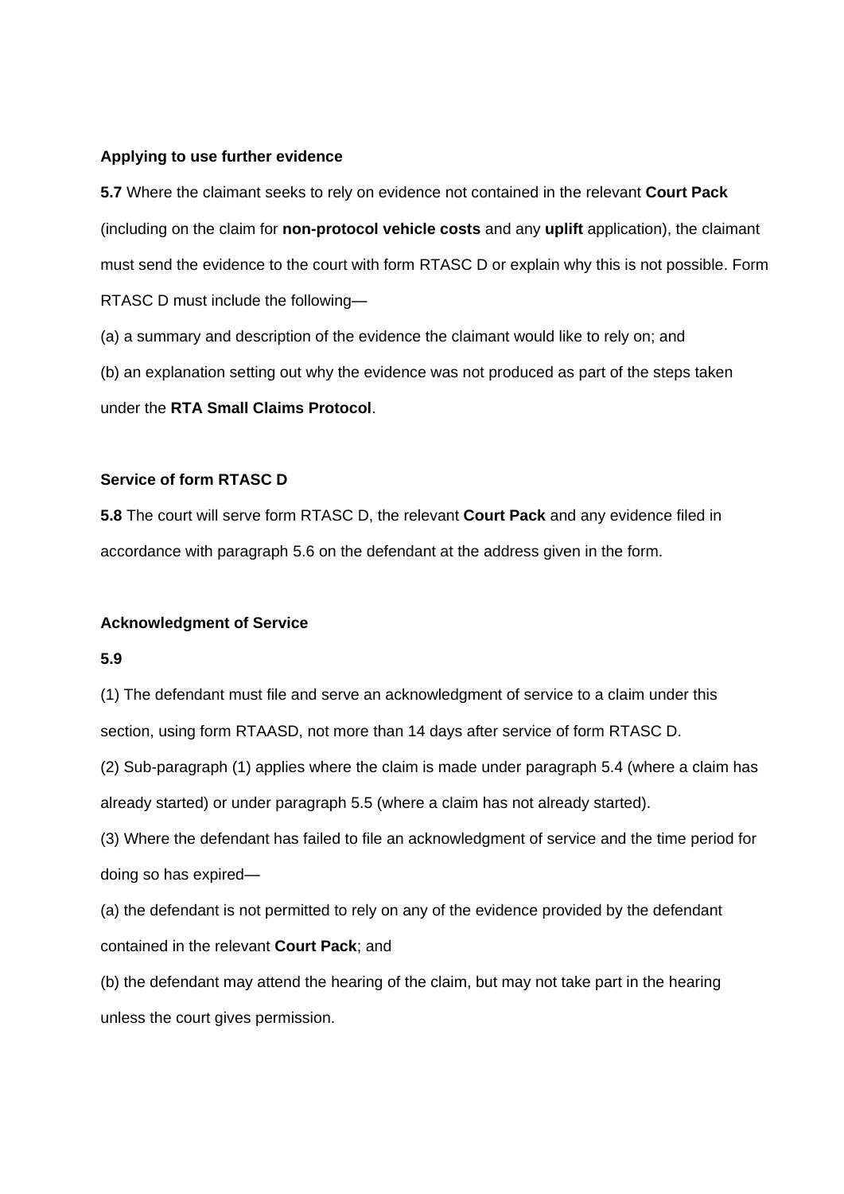**Applying to use further evidence**

**5.7** Where the claimant seeks to rely on evidence not contained in the relevant **Court Pack** (including on the claim for **non-protocol vehicle costs** and any **uplift** application), the claimant must send the evidence to the court with form RTASC D or explain why this is not possible. Form RTASC D must include the following—

(a) a summary and description of the evidence the claimant would like to rely on; and

(b) an explanation setting out why the evidence was not produced as part of the steps taken under the **RTA Small Claims Protocol**.

**Service of form RTASC D**

**5.8** The court will serve form RTASC D, the relevant **Court Pack** and any evidence filed in accordance with paragraph 5.6 on the defendant at the address given in the form.

**Acknowledgment of Service**

**5.9**

(1) The defendant must file and serve an acknowledgment of service to a claim under this section, using form RTAASD, not more than 14 days after service of form RTASC D.

(2) Sub-paragraph (1) applies where the claim is made under paragraph 5.4 (where a claim has already started) or under paragraph 5.5 (where a claim has not already started).

(3) Where the defendant has failed to file an acknowledgment of service and the time period for doing so has expired—

(a) the defendant is not permitted to rely on any of the evidence provided by the defendant contained in the relevant **Court Pack**; and

(b) the defendant may attend the hearing of the claim, but may not take part in the hearing unless the court gives permission.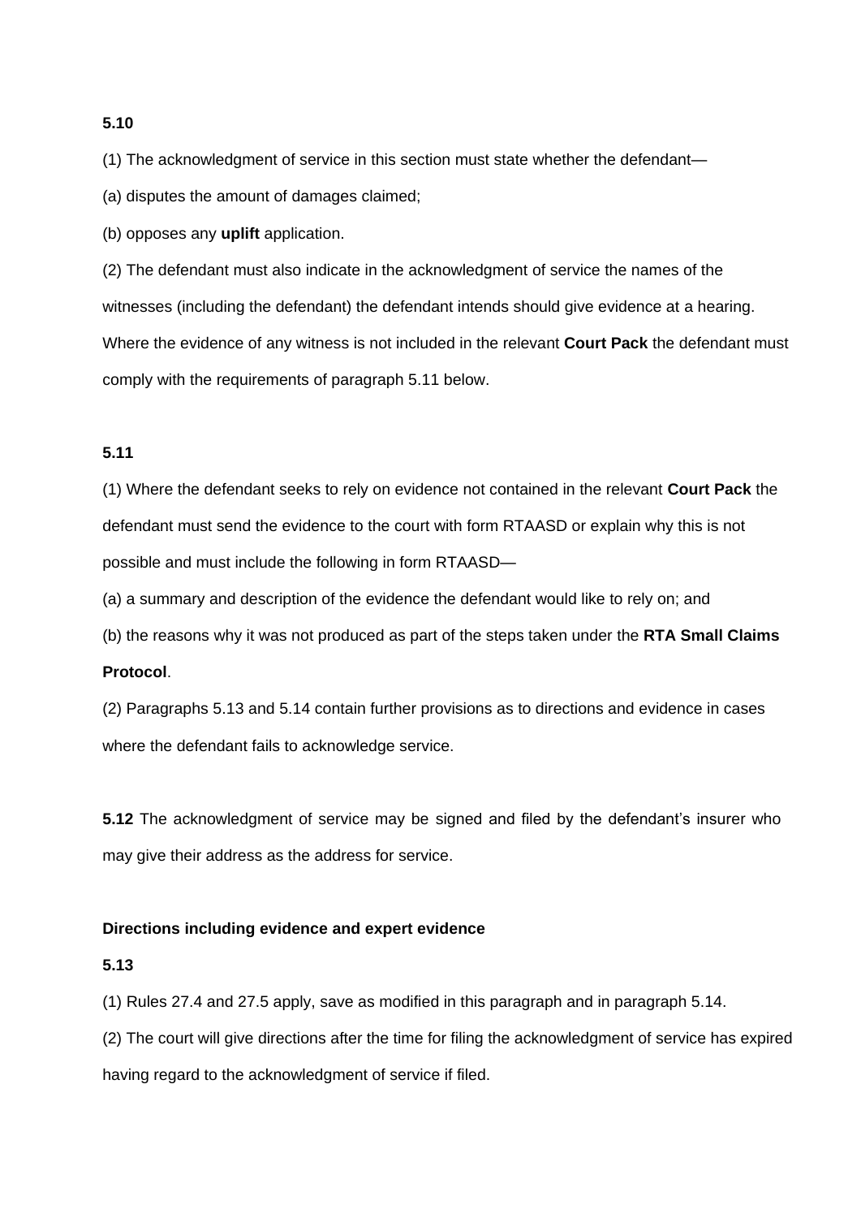**5.10**

(1) The acknowledgment of service in this section must state whether the defendant—

(a) disputes the amount of damages claimed;

(b) opposes any **uplift** application.

(2) The defendant must also indicate in the acknowledgment of service the names of the witnesses (including the defendant) the defendant intends should give evidence at a hearing. Where the evidence of any witness is not included in the relevant **Court Pack** the defendant must comply with the requirements of paragraph 5.11 below.

**5.11**

(1) Where the defendant seeks to rely on evidence not contained in the relevant **Court Pack** the defendant must send the evidence to the court with form RTAASD or explain why this is not possible and must include the following in form RTAASD—

(a) a summary and description of the evidence the defendant would like to rely on; and

(b) the reasons why it was not produced as part of the steps taken under the **RTA Small Claims Protocol**.

(2) Paragraphs 5.13 and 5.14 contain further provisions as to directions and evidence in cases where the defendant fails to acknowledge service.

**5.12** The acknowledgment of service may be signed and filed by the defendant's insurer who may give their address as the address for service.

**Directions including evidence and expert evidence**

**5.13**

(1) Rules 27.4 and 27.5 apply, save as modified in this paragraph and in paragraph 5.14.

(2) The court will give directions after the time for filing the acknowledgment of service has expired having regard to the acknowledgment of service if filed.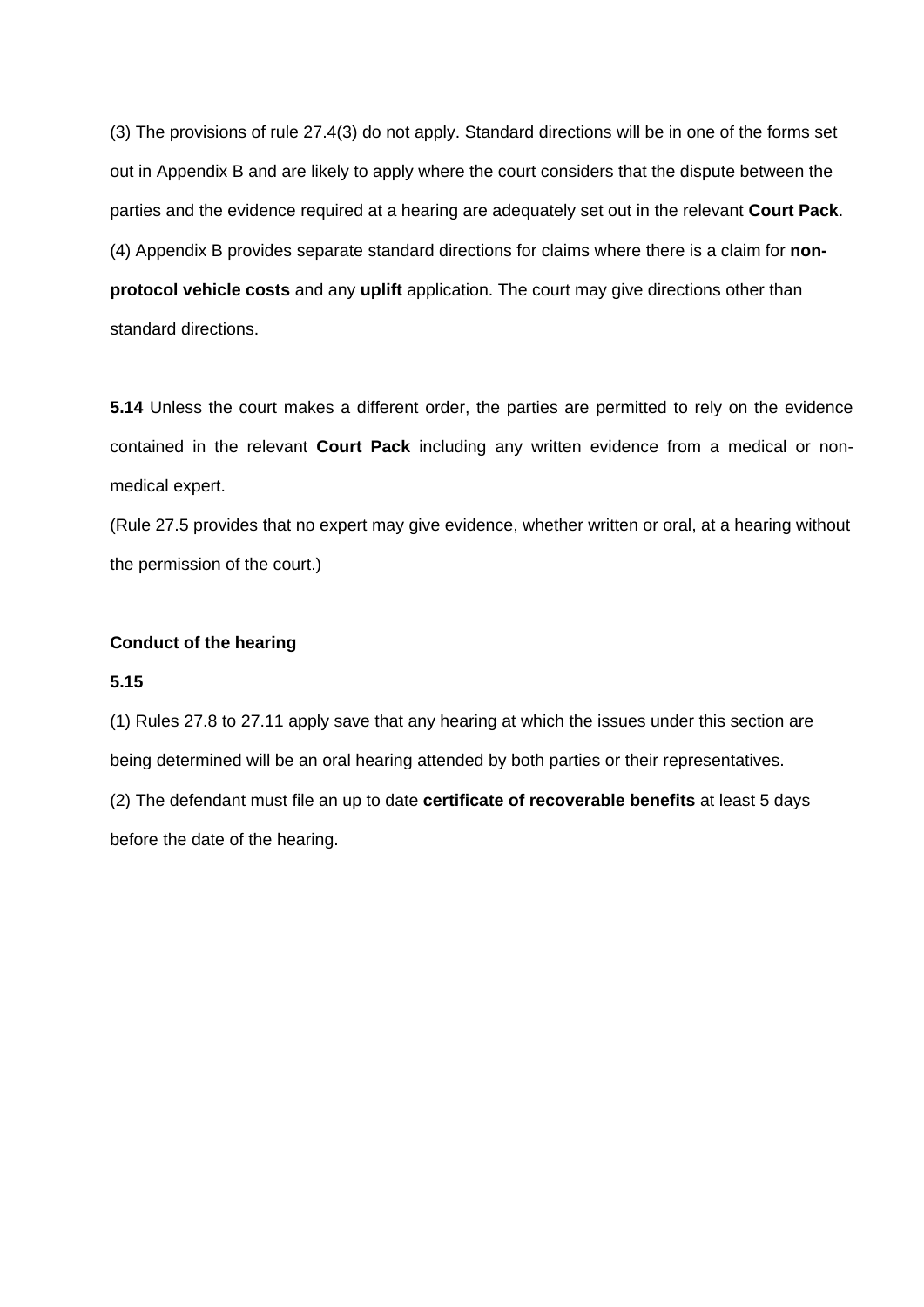(3) The provisions of rule 27.4(3) do not apply. Standard directions will be in one of the forms set out in Appendix B and are likely to apply where the court considers that the dispute between the parties and the evidence required at a hearing are adequately set out in the relevant **Court Pack**.

(4) Appendix B provides separate standard directions for claims where there is a claim for **non-protocol vehicle costs** and any **uplift** application. The court may give directions other than standard directions.

**5.14** Unless the court makes a different order, the parties are permitted to rely on the evidence contained in the relevant **Court Pack** including any written evidence from a medical or non-medical expert.

(Rule 27.5 provides that no expert may give evidence, whether written or oral, at a hearing without the permission of the court.)

**Conduct of the hearing**

**5.15**

(1) Rules 27.8 to 27.11 apply save that any hearing at which the issues under this section are being determined will be an oral hearing attended by both parties or their representatives.

(2) The defendant must file an up to date **certificate of recoverable benefits** at least 5 days before the date of the hearing.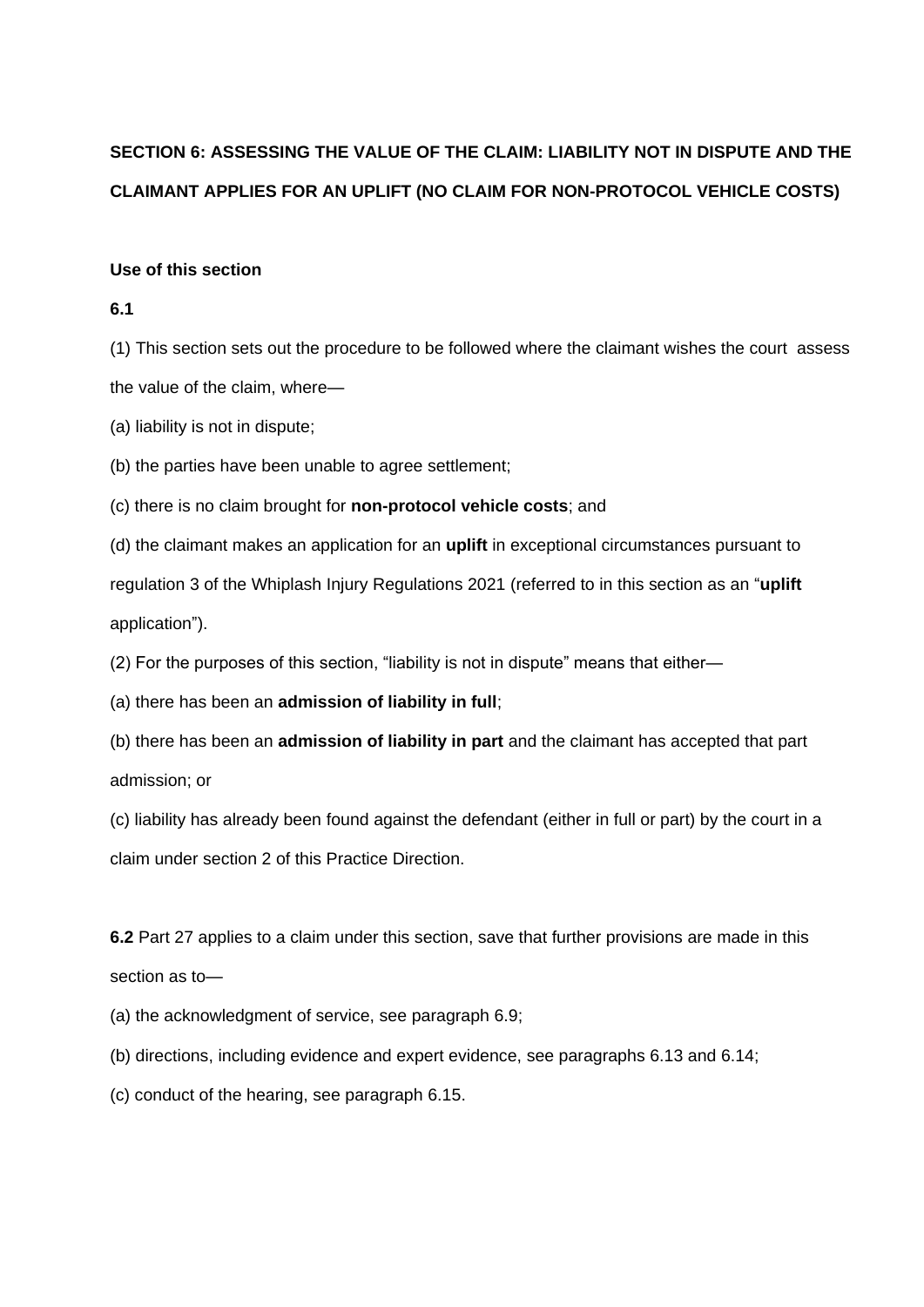## SECTION 6: ASSESSING THE VALUE OF THE CLAIM: LIABILITY NOT IN DISPUTE AND THE CLAIMANT APPLIES FOR AN UPLIFT (NO CLAIM FOR NON-PROTOCOL VEHICLE COSTS)

### Use of this section

**6.1**

(1) This section sets out the procedure to be followed where the claimant wishes the court assess the value of the claim, where—

(a) liability is not in dispute;

(b) the parties have been unable to agree settlement;

(c) there is no claim brought for **non-protocol vehicle costs**; and

(d) the claimant makes an application for an **uplift** in exceptional circumstances pursuant to regulation 3 of the Whiplash Injury Regulations 2021 (referred to in this section as an "**uplift** application").

(2) For the purposes of this section, "liability is not in dispute" means that either—

(a) there has been an **admission of liability in full**;

(b) there has been an **admission of liability in part** and the claimant has accepted that part admission; or

(c) liability has already been found against the defendant (either in full or part) by the court in a claim under section 2 of this Practice Direction.

**6.2** Part 27 applies to a claim under this section, save that further provisions are made in this section as to—

(a) the acknowledgment of service, see paragraph 6.9;

(b) directions, including evidence and expert evidence, see paragraphs 6.13 and 6.14;

(c) conduct of the hearing, see paragraph 6.15.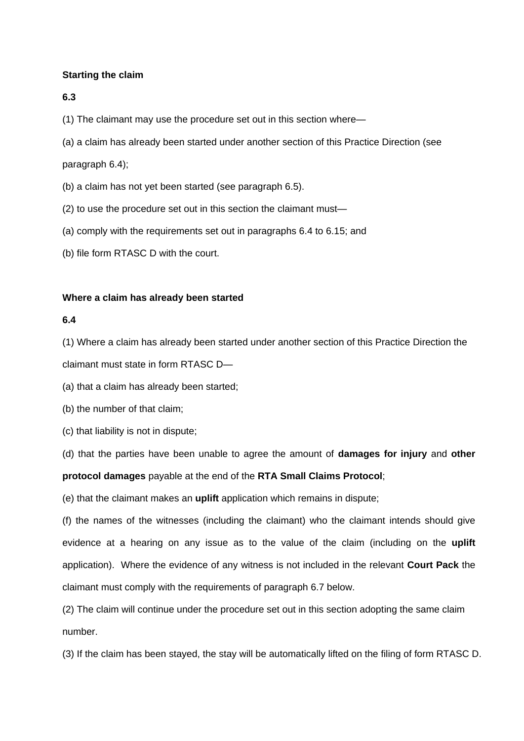**Starting the claim**

**6.3**

(1) The claimant may use the procedure set out in this section where—

(a) a claim has already been started under another section of this Practice Direction (see paragraph 6.4);

(b) a claim has not yet been started (see paragraph 6.5).

(2) to use the procedure set out in this section the claimant must—

(a) comply with the requirements set out in paragraphs 6.4 to 6.15; and

(b) file form RTASC D with the court.

**Where a claim has already been started**

**6.4**

(1) Where a claim has already been started under another section of this Practice Direction the claimant must state in form RTASC D—

(a) that a claim has already been started;

(b) the number of that claim;

(c) that liability is not in dispute;

(d) that the parties have been unable to agree the amount of **damages for injury** and **other protocol damages** payable at the end of the **RTA Small Claims Protocol**;

(e) that the claimant makes an **uplift** application which remains in dispute;

(f) the names of the witnesses (including the claimant) who the claimant intends should give evidence at a hearing on any issue as to the value of the claim (including on the **uplift** application). Where the evidence of any witness is not included in the relevant **Court Pack** the claimant must comply with the requirements of paragraph 6.7 below.

(2) The claim will continue under the procedure set out in this section adopting the same claim number.

(3) If the claim has been stayed, the stay will be automatically lifted on the filing of form RTASC D.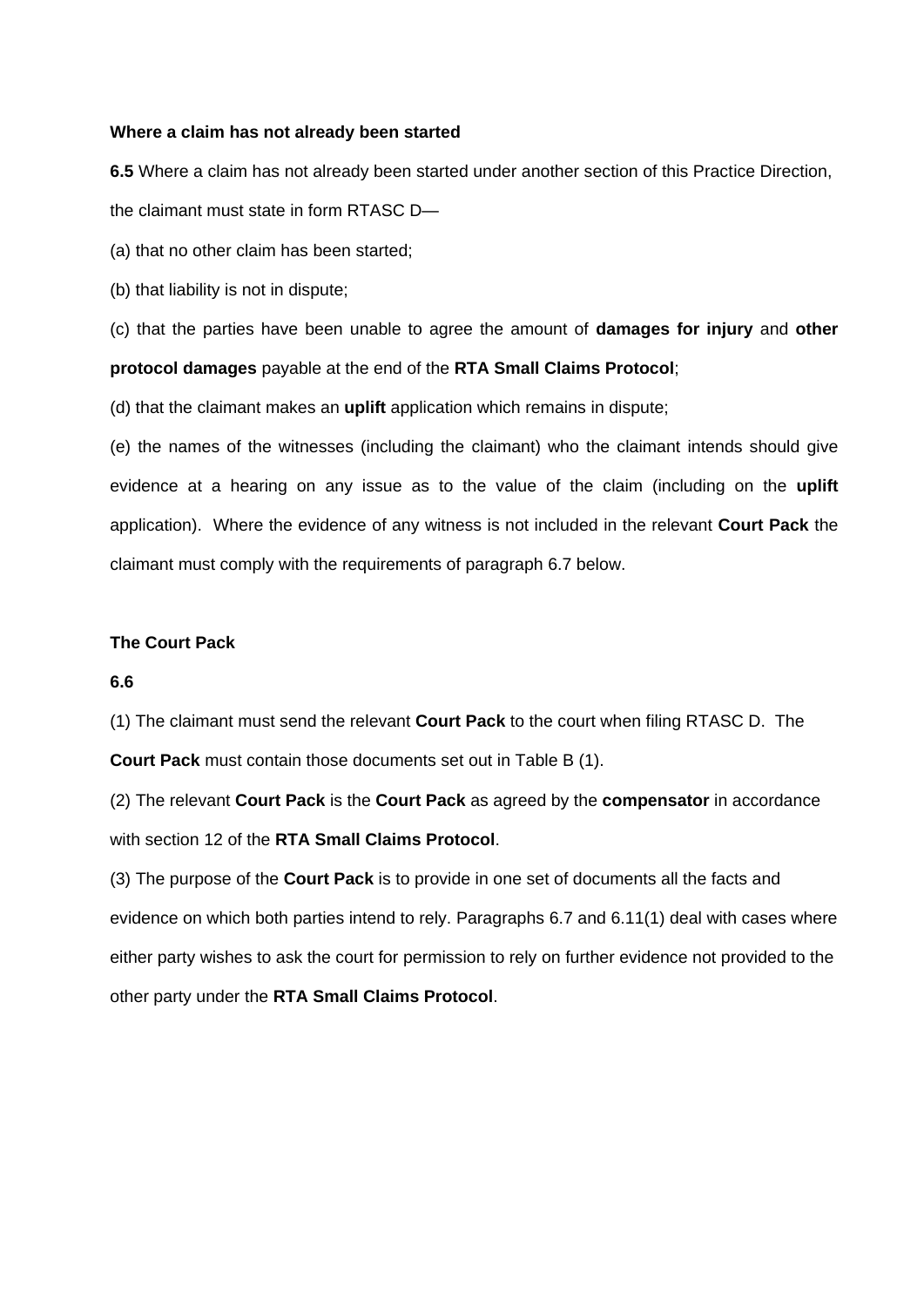**Where a claim has not already been started**

**6.5** Where a claim has not already been started under another section of this Practice Direction, the claimant must state in form RTASC D—

(a) that no other claim has been started;

(b) that liability is not in dispute;

(c) that the parties have been unable to agree the amount of **damages for injury** and **other protocol damages** payable at the end of the **RTA Small Claims Protocol**;

(d) that the claimant makes an **uplift** application which remains in dispute;

(e) the names of the witnesses (including the claimant) who the claimant intends should give evidence at a hearing on any issue as to the value of the claim (including on the **uplift** application). Where the evidence of any witness is not included in the relevant **Court Pack** the claimant must comply with the requirements of paragraph 6.7 below.

**The Court Pack**

**6.6**

(1) The claimant must send the relevant **Court Pack** to the court when filing RTASC D. The **Court Pack** must contain those documents set out in Table B (1).

(2) The relevant **Court Pack** is the **Court Pack** as agreed by the **compensator** in accordance with section 12 of the **RTA Small Claims Protocol**.

(3) The purpose of the **Court Pack** is to provide in one set of documents all the facts and evidence on which both parties intend to rely. Paragraphs 6.7 and 6.11(1) deal with cases where either party wishes to ask the court for permission to rely on further evidence not provided to the other party under the **RTA Small Claims Protocol**.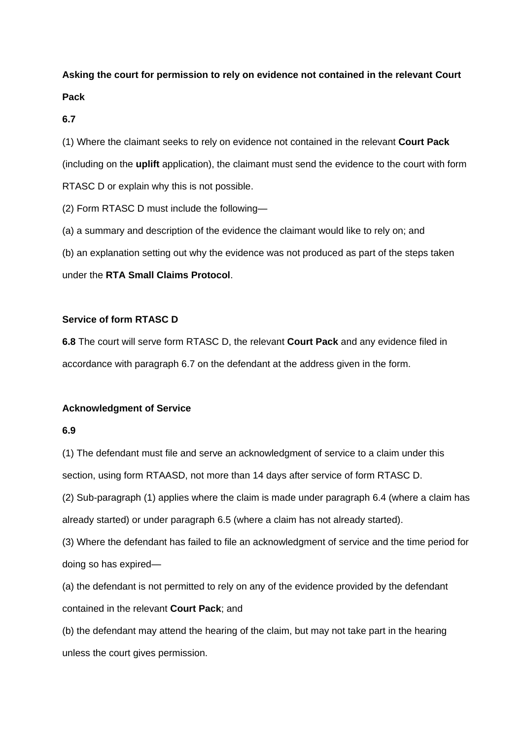**Asking the court for permission to rely on evidence not contained in the relevant Court Pack**

**6.7**

(1) Where the claimant seeks to rely on evidence not contained in the relevant **Court Pack** (including on the **uplift** application), the claimant must send the evidence to the court with form RTASC D or explain why this is not possible.

(2) Form RTASC D must include the following—

(a) a summary and description of the evidence the claimant would like to rely on; and

(b) an explanation setting out why the evidence was not produced as part of the steps taken under the **RTA Small Claims Protocol**.

**Service of form RTASC D**

**6.8** The court will serve form RTASC D, the relevant **Court Pack** and any evidence filed in accordance with paragraph 6.7 on the defendant at the address given in the form.

**Acknowledgment of Service**

**6.9**

(1) The defendant must file and serve an acknowledgment of service to a claim under this section, using form RTAASD, not more than 14 days after service of form RTASC D.

(2) Sub-paragraph (1) applies where the claim is made under paragraph 6.4 (where a claim has already started) or under paragraph 6.5 (where a claim has not already started).

(3) Where the defendant has failed to file an acknowledgment of service and the time period for doing so has expired—

(a) the defendant is not permitted to rely on any of the evidence provided by the defendant contained in the relevant **Court Pack**; and

(b) the defendant may attend the hearing of the claim, but may not take part in the hearing unless the court gives permission.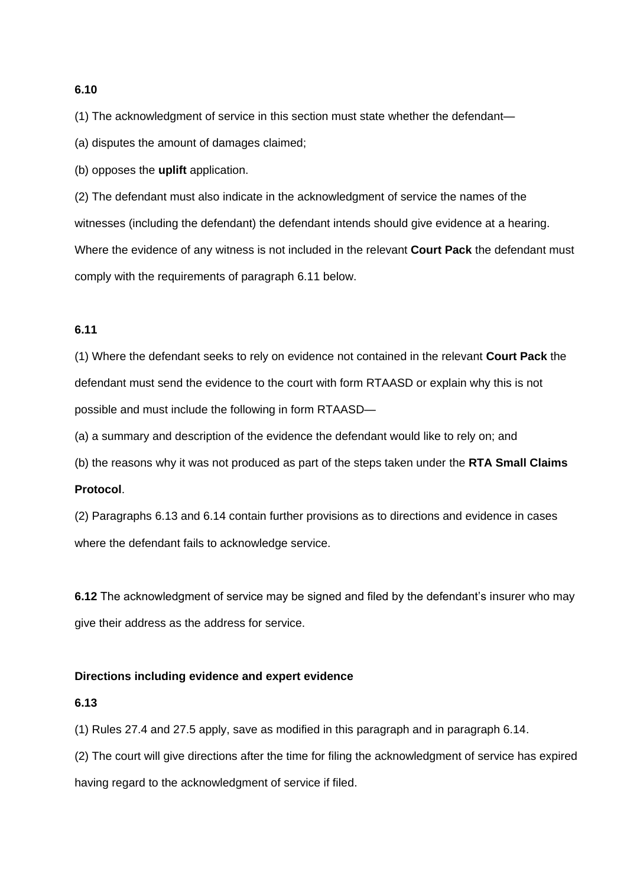**6.10**

(1) The acknowledgment of service in this section must state whether the defendant—

(a) disputes the amount of damages claimed;

(b) opposes the **uplift** application.

(2) The defendant must also indicate in the acknowledgment of service the names of the witnesses (including the defendant) the defendant intends should give evidence at a hearing. Where the evidence of any witness is not included in the relevant **Court Pack** the defendant must comply with the requirements of paragraph 6.11 below.

**6.11**

(1) Where the defendant seeks to rely on evidence not contained in the relevant **Court Pack** the defendant must send the evidence to the court with form RTAASD or explain why this is not possible and must include the following in form RTAASD—

(a) a summary and description of the evidence the defendant would like to rely on; and

(b) the reasons why it was not produced as part of the steps taken under the **RTA Small Claims Protocol**.

(2) Paragraphs 6.13 and 6.14 contain further provisions as to directions and evidence in cases where the defendant fails to acknowledge service.

**6.12** The acknowledgment of service may be signed and filed by the defendant's insurer who may give their address as the address for service.

**Directions including evidence and expert evidence**

**6.13**

(1) Rules 27.4 and 27.5 apply, save as modified in this paragraph and in paragraph 6.14.

(2) The court will give directions after the time for filing the acknowledgment of service has expired having regard to the acknowledgment of service if filed.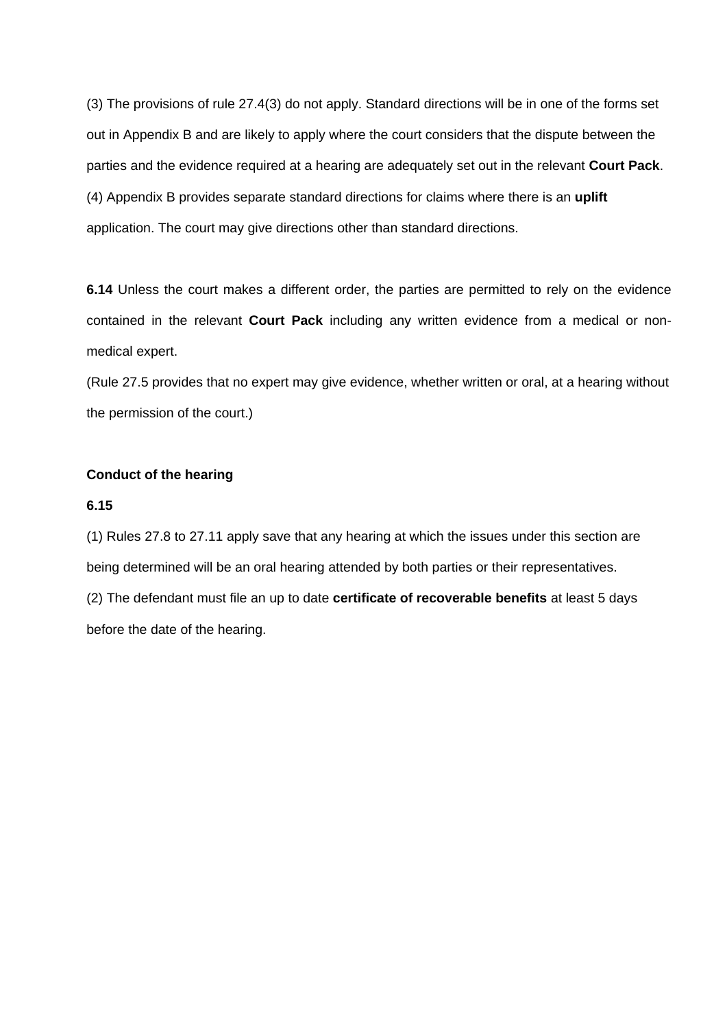(3) The provisions of rule 27.4(3) do not apply. Standard directions will be in one of the forms set out in Appendix B and are likely to apply where the court considers that the dispute between the parties and the evidence required at a hearing are adequately set out in the relevant **Court Pack**.

(4) Appendix B provides separate standard directions for claims where there is an **uplift** application. The court may give directions other than standard directions.

**6.14** Unless the court makes a different order, the parties are permitted to rely on the evidence contained in the relevant **Court Pack** including any written evidence from a medical or non-medical expert.

(Rule 27.5 provides that no expert may give evidence, whether written or oral, at a hearing without the permission of the court.)

**Conduct of the hearing**

**6.15**

(1) Rules 27.8 to 27.11 apply save that any hearing at which the issues under this section are being determined will be an oral hearing attended by both parties or their representatives.

(2) The defendant must file an up to date **certificate of recoverable benefits** at least 5 days before the date of the hearing.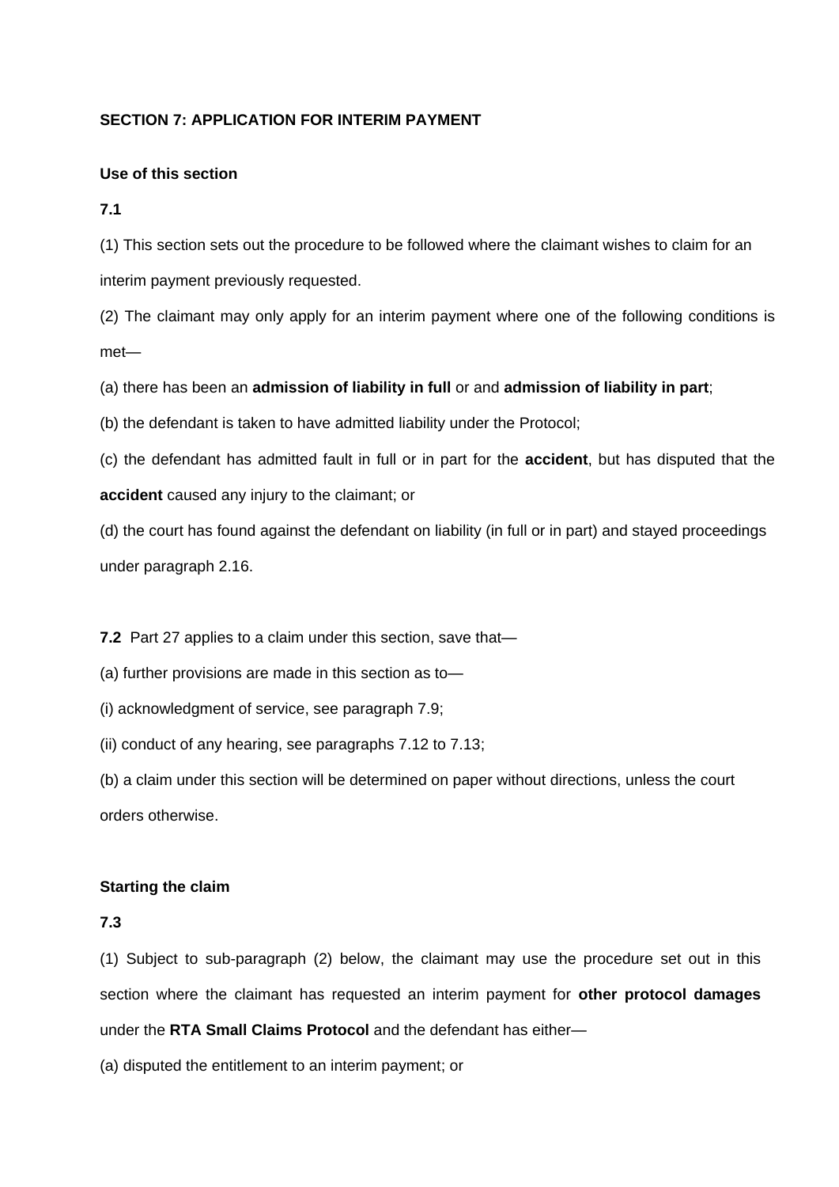**SECTION 7: APPLICATION FOR INTERIM PAYMENT**

**Use of this section**

**7.1**

(1) This section sets out the procedure to be followed where the claimant wishes to claim for an interim payment previously requested.

(2) The claimant may only apply for an interim payment where one of the following conditions is met—

(a) there has been an **admission of liability in full** or and **admission of liability in part**;

(b) the defendant is taken to have admitted liability under the Protocol;

(c) the defendant has admitted fault in full or in part for the **accident**, but has disputed that the **accident** caused any injury to the claimant; or

(d) the court has found against the defendant on liability (in full or in part) and stayed proceedings under paragraph 2.16.

**7.2** Part 27 applies to a claim under this section, save that—

(a) further provisions are made in this section as to—

(i) acknowledgment of service, see paragraph 7.9;

(ii) conduct of any hearing, see paragraphs 7.12 to 7.13;

(b) a claim under this section will be determined on paper without directions, unless the court orders otherwise.

**Starting the claim**

**7.3**

(1) Subject to sub-paragraph (2) below, the claimant may use the procedure set out in this section where the claimant has requested an interim payment for **other protocol damages** under the **RTA Small Claims Protocol** and the defendant has either—

(a) disputed the entitlement to an interim payment; or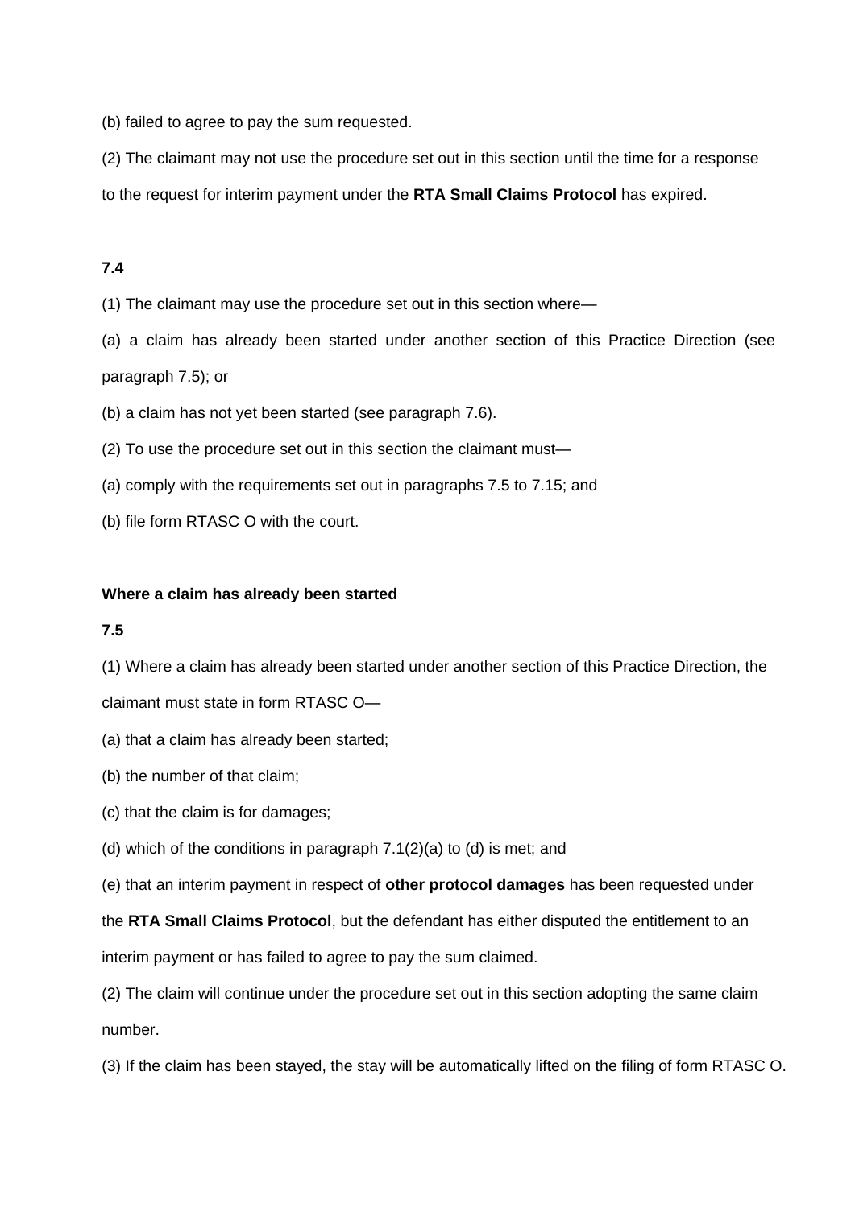(b) failed to agree to pay the sum requested.

(2) The claimant may not use the procedure set out in this section until the time for a response to the request for interim payment under the **RTA Small Claims Protocol** has expired.

**7.4**

(1) The claimant may use the procedure set out in this section where—

(a) a claim has already been started under another section of this Practice Direction (see paragraph 7.5); or

(b) a claim has not yet been started (see paragraph 7.6).

(2) To use the procedure set out in this section the claimant must—

(a) comply with the requirements set out in paragraphs 7.5 to 7.15; and

(b) file form RTASC O with the court.

**Where a claim has already been started**

**7.5**

(1) Where a claim has already been started under another section of this Practice Direction, the claimant must state in form RTASC O—

(a) that a claim has already been started;

(b) the number of that claim;

(c) that the claim is for damages;

(d) which of the conditions in paragraph 7.1(2)(a) to (d) is met; and

(e) that an interim payment in respect of **other protocol damages** has been requested under the **RTA Small Claims Protocol**, but the defendant has either disputed the entitlement to an interim payment or has failed to agree to pay the sum claimed.

(2) The claim will continue under the procedure set out in this section adopting the same claim number.

(3) If the claim has been stayed, the stay will be automatically lifted on the filing of form RTASC O.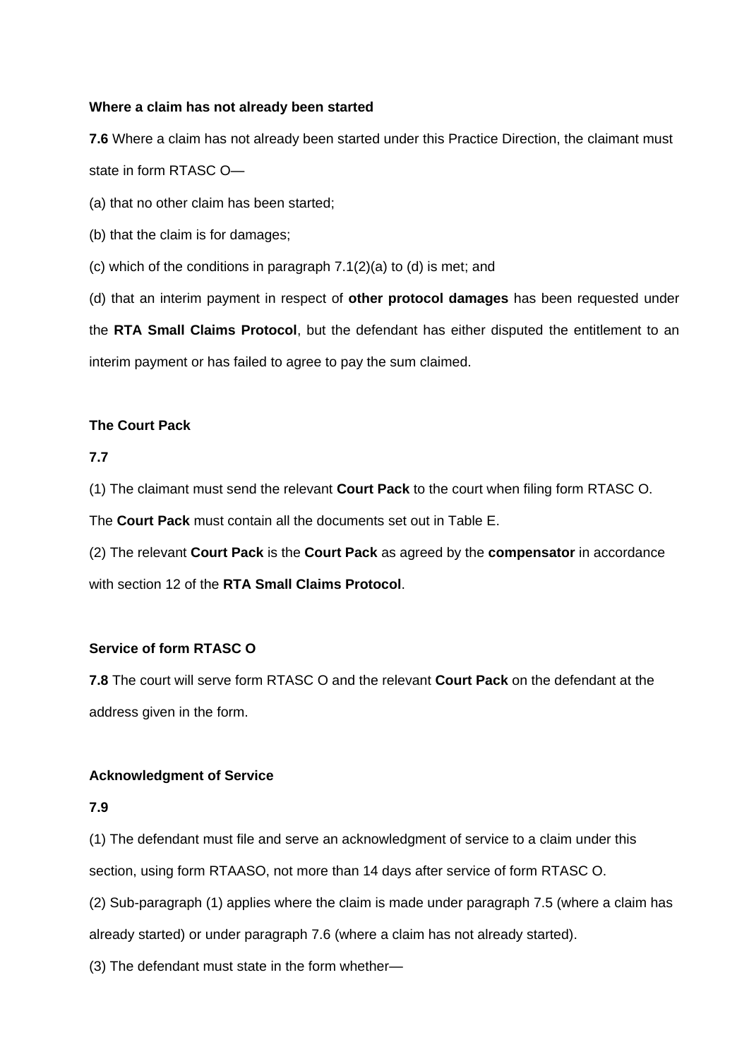**Where a claim has not already been started**

**7.6** Where a claim has not already been started under this Practice Direction, the claimant must state in form RTASC O—

(a) that no other claim has been started;

(b) that the claim is for damages;

(c) which of the conditions in paragraph 7.1(2)(a) to (d) is met; and

(d) that an interim payment in respect of **other protocol damages** has been requested under the **RTA Small Claims Protocol**, but the defendant has either disputed the entitlement to an interim payment or has failed to agree to pay the sum claimed.

**The Court Pack**

**7.7**

(1) The claimant must send the relevant **Court Pack** to the court when filing form RTASC O. The **Court Pack** must contain all the documents set out in Table E.

(2) The relevant **Court Pack** is the **Court Pack** as agreed by the **compensator** in accordance with section 12 of the **RTA Small Claims Protocol**.

**Service of form RTASC O**

**7.8** The court will serve form RTASC O and the relevant **Court Pack** on the defendant at the address given in the form.

**Acknowledgment of Service**

**7.9**

(1) The defendant must file and serve an acknowledgment of service to a claim under this section, using form RTAASO, not more than 14 days after service of form RTASC O.

(2) Sub-paragraph (1) applies where the claim is made under paragraph 7.5 (where a claim has already started) or under paragraph 7.6 (where a claim has not already started).

(3) The defendant must state in the form whether—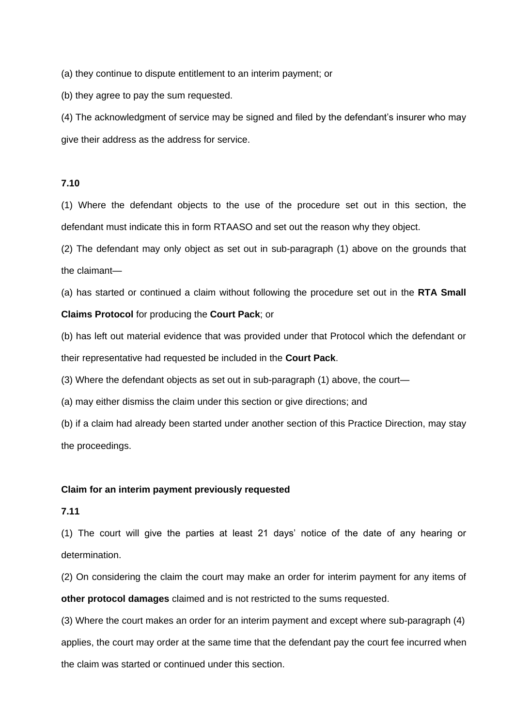(a) they continue to dispute entitlement to an interim payment; or

(b) they agree to pay the sum requested.

(4) The acknowledgment of service may be signed and filed by the defendant's insurer who may give their address as the address for service.

**7.10**

(1) Where the defendant objects to the use of the procedure set out in this section, the defendant must indicate this in form RTAASO and set out the reason why they object.

(2) The defendant may only object as set out in sub-paragraph (1) above on the grounds that the claimant—

(a) has started or continued a claim without following the procedure set out in the **RTA Small Claims Protocol** for producing the **Court Pack**; or

(b) has left out material evidence that was provided under that Protocol which the defendant or their representative had requested be included in the **Court Pack**.

(3) Where the defendant objects as set out in sub-paragraph (1) above, the court—

(a) may either dismiss the claim under this section or give directions; and

(b) if a claim had already been started under another section of this Practice Direction, may stay the proceedings.

**Claim for an interim payment previously requested**

**7.11**

(1) The court will give the parties at least 21 days' notice of the date of any hearing or determination.

(2) On considering the claim the court may make an order for interim payment for any items of **other protocol damages** claimed and is not restricted to the sums requested.

(3) Where the court makes an order for an interim payment and except where sub-paragraph (4) applies, the court may order at the same time that the defendant pay the court fee incurred when the claim was started or continued under this section.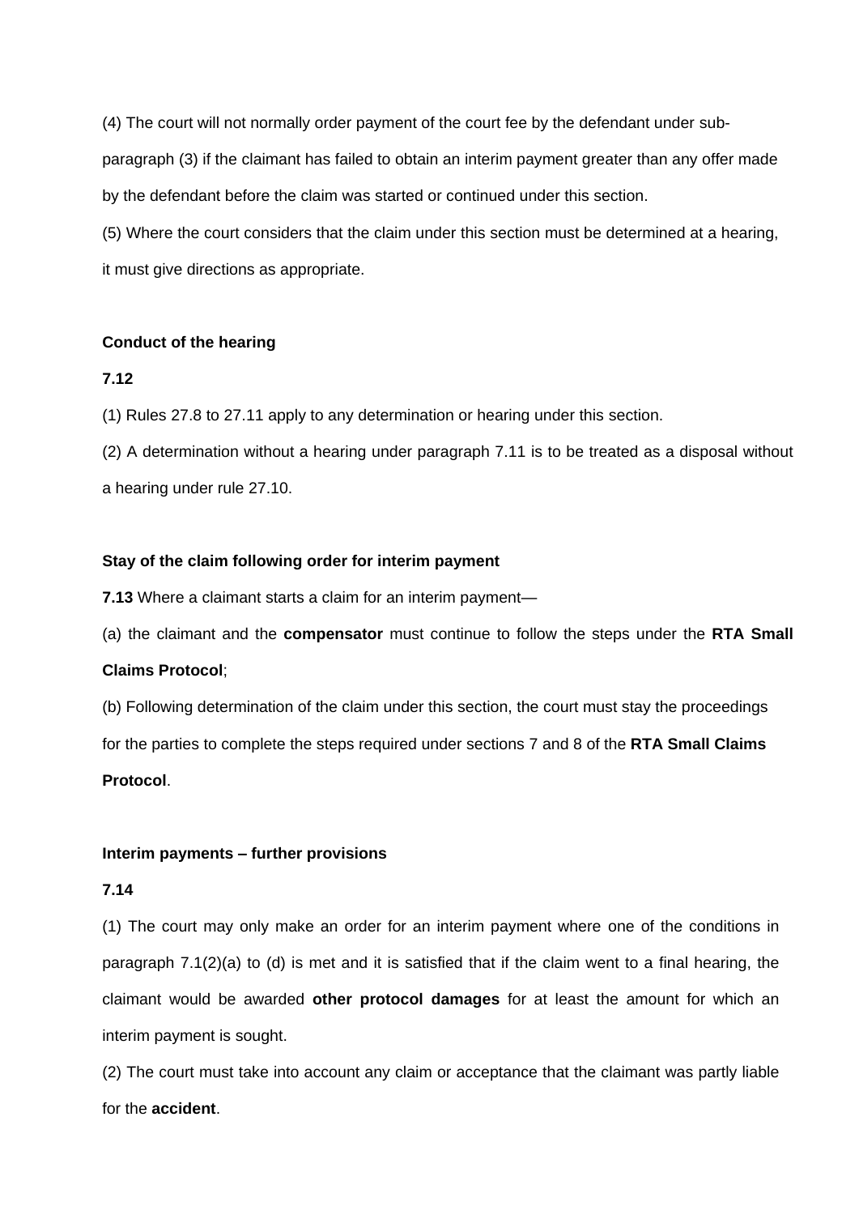(4) The court will not normally order payment of the court fee by the defendant under sub-paragraph (3) if the claimant has failed to obtain an interim payment greater than any offer made by the defendant before the claim was started or continued under this section.

(5) Where the court considers that the claim under this section must be determined at a hearing, it must give directions as appropriate.

**Conduct of the hearing**

**7.12**

(1) Rules 27.8 to 27.11 apply to any determination or hearing under this section.

(2) A determination without a hearing under paragraph 7.11 is to be treated as a disposal without a hearing under rule 27.10.

**Stay of the claim following order for interim payment**

**7.13** Where a claimant starts a claim for an interim payment—

(a) the claimant and the **compensator** must continue to follow the steps under the **RTA Small Claims Protocol**;

(b) Following determination of the claim under this section, the court must stay the proceedings for the parties to complete the steps required under sections 7 and 8 of the **RTA Small Claims Protocol**.

**Interim payments – further provisions**

**7.14**

(1) The court may only make an order for an interim payment where one of the conditions in paragraph 7.1(2)(a) to (d) is met and it is satisfied that if the claim went to a final hearing, the claimant would be awarded **other protocol damages** for at least the amount for which an interim payment is sought.

(2) The court must take into account any claim or acceptance that the claimant was partly liable for the **accident**.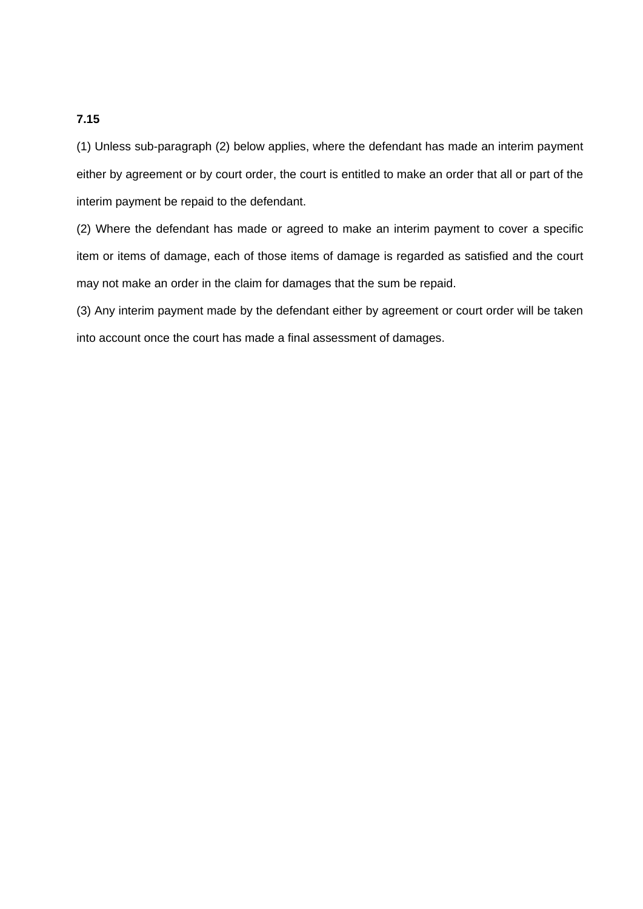**7.15**

(1) Unless sub-paragraph (2) below applies, where the defendant has made an interim payment either by agreement or by court order, the court is entitled to make an order that all or part of the interim payment be repaid to the defendant.

(2) Where the defendant has made or agreed to make an interim payment to cover a specific item or items of damage, each of those items of damage is regarded as satisfied and the court may not make an order in the claim for damages that the sum be repaid.

(3) Any interim payment made by the defendant either by agreement or court order will be taken into account once the court has made a final assessment of damages.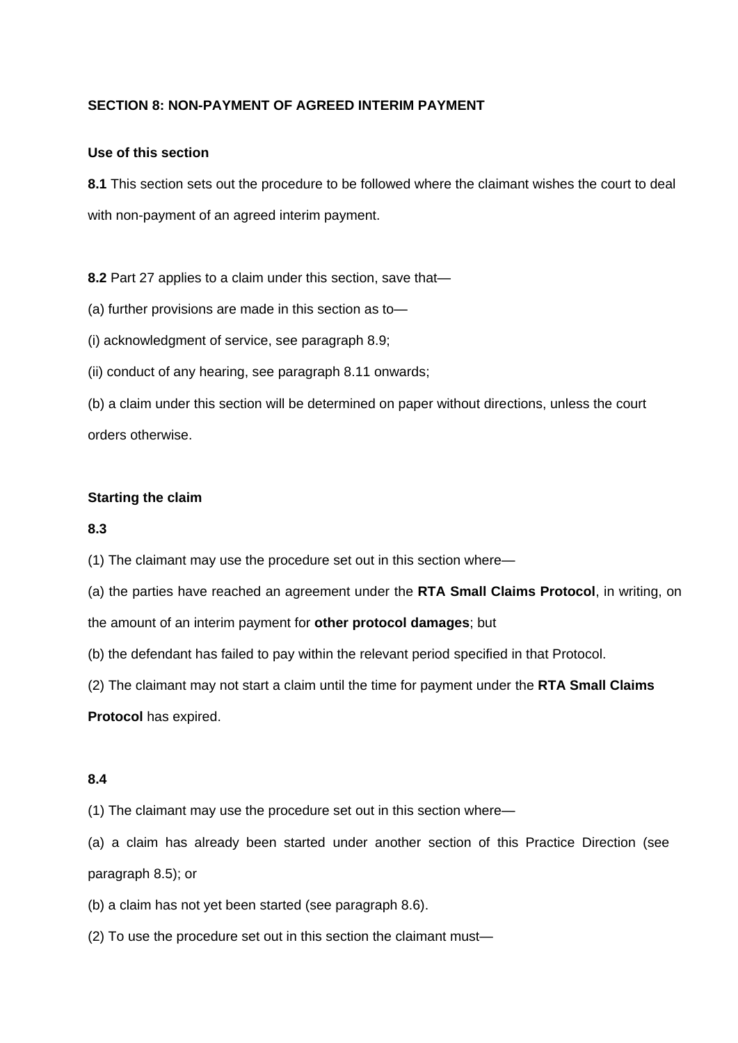**SECTION 8: NON-PAYMENT OF AGREED INTERIM PAYMENT**

**Use of this section**

**8.1** This section sets out the procedure to be followed where the claimant wishes the court to deal with non-payment of an agreed interim payment.

**8.2** Part 27 applies to a claim under this section, save that—

(a) further provisions are made in this section as to—

(i) acknowledgment of service, see paragraph 8.9;

(ii) conduct of any hearing, see paragraph 8.11 onwards;

(b) a claim under this section will be determined on paper without directions, unless the court orders otherwise.

**Starting the claim**

**8.3**

(1) The claimant may use the procedure set out in this section where—

(a) the parties have reached an agreement under the **RTA Small Claims Protocol**, in writing, on the amount of an interim payment for **other protocol damages**; but

(b) the defendant has failed to pay within the relevant period specified in that Protocol.

(2) The claimant may not start a claim until the time for payment under the **RTA Small Claims Protocol** has expired.

**8.4**

(1) The claimant may use the procedure set out in this section where—

(a) a claim has already been started under another section of this Practice Direction (see paragraph 8.5); or

(b) a claim has not yet been started (see paragraph 8.6).

(2) To use the procedure set out in this section the claimant must—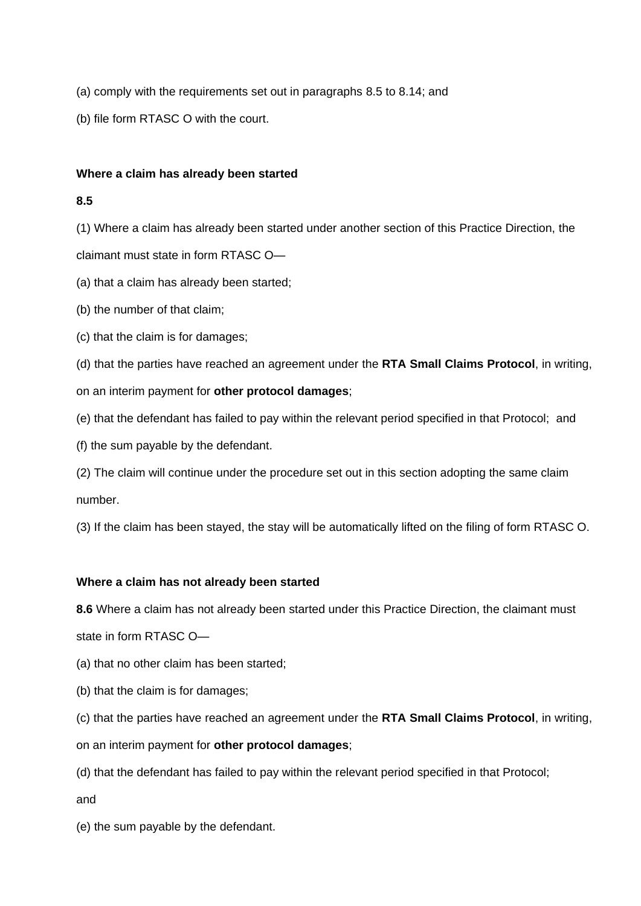(a) comply with the requirements set out in paragraphs 8.5 to 8.14; and

(b) file form RTASC O with the court.

**Where a claim has already been started**

**8.5**

(1) Where a claim has already been started under another section of this Practice Direction, the claimant must state in form RTASC O—

(a) that a claim has already been started;

(b) the number of that claim;

(c) that the claim is for damages;

(d) that the parties have reached an agreement under the **RTA Small Claims Protocol**, in writing, on an interim payment for **other protocol damages**;

(e) that the defendant has failed to pay within the relevant period specified in that Protocol; and

(f) the sum payable by the defendant.

(2) The claim will continue under the procedure set out in this section adopting the same claim number.

(3) If the claim has been stayed, the stay will be automatically lifted on the filing of form RTASC O.

**Where a claim has not already been started**

**8.6** Where a claim has not already been started under this Practice Direction, the claimant must state in form RTASC O—

(a) that no other claim has been started;

(b) that the claim is for damages;

(c) that the parties have reached an agreement under the **RTA Small Claims Protocol**, in writing, on an interim payment for **other protocol damages**;

(d) that the defendant has failed to pay within the relevant period specified in that Protocol;

and

(e) the sum payable by the defendant.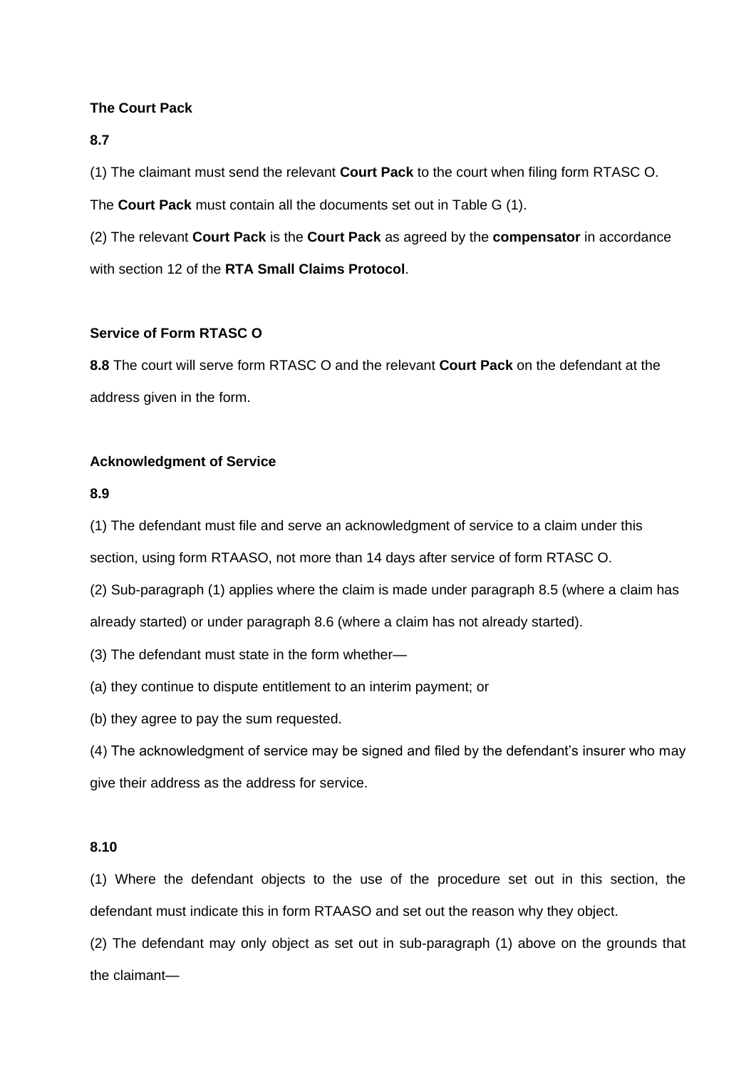**The Court Pack**

**8.7**

(1) The claimant must send the relevant **Court Pack** to the court when filing form RTASC O. The **Court Pack** must contain all the documents set out in Table G (1).

(2) The relevant **Court Pack** is the **Court Pack** as agreed by the **compensator** in accordance with section 12 of the **RTA Small Claims Protocol**.

**Service of Form RTASC O**

**8.8** The court will serve form RTASC O and the relevant **Court Pack** on the defendant at the address given in the form.

**Acknowledgment of Service**

**8.9**

(1) The defendant must file and serve an acknowledgment of service to a claim under this section, using form RTAASO, not more than 14 days after service of form RTASC O.

(2) Sub-paragraph (1) applies where the claim is made under paragraph 8.5 (where a claim has already started) or under paragraph 8.6 (where a claim has not already started).

(3) The defendant must state in the form whether—

(a) they continue to dispute entitlement to an interim payment; or

(b) they agree to pay the sum requested.

(4) The acknowledgment of service may be signed and filed by the defendant's insurer who may give their address as the address for service.

**8.10**

(1) Where the defendant objects to the use of the procedure set out in this section, the defendant must indicate this in form RTAASO and set out the reason why they object.

(2) The defendant may only object as set out in sub-paragraph (1) above on the grounds that the claimant—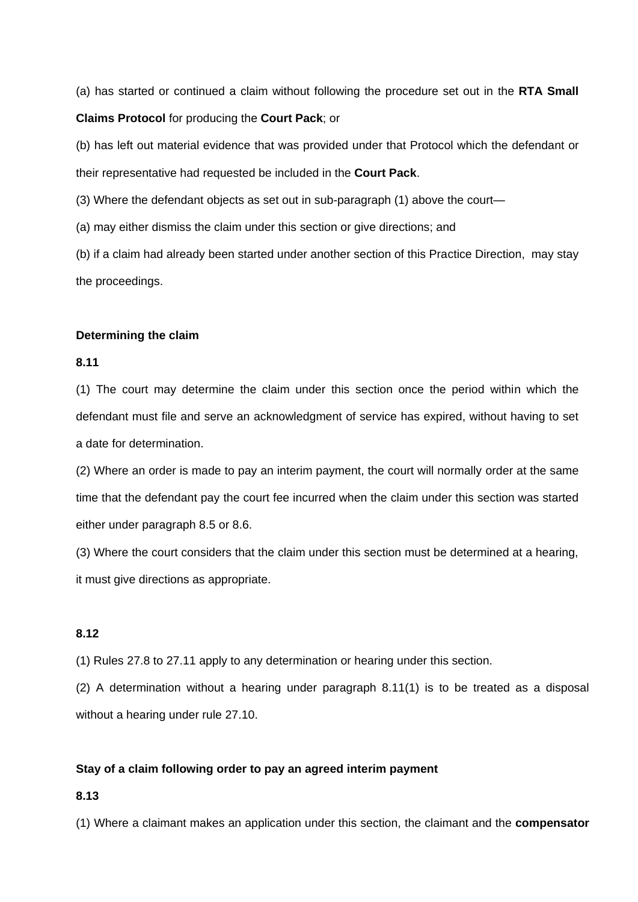(a) has started or continued a claim without following the procedure set out in the **RTA Small Claims Protocol** for producing the **Court Pack**; or

(b) has left out material evidence that was provided under that Protocol which the defendant or their representative had requested be included in the **Court Pack**.

(3) Where the defendant objects as set out in sub-paragraph (1) above the court—

(a) may either dismiss the claim under this section or give directions; and

(b) if a claim had already been started under another section of this Practice Direction, may stay the proceedings.

**Determining the claim**

**8.11**

(1) The court may determine the claim under this section once the period within which the defendant must file and serve an acknowledgment of service has expired, without having to set a date for determination.

(2) Where an order is made to pay an interim payment, the court will normally order at the same time that the defendant pay the court fee incurred when the claim under this section was started either under paragraph 8.5 or 8.6.

(3) Where the court considers that the claim under this section must be determined at a hearing, it must give directions as appropriate.

**8.12**

(1) Rules 27.8 to 27.11 apply to any determination or hearing under this section.

(2) A determination without a hearing under paragraph 8.11(1) is to be treated as a disposal without a hearing under rule 27.10.

**Stay of a claim following order to pay an agreed interim payment**

**8.13**

(1) Where a claimant makes an application under this section, the claimant and the **compensator**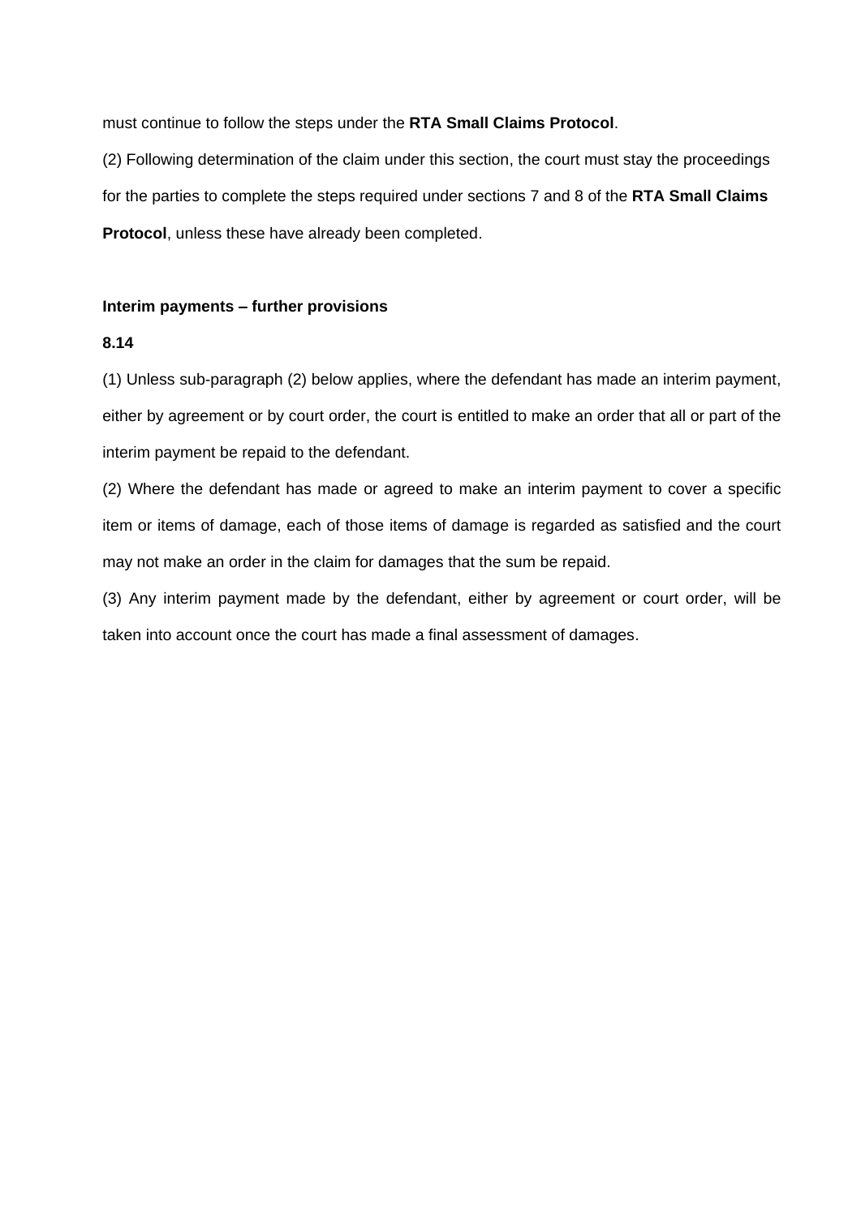must continue to follow the steps under the **RTA Small Claims Protocol**.

(2) Following determination of the claim under this section, the court must stay the proceedings for the parties to complete the steps required under sections 7 and 8 of the **RTA Small Claims Protocol**, unless these have already been completed.

**Interim payments – further provisions**

**8.14**

(1) Unless sub-paragraph (2) below applies, where the defendant has made an interim payment, either by agreement or by court order, the court is entitled to make an order that all or part of the interim payment be repaid to the defendant.

(2) Where the defendant has made or agreed to make an interim payment to cover a specific item or items of damage, each of those items of damage is regarded as satisfied and the court may not make an order in the claim for damages that the sum be repaid.

(3) Any interim payment made by the defendant, either by agreement or court order, will be taken into account once the court has made a final assessment of damages.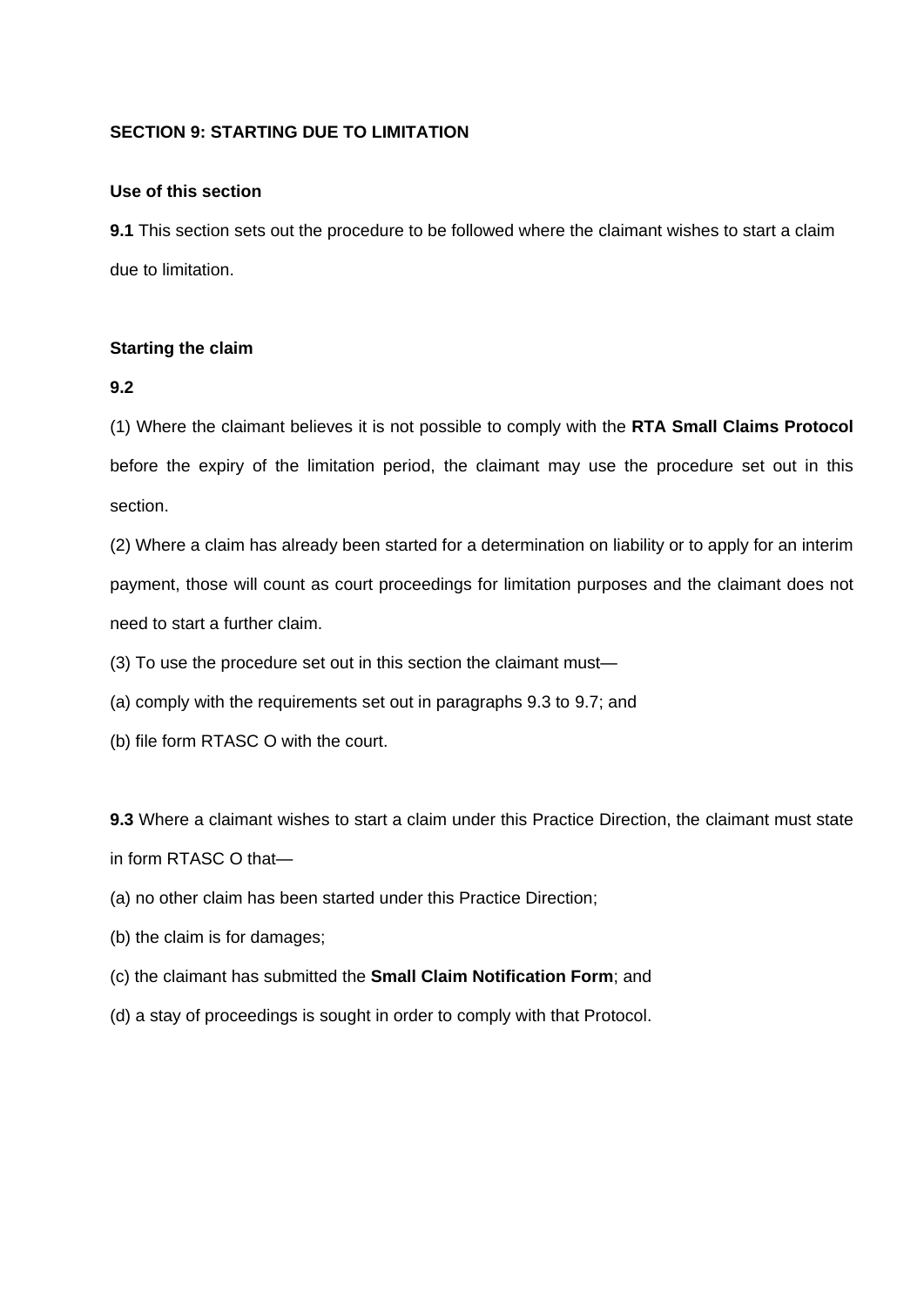**SECTION 9: STARTING DUE TO LIMITATION**

**Use of this section**

**9.1** This section sets out the procedure to be followed where the claimant wishes to start a claim due to limitation.

**Starting the claim**

**9.2**

(1) Where the claimant believes it is not possible to comply with the **RTA Small Claims Protocol** before the expiry of the limitation period, the claimant may use the procedure set out in this section.

(2) Where a claim has already been started for a determination on liability or to apply for an interim payment, those will count as court proceedings for limitation purposes and the claimant does not need to start a further claim.

(3) To use the procedure set out in this section the claimant must—

(a) comply with the requirements set out in paragraphs 9.3 to 9.7; and

(b) file form RTASC O with the court.

**9.3** Where a claimant wishes to start a claim under this Practice Direction, the claimant must state in form RTASC O that—

(a) no other claim has been started under this Practice Direction;

(b) the claim is for damages;

(c) the claimant has submitted the **Small Claim Notification Form**; and

(d) a stay of proceedings is sought in order to comply with that Protocol.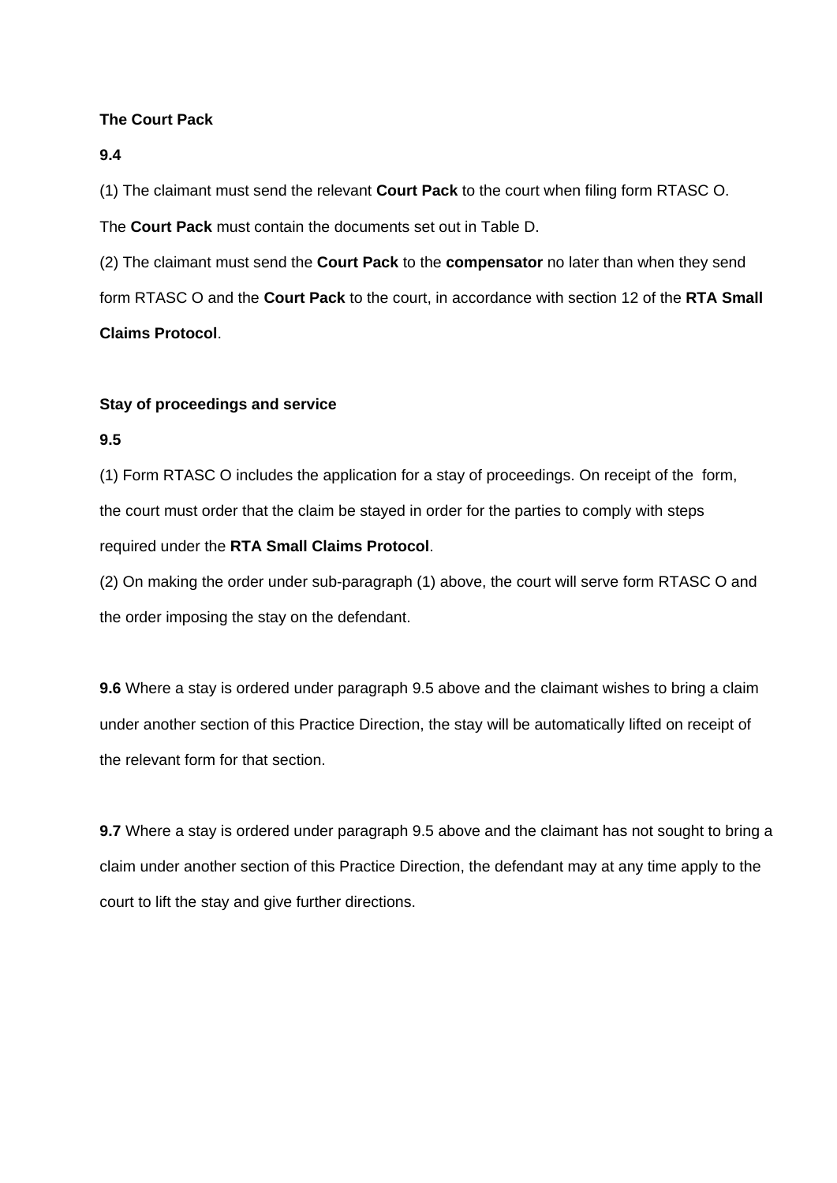**The Court Pack**

**9.4**

(1) The claimant must send the relevant **Court Pack** to the court when filing form RTASC O. The **Court Pack** must contain the documents set out in Table D.

(2) The claimant must send the **Court Pack** to the **compensator** no later than when they send form RTASC O and the **Court Pack** to the court, in accordance with section 12 of the **RTA Small Claims Protocol**.

**Stay of proceedings and service**

**9.5**

(1) Form RTASC O includes the application for a stay of proceedings. On receipt of the form, the court must order that the claim be stayed in order for the parties to comply with steps required under the **RTA Small Claims Protocol**.

(2) On making the order under sub-paragraph (1) above, the court will serve form RTASC O and the order imposing the stay on the defendant.

**9.6** Where a stay is ordered under paragraph 9.5 above and the claimant wishes to bring a claim under another section of this Practice Direction, the stay will be automatically lifted on receipt of the relevant form for that section.

**9.7** Where a stay is ordered under paragraph 9.5 above and the claimant has not sought to bring a claim under another section of this Practice Direction, the defendant may at any time apply to the court to lift the stay and give further directions.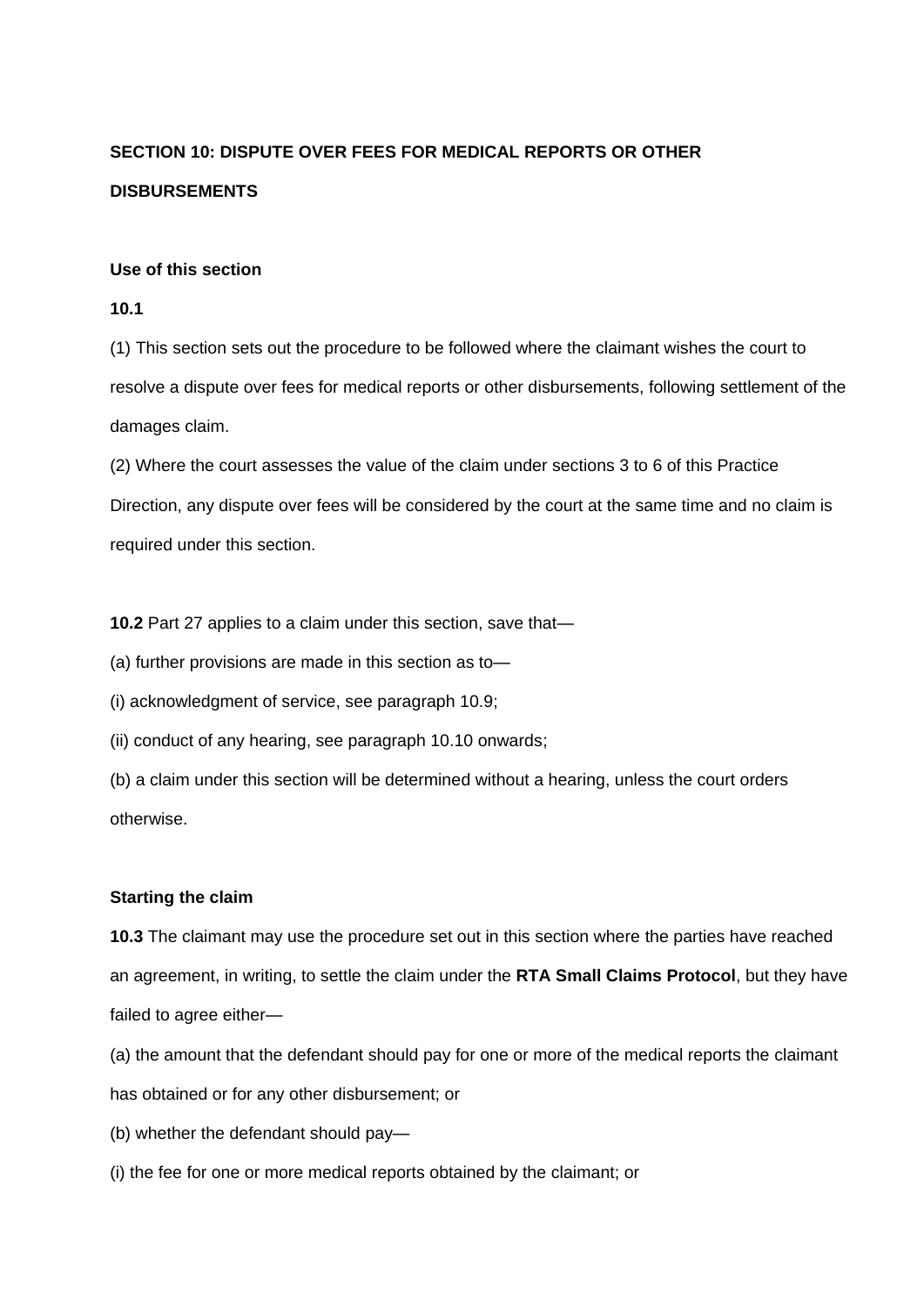**SECTION 10: DISPUTE OVER FEES FOR MEDICAL REPORTS OR OTHER DISBURSEMENTS**

**Use of this section**

**10.1**

(1) This section sets out the procedure to be followed where the claimant wishes the court to resolve a dispute over fees for medical reports or other disbursements, following settlement of the damages claim.

(2) Where the court assesses the value of the claim under sections 3 to 6 of this Practice Direction, any dispute over fees will be considered by the court at the same time and no claim is required under this section.

**10.2** Part 27 applies to a claim under this section, save that—

(a) further provisions are made in this section as to—

(i) acknowledgment of service, see paragraph 10.9;

(ii) conduct of any hearing, see paragraph 10.10 onwards;

(b) a claim under this section will be determined without a hearing, unless the court orders otherwise.

**Starting the claim**

**10.3** The claimant may use the procedure set out in this section where the parties have reached an agreement, in writing, to settle the claim under the **RTA Small Claims Protocol**, but they have failed to agree either—

(a) the amount that the defendant should pay for one or more of the medical reports the claimant has obtained or for any other disbursement; or

(b) whether the defendant should pay—

(i) the fee for one or more medical reports obtained by the claimant; or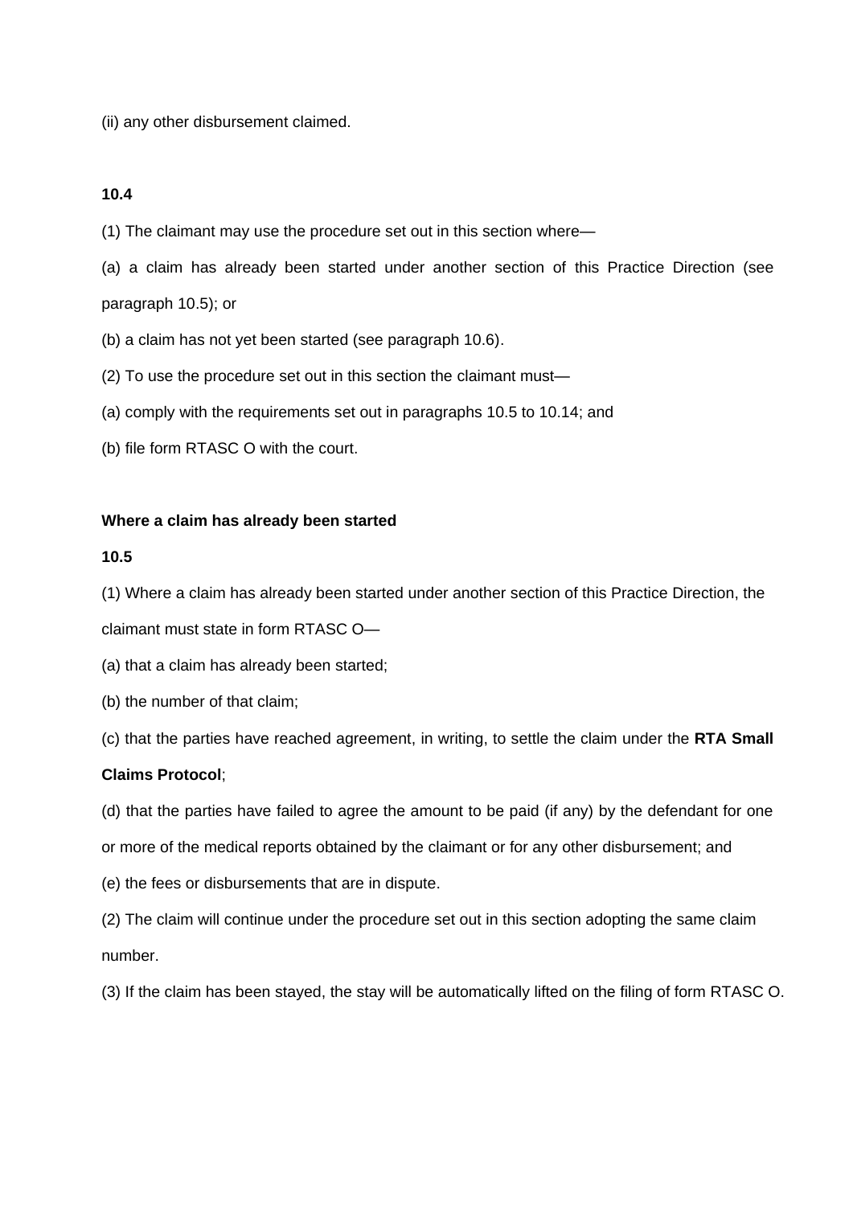(ii) any other disbursement claimed.

**10.4**

(1) The claimant may use the procedure set out in this section where—

(a) a claim has already been started under another section of this Practice Direction (see paragraph 10.5); or

(b) a claim has not yet been started (see paragraph 10.6).

(2) To use the procedure set out in this section the claimant must—

(a) comply with the requirements set out in paragraphs 10.5 to 10.14; and

(b) file form RTASC O with the court.

**Where a claim has already been started**

**10.5**

(1) Where a claim has already been started under another section of this Practice Direction, the claimant must state in form RTASC O—

(a) that a claim has already been started;

(b) the number of that claim;

(c) that the parties have reached agreement, in writing, to settle the claim under the **RTA Small Claims Protocol**;

(d) that the parties have failed to agree the amount to be paid (if any) by the defendant for one or more of the medical reports obtained by the claimant or for any other disbursement; and

(e) the fees or disbursements that are in dispute.

(2) The claim will continue under the procedure set out in this section adopting the same claim number.

(3) If the claim has been stayed, the stay will be automatically lifted on the filing of form RTASC O.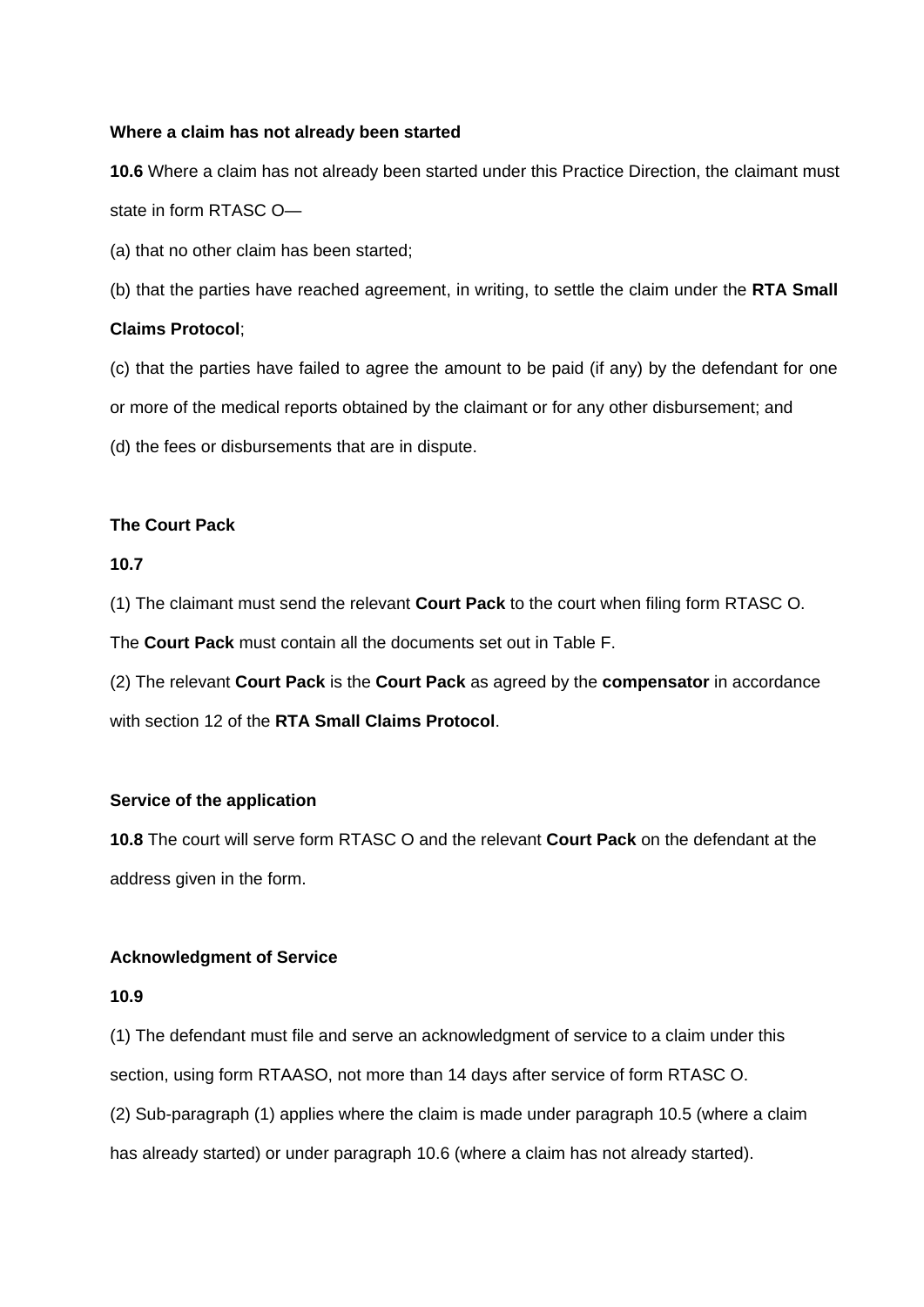**Where a claim has not already been started**

**10.6** Where a claim has not already been started under this Practice Direction, the claimant must state in form RTASC O—

(a) that no other claim has been started;

(b) that the parties have reached agreement, in writing, to settle the claim under the **RTA Small Claims Protocol**;

(c) that the parties have failed to agree the amount to be paid (if any) by the defendant for one or more of the medical reports obtained by the claimant or for any other disbursement; and

(d) the fees or disbursements that are in dispute.

**The Court Pack**

**10.7**

(1) The claimant must send the relevant **Court Pack** to the court when filing form RTASC O. The **Court Pack** must contain all the documents set out in Table F.

(2) The relevant **Court Pack** is the **Court Pack** as agreed by the **compensator** in accordance with section 12 of the **RTA Small Claims Protocol**.

**Service of the application**

**10.8** The court will serve form RTASC O and the relevant **Court Pack** on the defendant at the address given in the form.

**Acknowledgment of Service**

**10.9**

(1) The defendant must file and serve an acknowledgment of service to a claim under this section, using form RTAASO, not more than 14 days after service of form RTASC O.

(2) Sub-paragraph (1) applies where the claim is made under paragraph 10.5 (where a claim has already started) or under paragraph 10.6 (where a claim has not already started).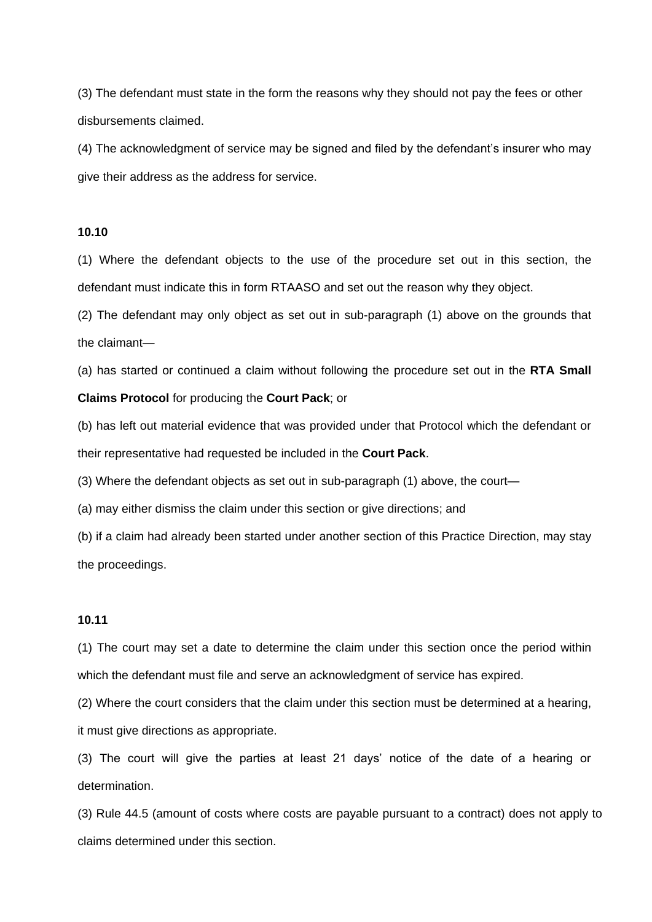(3) The defendant must state in the form the reasons why they should not pay the fees or other disbursements claimed.

(4) The acknowledgment of service may be signed and filed by the defendant's insurer who may give their address as the address for service.

**10.10**

(1) Where the defendant objects to the use of the procedure set out in this section, the defendant must indicate this in form RTAASO and set out the reason why they object.

(2) The defendant may only object as set out in sub-paragraph (1) above on the grounds that the claimant—

(a) has started or continued a claim without following the procedure set out in the **RTA Small Claims Protocol** for producing the **Court Pack**; or

(b) has left out material evidence that was provided under that Protocol which the defendant or their representative had requested be included in the **Court Pack**.

(3) Where the defendant objects as set out in sub-paragraph (1) above, the court—

(a) may either dismiss the claim under this section or give directions; and

(b) if a claim had already been started under another section of this Practice Direction, may stay the proceedings.

**10.11**

(1) The court may set a date to determine the claim under this section once the period within which the defendant must file and serve an acknowledgment of service has expired.

(2) Where the court considers that the claim under this section must be determined at a hearing, it must give directions as appropriate.

(3) The court will give the parties at least 21 days' notice of the date of a hearing or determination.

(3) Rule 44.5 (amount of costs where costs are payable pursuant to a contract) does not apply to claims determined under this section.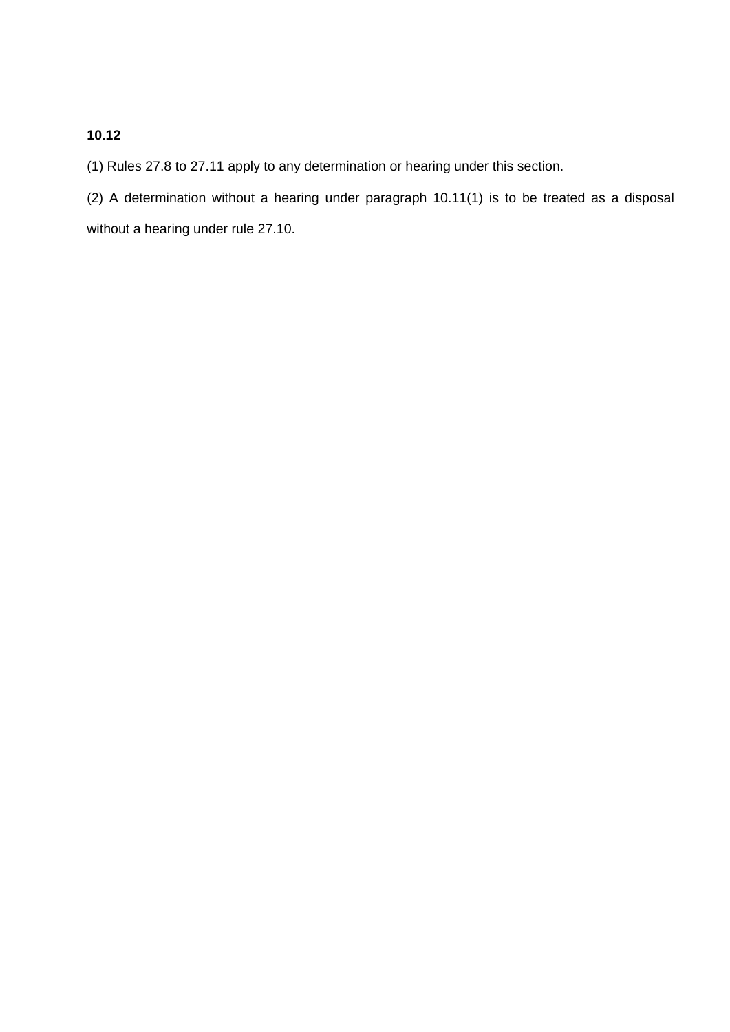**10.12**

(1) Rules 27.8 to 27.11 apply to any determination or hearing under this section.

(2) A determination without a hearing under paragraph 10.11(1) is to be treated as a disposal without a hearing under rule 27.10.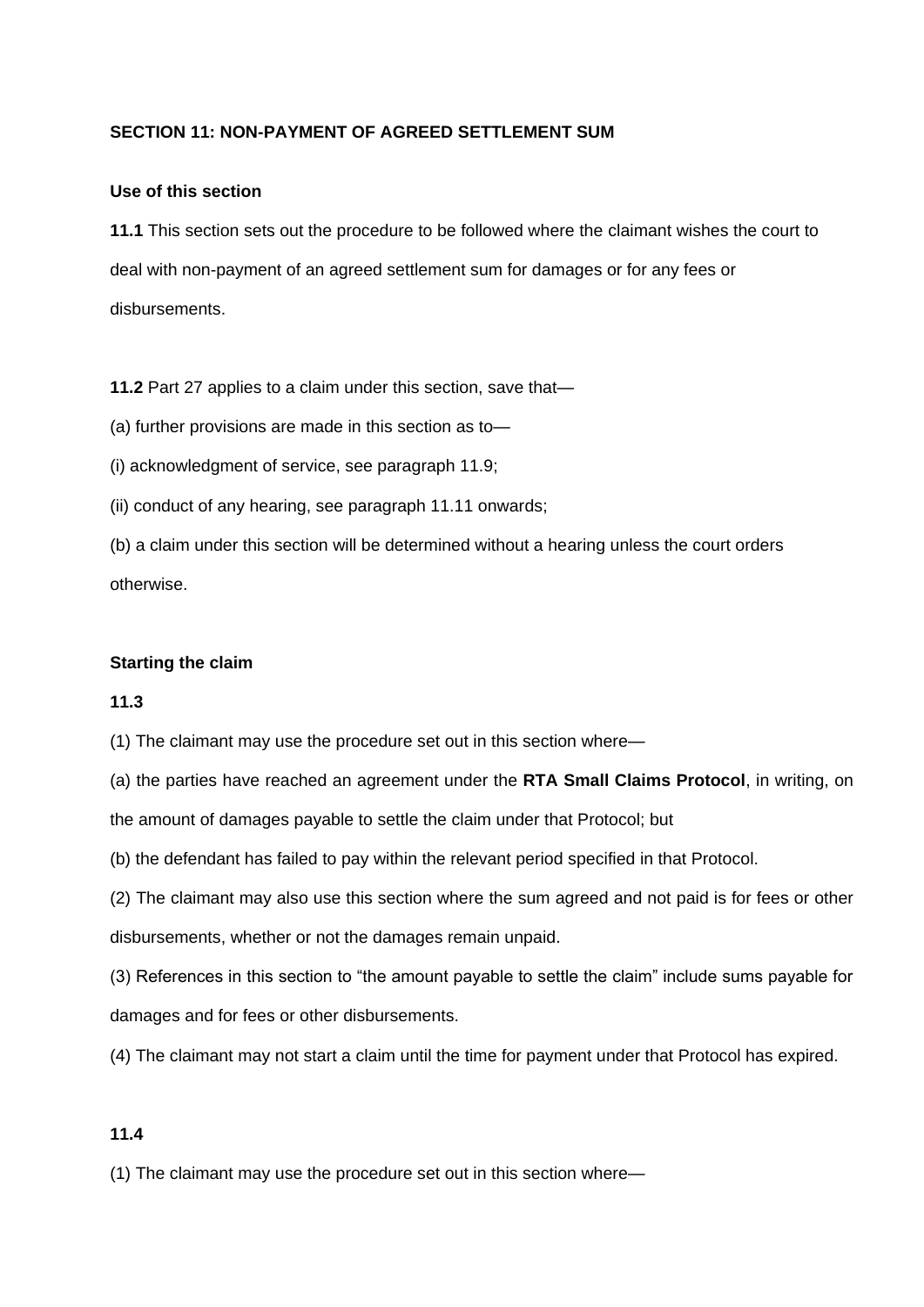**SECTION 11: NON-PAYMENT OF AGREED SETTLEMENT SUM**

**Use of this section**

**11.1** This section sets out the procedure to be followed where the claimant wishes the court to deal with non-payment of an agreed settlement sum for damages or for any fees or disbursements.

**11.2** Part 27 applies to a claim under this section, save that—

(a) further provisions are made in this section as to—

(i) acknowledgment of service, see paragraph 11.9;

(ii) conduct of any hearing, see paragraph 11.11 onwards;

(b) a claim under this section will be determined without a hearing unless the court orders otherwise.

**Starting the claim**

**11.3**

(1) The claimant may use the procedure set out in this section where—

(a) the parties have reached an agreement under the **RTA Small Claims Protocol**, in writing, on the amount of damages payable to settle the claim under that Protocol; but

(b) the defendant has failed to pay within the relevant period specified in that Protocol.

(2) The claimant may also use this section where the sum agreed and not paid is for fees or other disbursements, whether or not the damages remain unpaid.

(3) References in this section to "the amount payable to settle the claim" include sums payable for damages and for fees or other disbursements.

(4) The claimant may not start a claim until the time for payment under that Protocol has expired.

**11.4**

(1) The claimant may use the procedure set out in this section where—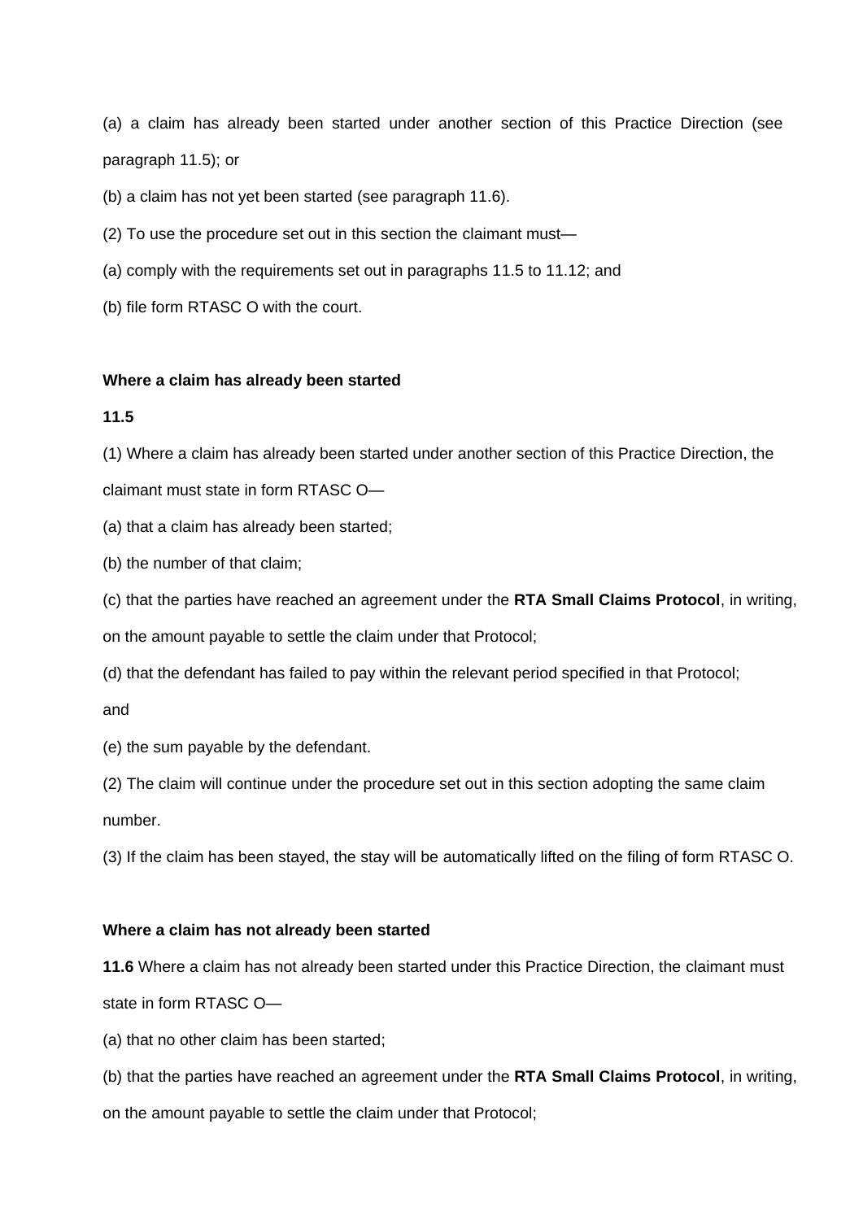(a) a claim has already been started under another section of this Practice Direction (see paragraph 11.5); or

(b) a claim has not yet been started (see paragraph 11.6).

(2) To use the procedure set out in this section the claimant must—

(a) comply with the requirements set out in paragraphs 11.5 to 11.12; and

(b) file form RTASC O with the court.

**Where a claim has already been started**

**11.5**

(1) Where a claim has already been started under another section of this Practice Direction, the claimant must state in form RTASC O—

(a) that a claim has already been started;

(b) the number of that claim;

(c) that the parties have reached an agreement under the **RTA Small Claims Protocol**, in writing, on the amount payable to settle the claim under that Protocol;

(d) that the defendant has failed to pay within the relevant period specified in that Protocol; and

(e) the sum payable by the defendant.

(2) The claim will continue under the procedure set out in this section adopting the same claim number.

(3) If the claim has been stayed, the stay will be automatically lifted on the filing of form RTASC O.

**Where a claim has not already been started**

**11.6** Where a claim has not already been started under this Practice Direction, the claimant must state in form RTASC O—

(a) that no other claim has been started;

(b) that the parties have reached an agreement under the **RTA Small Claims Protocol**, in writing, on the amount payable to settle the claim under that Protocol;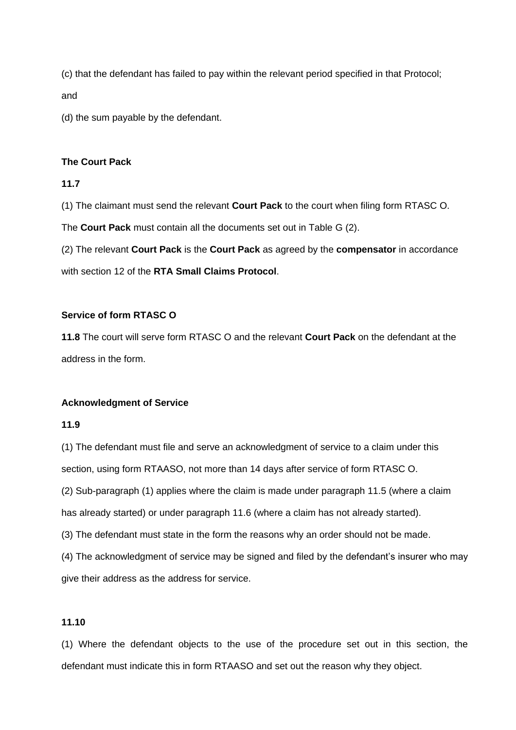(c) that the defendant has failed to pay within the relevant period specified in that Protocol;

and

(d) the sum payable by the defendant.

**The Court Pack**

**11.7**

(1) The claimant must send the relevant **Court Pack** to the court when filing form RTASC O. The **Court Pack** must contain all the documents set out in Table G (2).

(2) The relevant **Court Pack** is the **Court Pack** as agreed by the **compensator** in accordance with section 12 of the **RTA Small Claims Protocol**.

**Service of form RTASC O**

**11.8** The court will serve form RTASC O and the relevant **Court Pack** on the defendant at the address in the form.

**Acknowledgment of Service**

**11.9**

(1) The defendant must file and serve an acknowledgment of service to a claim under this section, using form RTAASO, not more than 14 days after service of form RTASC O.

(2) Sub-paragraph (1) applies where the claim is made under paragraph 11.5 (where a claim has already started) or under paragraph 11.6 (where a claim has not already started).

(3) The defendant must state in the form the reasons why an order should not be made.

(4) The acknowledgment of service may be signed and filed by the defendant's insurer who may give their address as the address for service.

**11.10**

(1) Where the defendant objects to the use of the procedure set out in this section, the defendant must indicate this in form RTAASO and set out the reason why they object.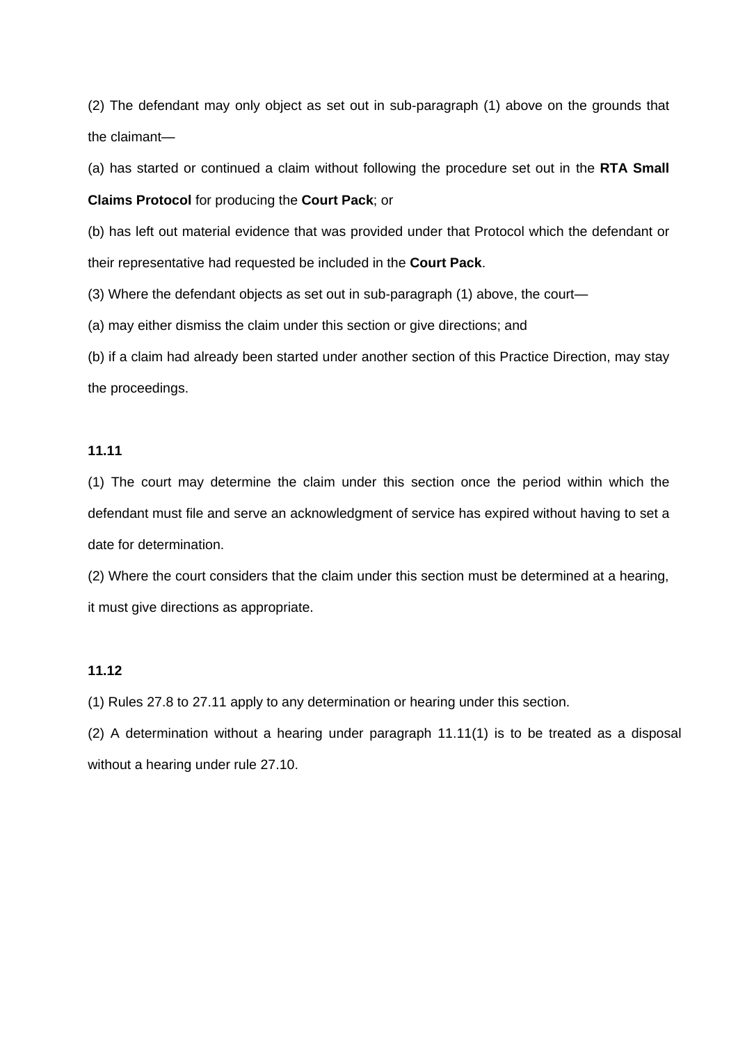(2) The defendant may only object as set out in sub-paragraph (1) above on the grounds that the claimant—

(a) has started or continued a claim without following the procedure set out in the **RTA Small Claims Protocol** for producing the **Court Pack**; or

(b) has left out material evidence that was provided under that Protocol which the defendant or their representative had requested be included in the **Court Pack**.

(3) Where the defendant objects as set out in sub-paragraph (1) above, the court—

(a) may either dismiss the claim under this section or give directions; and

(b) if a claim had already been started under another section of this Practice Direction, may stay the proceedings.

**11.11**

(1) The court may determine the claim under this section once the period within which the defendant must file and serve an acknowledgment of service has expired without having to set a date for determination.

(2) Where the court considers that the claim under this section must be determined at a hearing, it must give directions as appropriate.

**11.12**

(1) Rules 27.8 to 27.11 apply to any determination or hearing under this section.

(2) A determination without a hearing under paragraph 11.11(1) is to be treated as a disposal without a hearing under rule 27.10.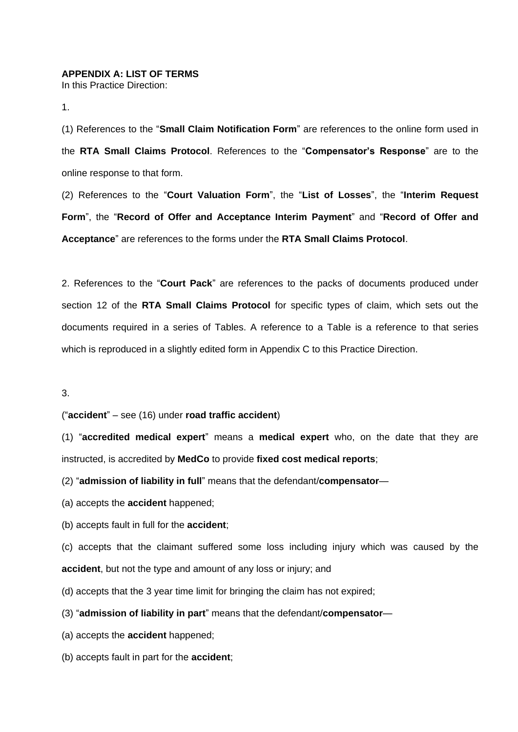**APPENDIX A: LIST OF TERMS**

In this Practice Direction:

1.

(1) References to the "**Small Claim Notification Form**" are references to the online form used in the **RTA Small Claims Protocol**. References to the "**Compensator's Response**" are to the online response to that form.

(2) References to the "**Court Valuation Form**", the "**List of Losses**", the "**Interim Request Form**", the "**Record of Offer and Acceptance Interim Payment**" and "**Record of Offer and Acceptance**" are references to the forms under the **RTA Small Claims Protocol**.

2. References to the "**Court Pack**" are references to the packs of documents produced under section 12 of the **RTA Small Claims Protocol** for specific types of claim, which sets out the documents required in a series of Tables. A reference to a Table is a reference to that series which is reproduced in a slightly edited form in Appendix C to this Practice Direction.

3.

("**accident**" – see (16) under **road traffic accident**)

(1) "**accredited medical expert**" means a **medical expert** who, on the date that they are instructed, is accredited by **MedCo** to provide **fixed cost medical reports**;

(2) "**admission of liability in full**" means that the defendant/**compensator**—

(a) accepts the **accident** happened;

(b) accepts fault in full for the **accident**;

(c) accepts that the claimant suffered some loss including injury which was caused by the **accident**, but not the type and amount of any loss or injury; and

(d) accepts that the 3 year time limit for bringing the claim has not expired;

(3) "**admission of liability in part**" means that the defendant/**compensator**—

(a) accepts the **accident** happened;

(b) accepts fault in part for the **accident**;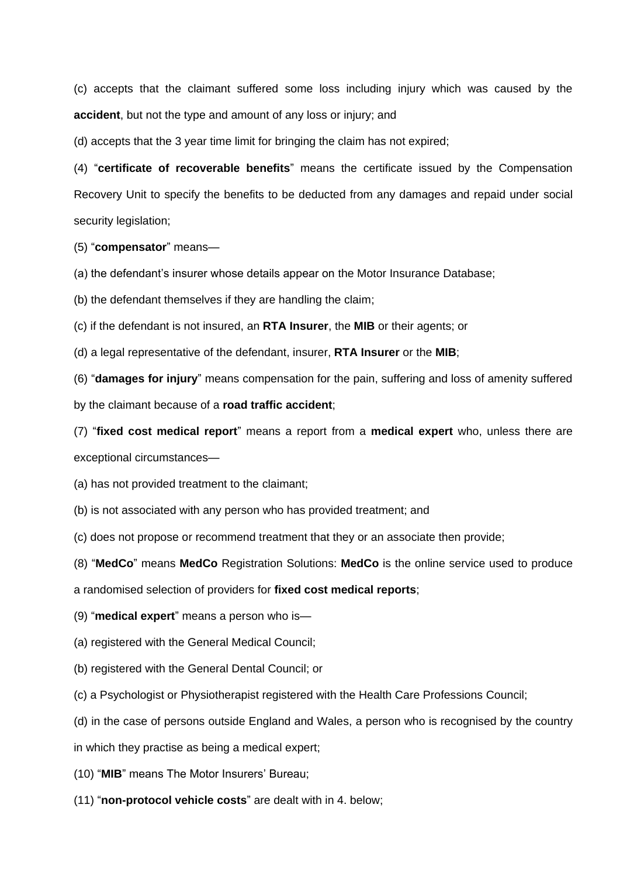(c) accepts that the claimant suffered some loss including injury which was caused by the **accident**, but not the type and amount of any loss or injury; and

(d) accepts that the 3 year time limit for bringing the claim has not expired;

(4) "**certificate of recoverable benefits**" means the certificate issued by the Compensation Recovery Unit to specify the benefits to be deducted from any damages and repaid under social security legislation;

(5) "**compensator**" means—

(a) the defendant's insurer whose details appear on the Motor Insurance Database;

(b) the defendant themselves if they are handling the claim;

(c) if the defendant is not insured, an **RTA Insurer**, the **MIB** or their agents; or

(d) a legal representative of the defendant, insurer, **RTA Insurer** or the **MIB**;

(6) "**damages for injury**" means compensation for the pain, suffering and loss of amenity suffered by the claimant because of a **road traffic accident**;

(7) "**fixed cost medical report**" means a report from a **medical expert** who, unless there are exceptional circumstances—

(a) has not provided treatment to the claimant;

(b) is not associated with any person who has provided treatment; and

(c) does not propose or recommend treatment that they or an associate then provide;

(8) "**MedCo**" means **MedCo** Registration Solutions: **MedCo** is the online service used to produce a randomised selection of providers for **fixed cost medical reports**;

(9) "**medical expert**" means a person who is—

(a) registered with the General Medical Council;

(b) registered with the General Dental Council; or

(c) a Psychologist or Physiotherapist registered with the Health Care Professions Council;

(d) in the case of persons outside England and Wales, a person who is recognised by the country in which they practise as being a medical expert;

(10) "**MIB**" means The Motor Insurers' Bureau;

(11) "**non-protocol vehicle costs**" are dealt with in 4. below;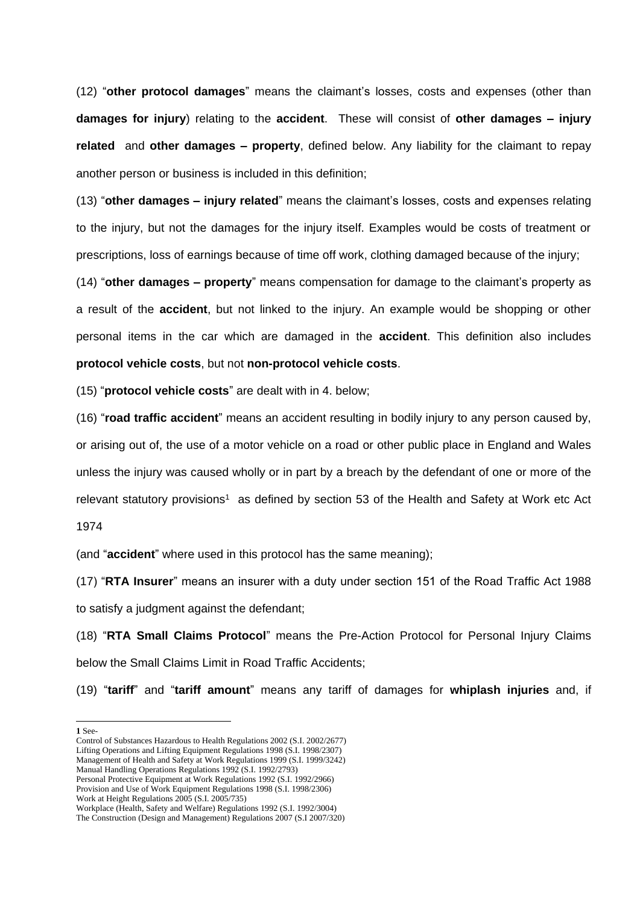(12) "**other protocol damages**" means the claimant's losses, costs and expenses (other than **damages for injury**) relating to the **accident**. These will consist of **other damages – injury related** and **other damages – property**, defined below. Any liability for the claimant to repay another person or business is included in this definition;

(13) "**other damages – injury related**" means the claimant's losses, costs and expenses relating to the injury, but not the damages for the injury itself. Examples would be costs of treatment or prescriptions, loss of earnings because of time off work, clothing damaged because of the injury;

(14) "**other damages – property**" means compensation for damage to the claimant's property as a result of the **accident**, but not linked to the injury. An example would be shopping or other personal items in the car which are damaged in the **accident**. This definition also includes **protocol vehicle costs**, but not **non-protocol vehicle costs**.

(15) "**protocol vehicle costs**" are dealt with in 4. below;

(16) "**road traffic accident**" means an accident resulting in bodily injury to any person caused by, or arising out of, the use of a motor vehicle on a road or other public place in England and Wales unless the injury was caused wholly or in part by a breach by the defendant of one or more of the relevant statutory provisions[1] as defined by section 53 of the Health and Safety at Work etc Act 1974

(and "**accident**" where used in this protocol has the same meaning);

(17) "**RTA Insurer**" means an insurer with a duty under section 151 of the Road Traffic Act 1988 to satisfy a judgment against the defendant;

(18) "**RTA Small Claims Protocol**" means the Pre-Action Protocol for Personal Injury Claims below the Small Claims Limit in Road Traffic Accidents;

(19) "**tariff**" and "**tariff amount**" means any tariff of damages for **whiplash injuries** and, if

---

**1** See-
Control of Substances Hazardous to Health Regulations 2002 (S.I. 2002/2677)
Lifting Operations and Lifting Equipment Regulations 1998 (S.I. 1998/2307)
Management of Health and Safety at Work Regulations 1999 (S.I. 1999/3242)
Manual Handling Operations Regulations 1992 (S.I. 1992/2793)
Personal Protective Equipment at Work Regulations 1992 (S.I. 1992/2966)
Provision and Use of Work Equipment Regulations 1998 (S.I. 1998/2306)
Work at Height Regulations 2005 (S.I. 2005/735)
Workplace (Health, Safety and Welfare) Regulations 1992 (S.I. 1992/3004)
The Construction (Design and Management) Regulations 2007 (S.I 2007/320)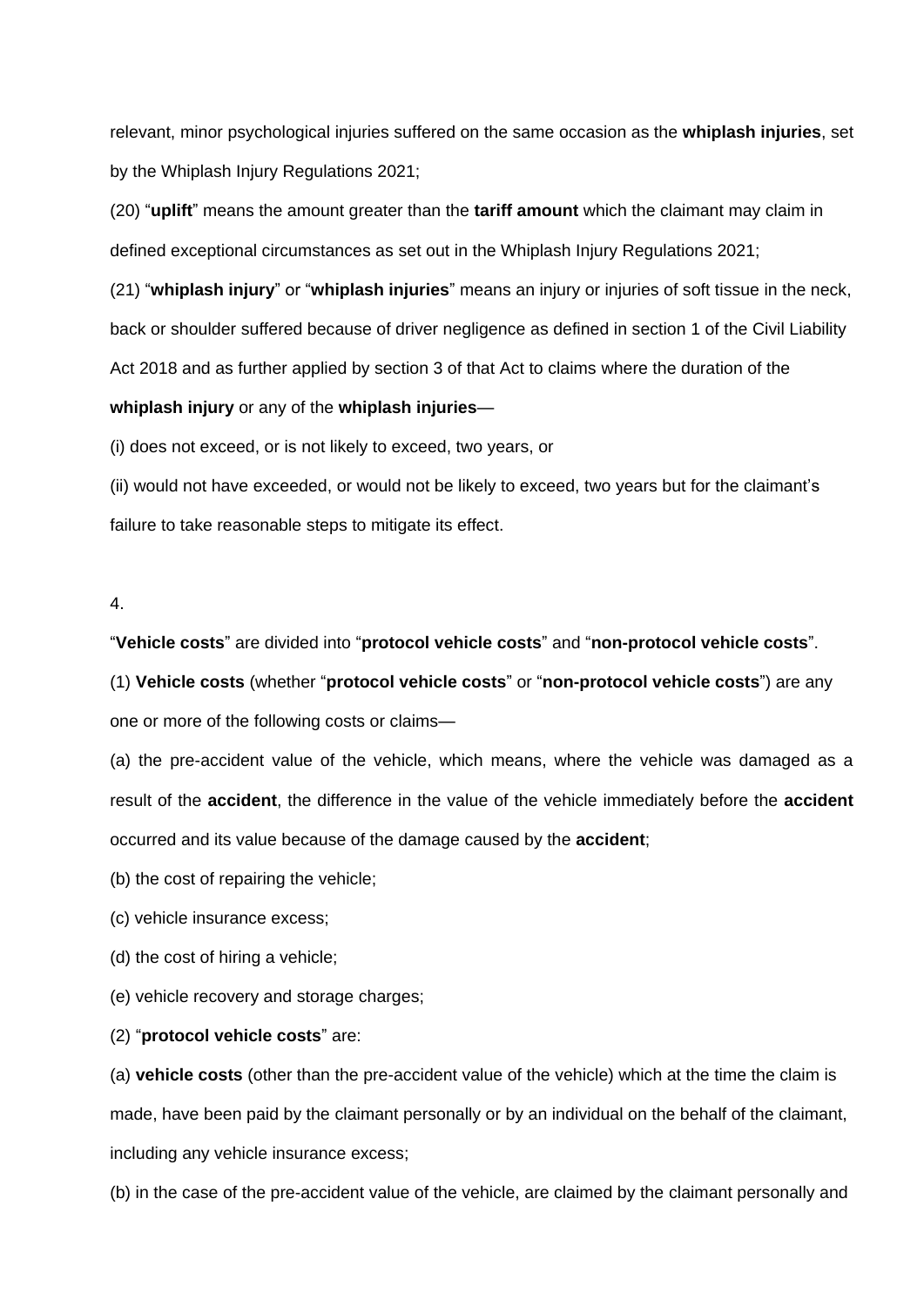relevant, minor psychological injuries suffered on the same occasion as the **whiplash injuries**, set by the Whiplash Injury Regulations 2021;

(20) "**uplift**" means the amount greater than the **tariff amount** which the claimant may claim in defined exceptional circumstances as set out in the Whiplash Injury Regulations 2021;

(21) "**whiplash injury**" or "**whiplash injuries**" means an injury or injuries of soft tissue in the neck, back or shoulder suffered because of driver negligence as defined in section 1 of the Civil Liability Act 2018 and as further applied by section 3 of that Act to claims where the duration of the **whiplash injury** or any of the **whiplash injuries**—

(i) does not exceed, or is not likely to exceed, two years, or

(ii) would not have exceeded, or would not be likely to exceed, two years but for the claimant's failure to take reasonable steps to mitigate its effect.

4.

"**Vehicle costs**" are divided into "**protocol vehicle costs**" and "**non-protocol vehicle costs**".

(1) **Vehicle costs** (whether "**protocol vehicle costs**" or "**non-protocol vehicle costs**") are any one or more of the following costs or claims—

(a) the pre-accident value of the vehicle, which means, where the vehicle was damaged as a result of the **accident**, the difference in the value of the vehicle immediately before the **accident** occurred and its value because of the damage caused by the **accident**;

(b) the cost of repairing the vehicle;

(c) vehicle insurance excess;

(d) the cost of hiring a vehicle;

(e) vehicle recovery and storage charges;

(2) "**protocol vehicle costs**" are:

(a) **vehicle costs** (other than the pre-accident value of the vehicle) which at the time the claim is made, have been paid by the claimant personally or by an individual on the behalf of the claimant, including any vehicle insurance excess;

(b) in the case of the pre-accident value of the vehicle, are claimed by the claimant personally and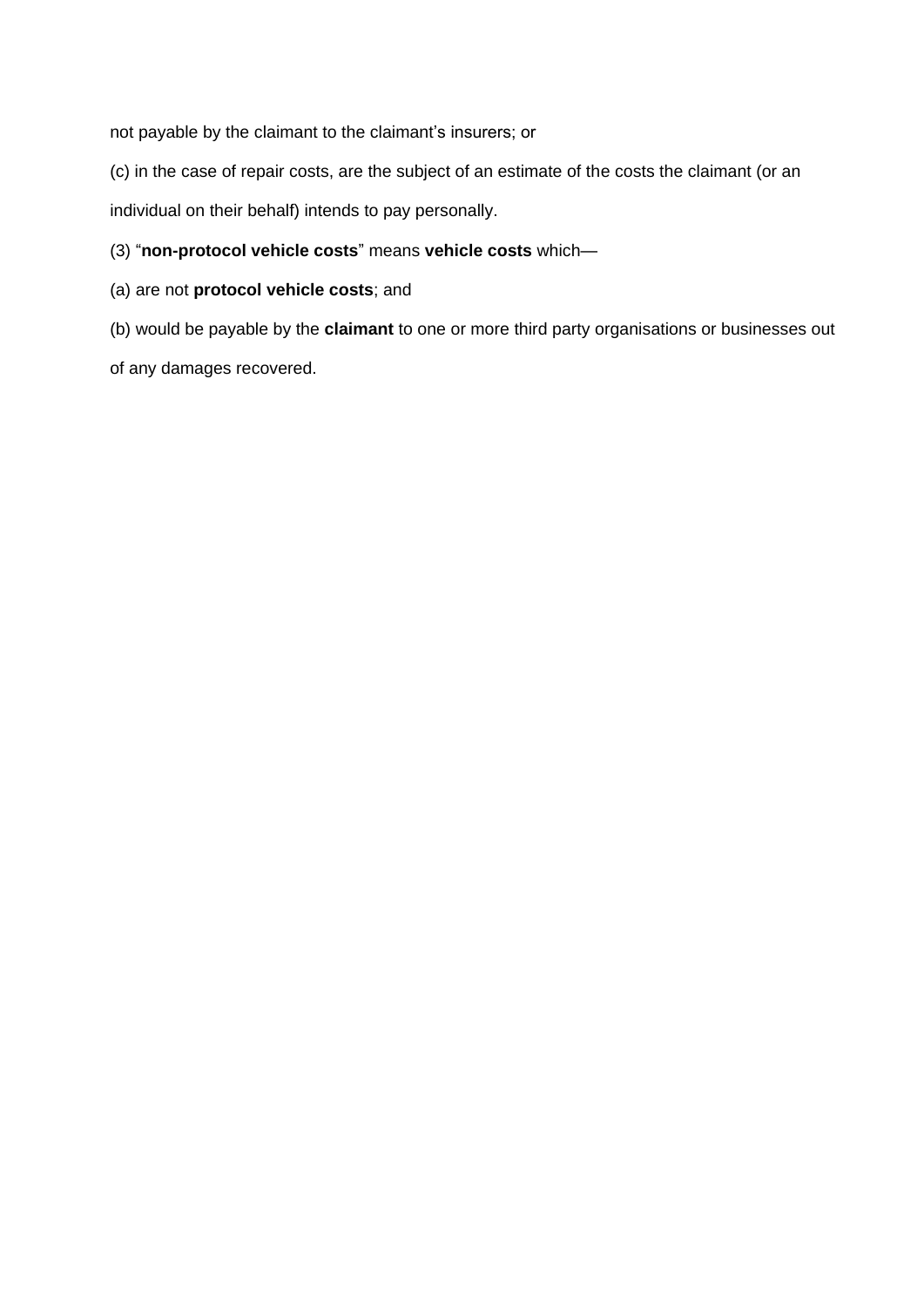not payable by the claimant to the claimant's insurers; or

(c) in the case of repair costs, are the subject of an estimate of the costs the claimant (or an individual on their behalf) intends to pay personally.

(3) "**non-protocol vehicle costs**" means **vehicle costs** which—

(a) are not **protocol vehicle costs**; and

(b) would be payable by the **claimant** to one or more third party organisations or businesses out of any damages recovered.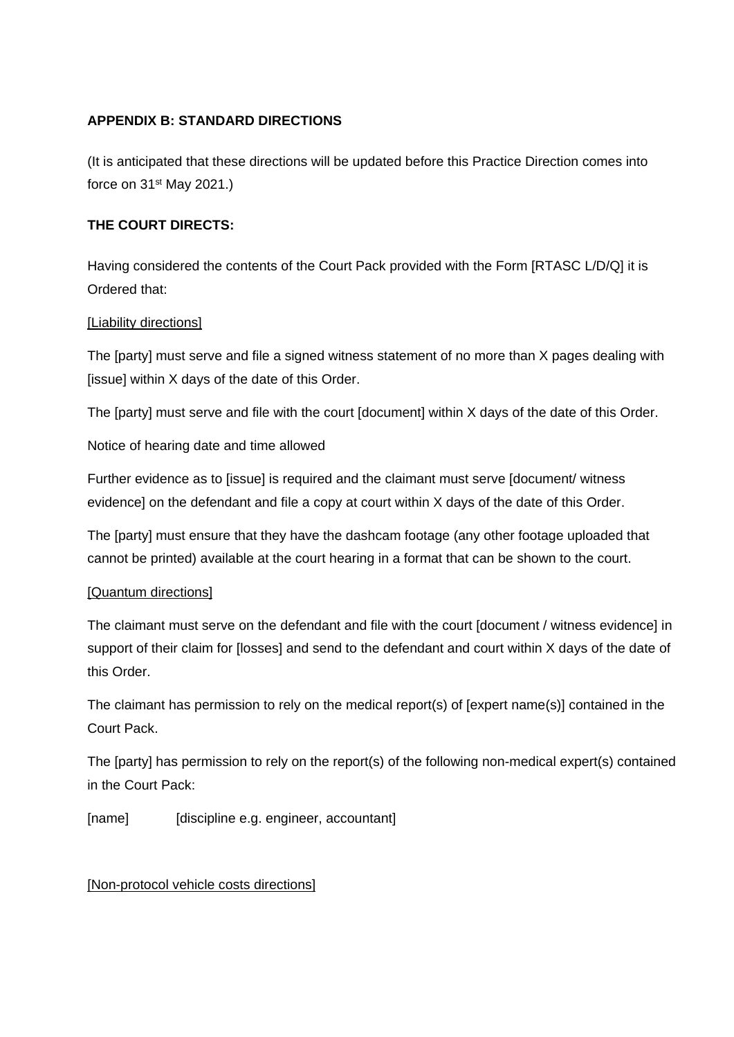**APPENDIX B: STANDARD DIRECTIONS**

(It is anticipated that these directions will be updated before this Practice Direction comes into force on 31st May 2021.)

**THE COURT DIRECTS:**

Having considered the contents of the Court Pack provided with the Form [RTASC L/D/Q] it is Ordered that:

[Liability directions]

The [party] must serve and file a signed witness statement of no more than X pages dealing with [issue] within X days of the date of this Order.

The [party] must serve and file with the court [document] within X days of the date of this Order.

Notice of hearing date and time allowed

Further evidence as to [issue] is required and the claimant must serve [document/ witness evidence] on the defendant and file a copy at court within X days of the date of this Order.

The [party] must ensure that they have the dashcam footage (any other footage uploaded that cannot be printed) available at the court hearing in a format that can be shown to the court.

[Quantum directions]

The claimant must serve on the defendant and file with the court [document / witness evidence] in support of their claim for [losses] and send to the defendant and court within X days of the date of this Order.

The claimant has permission to rely on the medical report(s) of [expert name(s)] contained in the Court Pack.

The [party] has permission to rely on the report(s) of the following non-medical expert(s) contained in the Court Pack:

[name]  [discipline e.g. engineer, accountant]

[Non-protocol vehicle costs directions]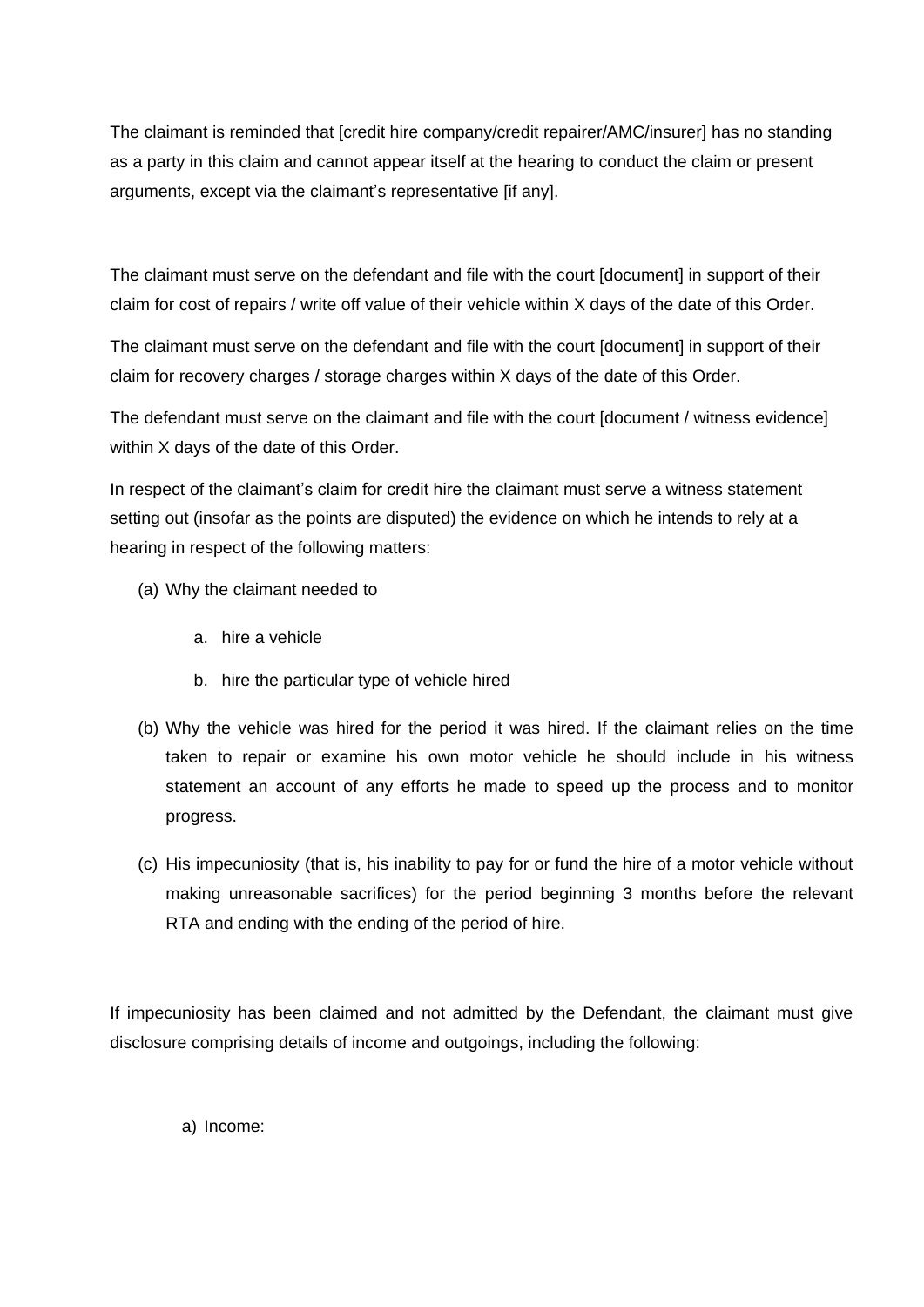The claimant is reminded that [credit hire company/credit repairer/AMC/insurer] has no standing as a party in this claim and cannot appear itself at the hearing to conduct the claim or present arguments, except via the claimant's representative [if any].

The claimant must serve on the defendant and file with the court [document] in support of their claim for cost of repairs / write off value of their vehicle within X days of the date of this Order.

The claimant must serve on the defendant and file with the court [document] in support of their claim for recovery charges / storage charges within X days of the date of this Order.

The defendant must serve on the claimant and file with the court [document / witness evidence] within X days of the date of this Order.

In respect of the claimant's claim for credit hire the claimant must serve a witness statement setting out (insofar as the points are disputed) the evidence on which he intends to rely at a hearing in respect of the following matters:

(a) Why the claimant needed to

   a. hire a vehicle

   b. hire the particular type of vehicle hired

(b) Why the vehicle was hired for the period it was hired. If the claimant relies on the time taken to repair or examine his own motor vehicle he should include in his witness statement an account of any efforts he made to speed up the process and to monitor progress.

(c) His impecuniosity (that is, his inability to pay for or fund the hire of a motor vehicle without making unreasonable sacrifices) for the period beginning 3 months before the relevant RTA and ending with the ending of the period of hire.

If impecuniosity has been claimed and not admitted by the Defendant, the claimant must give disclosure comprising details of income and outgoings, including the following:

a) Income: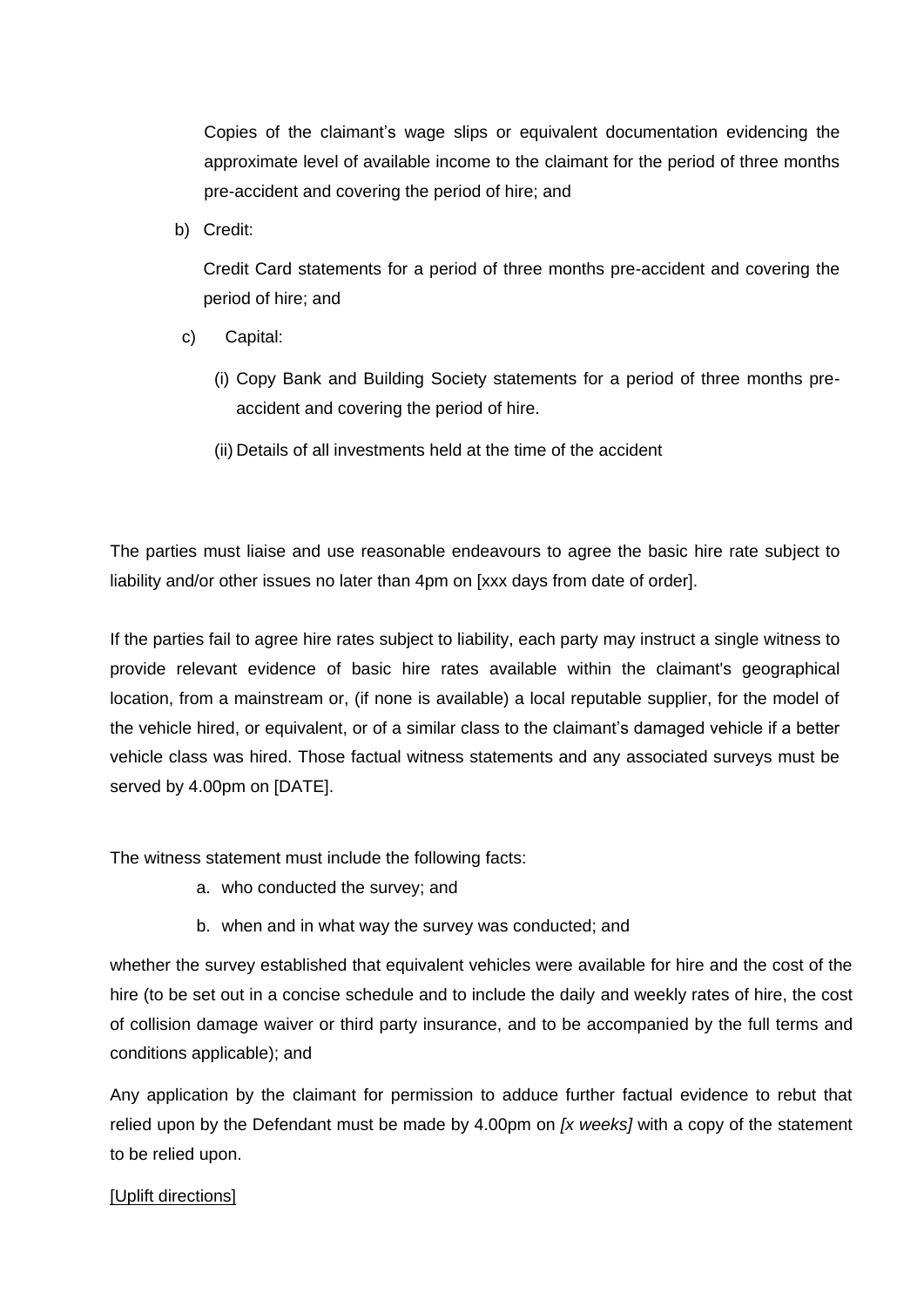Copies of the claimant's wage slips or equivalent documentation evidencing the approximate level of available income to the claimant for the period of three months pre-accident and covering the period of hire; and

b) Credit:

Credit Card statements for a period of three months pre-accident and covering the period of hire; and

c) Capital:

(i) Copy Bank and Building Society statements for a period of three months pre-accident and covering the period of hire.

(ii) Details of all investments held at the time of the accident

The parties must liaise and use reasonable endeavours to agree the basic hire rate subject to liability and/or other issues no later than 4pm on [xxx days from date of order].

If the parties fail to agree hire rates subject to liability, each party may instruct a single witness to provide relevant evidence of basic hire rates available within the claimant's geographical location, from a mainstream or, (if none is available) a local reputable supplier, for the model of the vehicle hired, or equivalent, or of a similar class to the claimant's damaged vehicle if a better vehicle class was hired. Those factual witness statements and any associated surveys must be served by 4.00pm on [DATE].

The witness statement must include the following facts:

a. who conducted the survey; and

b. when and in what way the survey was conducted; and

whether the survey established that equivalent vehicles were available for hire and the cost of the hire (to be set out in a concise schedule and to include the daily and weekly rates of hire, the cost of collision damage waiver or third party insurance, and to be accompanied by the full terms and conditions applicable); and

Any application by the claimant for permission to adduce further factual evidence to rebut that relied upon by the Defendant must be made by 4.00pm on *[x weeks]* with a copy of the statement to be relied upon.

<u>[Uplift directions]</u>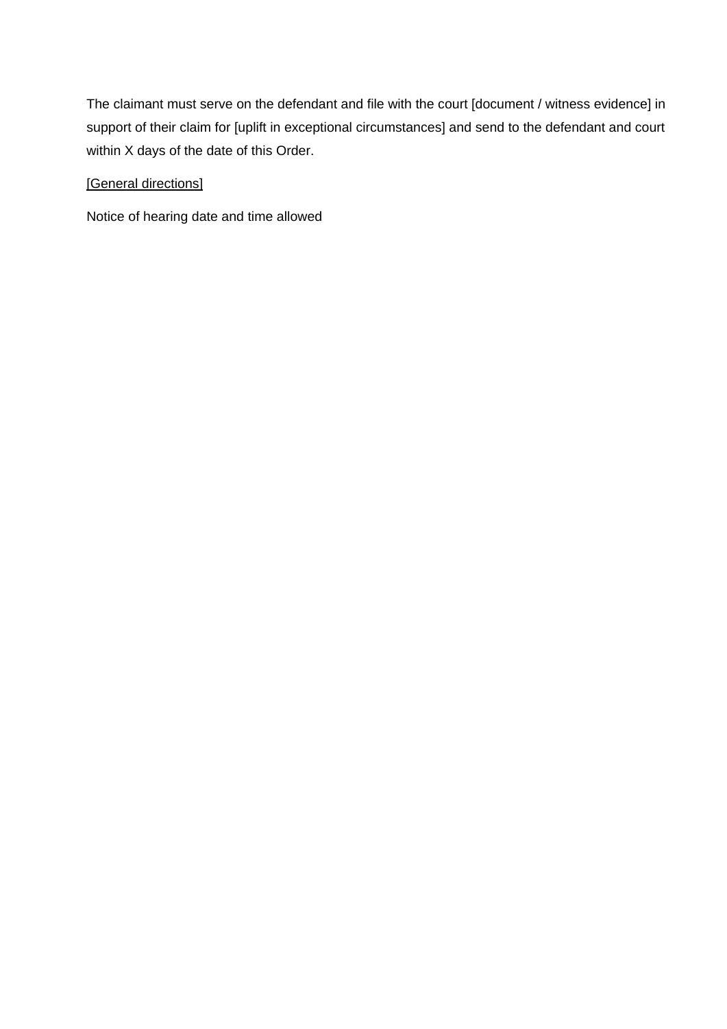The claimant must serve on the defendant and file with the court [document / witness evidence] in support of their claim for [uplift in exceptional circumstances] and send to the defendant and court within X days of the date of this Order.

<u>[General directions]</u>

Notice of hearing date and time allowed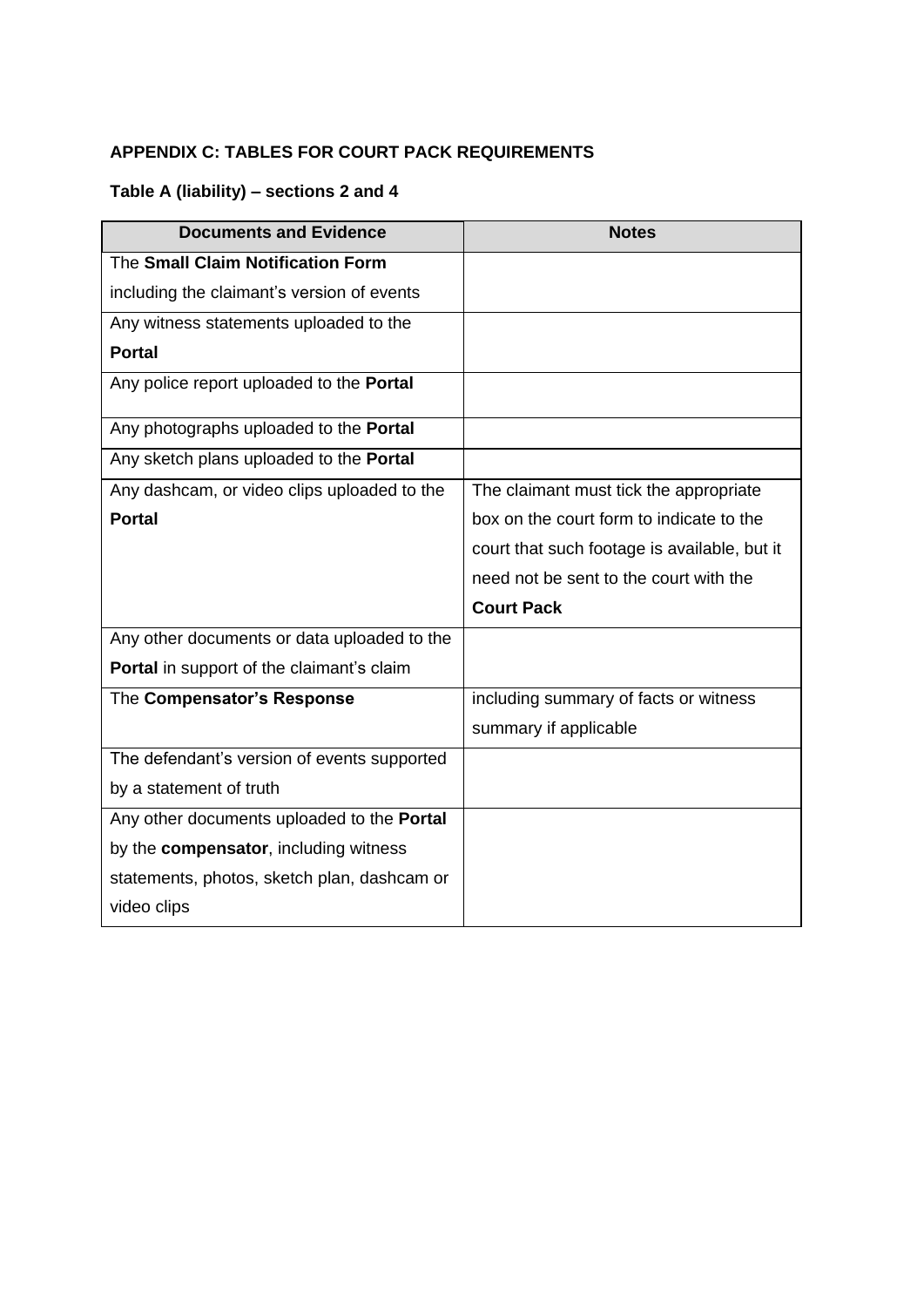**APPENDIX C: TABLES FOR COURT PACK REQUIREMENTS**

**Table A (liability) – sections 2 and 4**

| Documents and Evidence | Notes |
|---|---|
| The **Small Claim Notification Form** including the claimant's version of events | |
| Any witness statements uploaded to the **Portal** | |
| Any police report uploaded to the **Portal** | |
| Any photographs uploaded to the **Portal** | |
| Any sketch plans uploaded to the **Portal** | |
| Any dashcam, or video clips uploaded to the **Portal** | The claimant must tick the appropriate box on the court form to indicate to the court that such footage is available, but it need not be sent to the court with the **Court Pack** |
| Any other documents or data uploaded to the **Portal** in support of the claimant's claim | |
| The **Compensator's Response** | including summary of facts or witness summary if applicable |
| The defendant's version of events supported by a statement of truth | |
| Any other documents uploaded to the **Portal** by the **compensator**, including witness statements, photos, sketch plan, dashcam or video clips | |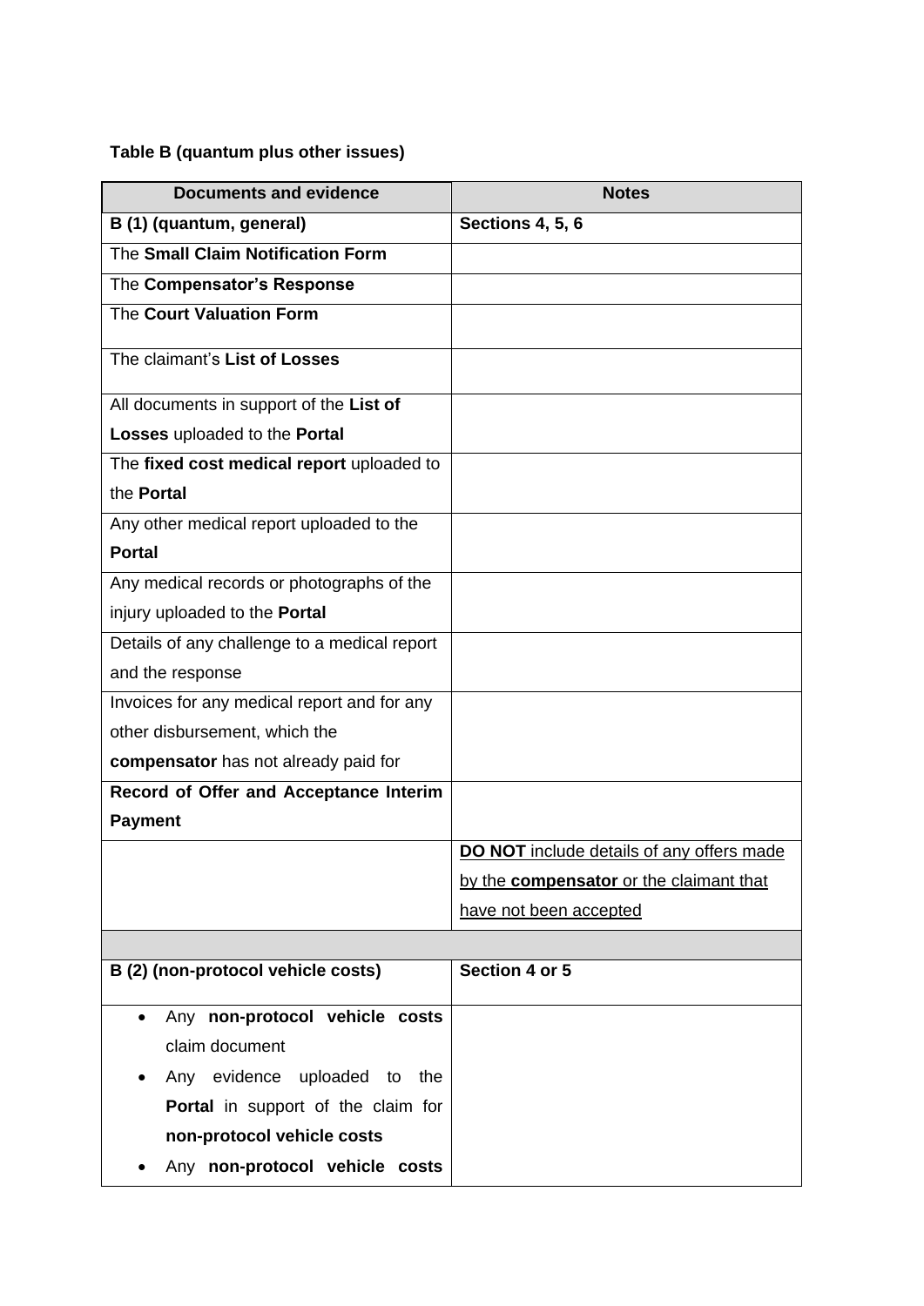**Table B (quantum plus other issues)**

| Documents and evidence | Notes |
|---|---|
| **B (1) (quantum, general)** | **Sections 4, 5, 6** |
| The **Small Claim Notification Form** | |
| The **Compensator's Response** | |
| The **Court Valuation Form** | |
| The claimant's **List of Losses** | |
| All documents in support of the **List of Losses** uploaded to the **Portal** | |
| The **fixed cost medical report** uploaded to the **Portal** | |
| Any other medical report uploaded to the **Portal** | |
| Any medical records or photographs of the injury uploaded to the **Portal** | |
| Details of any challenge to a medical report and the response | |
| Invoices for any medical report and for any other disbursement, which the **compensator** has not already paid for | |
| **Record of Offer and Acceptance Interim Payment** | |
| | <u>**DO NOT** include details of any offers made by the **compensator** or the claimant that have not been accepted</u> |
| | |
| **B (2) (non-protocol vehicle costs)** | **Section 4 or 5** |
| • Any **non-protocol vehicle costs** claim document<br>• Any evidence uploaded to the **Portal** in support of the claim for **non-protocol vehicle costs**<br>• Any **non-protocol vehicle costs** | |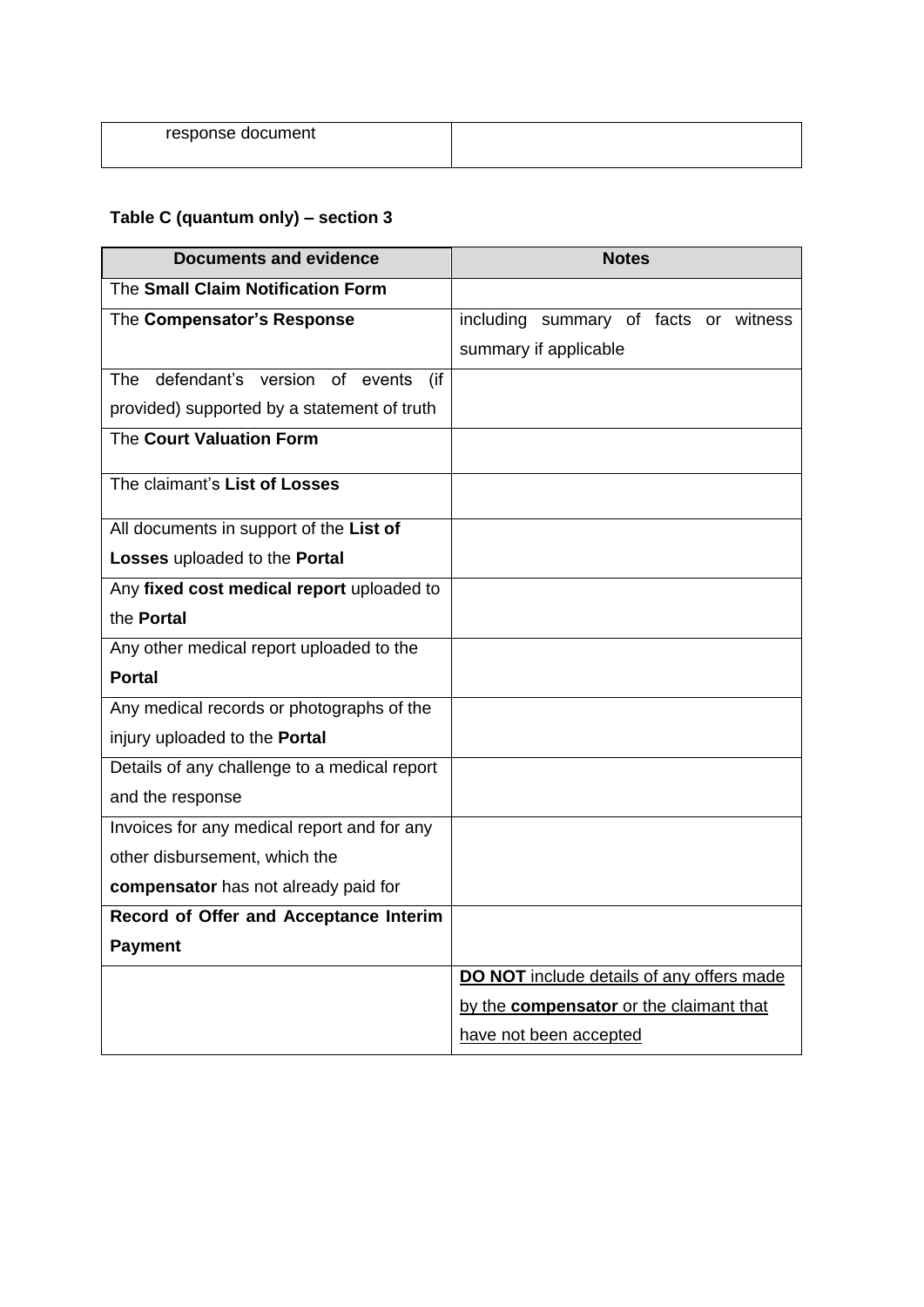| response document | |
|---|---|

**Table C (quantum only) – section 3**

| Documents and evidence | Notes |
|---|---|
| The **Small Claim Notification Form** | |
| The **Compensator's Response** | including summary of facts or witness summary if applicable |
| The defendant's version of events (if provided) supported by a statement of truth | |
| The **Court Valuation Form** | |
| The claimant's **List of Losses** | |
| All documents in support of the **List of Losses** uploaded to the **Portal** | |
| Any **fixed cost medical report** uploaded to the **Portal** | |
| Any other medical report uploaded to the **Portal** | |
| Any medical records or photographs of the injury uploaded to the **Portal** | |
| Details of any challenge to a medical report and the response | |
| Invoices for any medical report and for any other disbursement, which the **compensator** has not already paid for | |
| **Record of Offer and Acceptance Interim Payment** | |
| | <u>**DO NOT** include details of any offers made by the **compensator** or the claimant that have not been accepted</u> |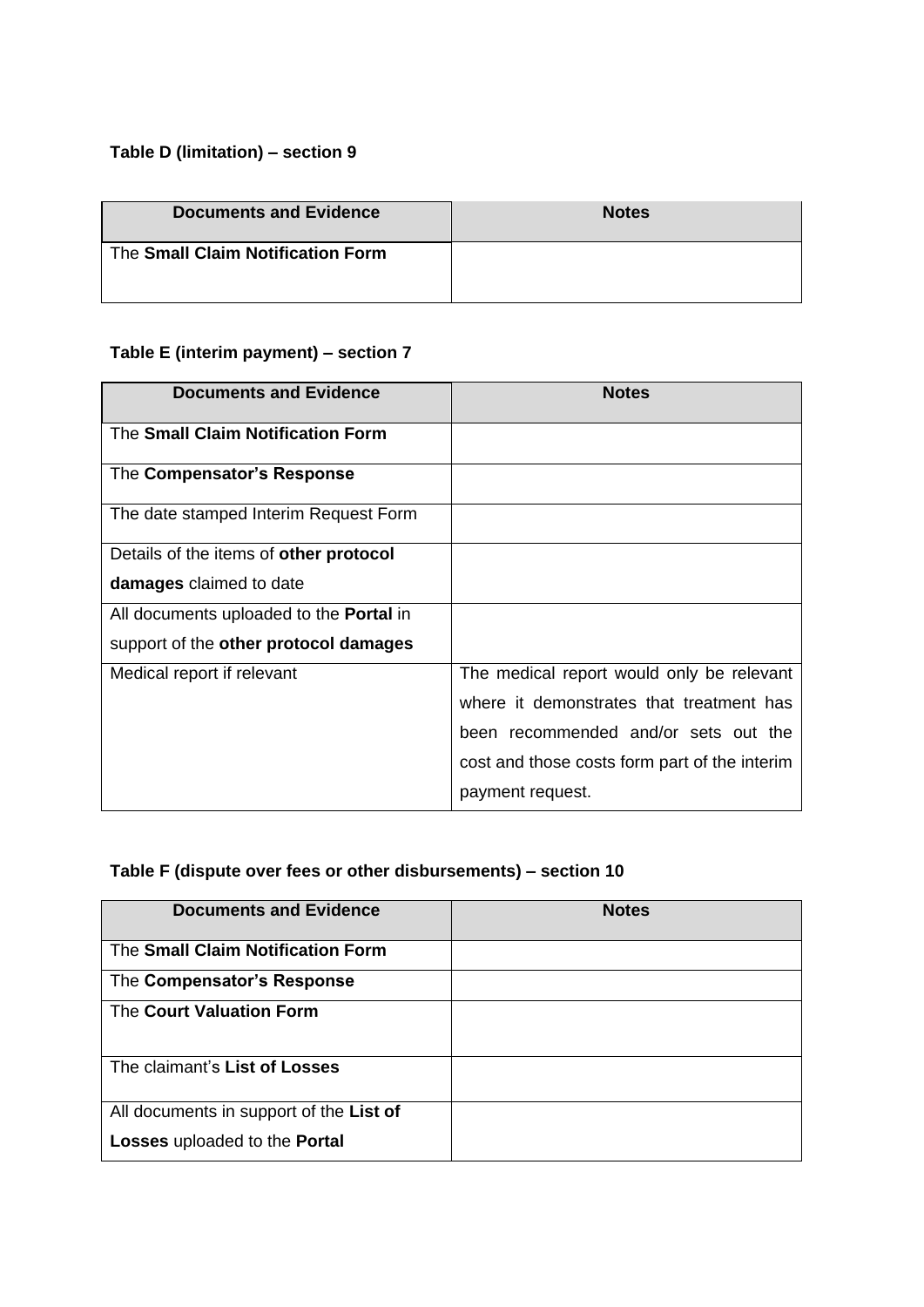**Table D (limitation) – section 9**

| Documents and Evidence | Notes |
|---|---|
| The **Small Claim Notification Form** | |

**Table E (interim payment) – section 7**

| Documents and Evidence | Notes |
|---|---|
| The **Small Claim Notification Form** | |
| The **Compensator's Response** | |
| The date stamped Interim Request Form | |
| Details of the items of **other protocol damages** claimed to date | |
| All documents uploaded to the **Portal** in support of the **other protocol damages** | |
| Medical report if relevant | The medical report would only be relevant where it demonstrates that treatment has been recommended and/or sets out the cost and those costs form part of the interim payment request. |

**Table F (dispute over fees or other disbursements) – section 10**

| Documents and Evidence | Notes |
|---|---|
| The **Small Claim Notification Form** | |
| The **Compensator's Response** | |
| The **Court Valuation Form** | |
| The claimant's **List of Losses** | |
| All documents in support of the **List of Losses** uploaded to the **Portal** | |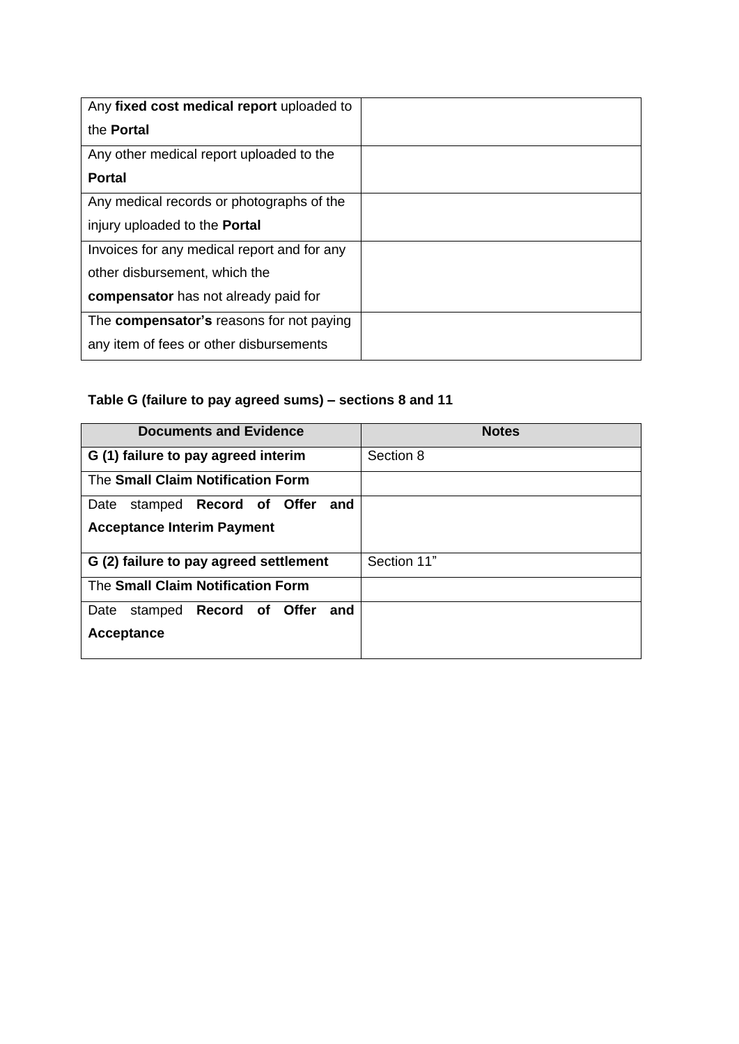| | |
|---|---|
| Any **fixed cost medical report** uploaded to the **Portal** | |
| Any other medical report uploaded to the **Portal** | |
| Any medical records or photographs of the injury uploaded to the **Portal** | |
| Invoices for any medical report and for any other disbursement, which the **compensator** has not already paid for | |
| The **compensator's** reasons for not paying any item of fees or other disbursements | |

**Table G (failure to pay agreed sums) – sections 8 and 11**

| Documents and Evidence | Notes |
|---|---|
| **G (1) failure to pay agreed interim** | Section 8 |
| The **Small Claim Notification Form** | |
| Date stamped **Record of Offer and Acceptance Interim Payment** | |
| **G (2) failure to pay agreed settlement** | Section 11" |
| The **Small Claim Notification Form** | |
| Date stamped **Record of Offer and Acceptance** | |